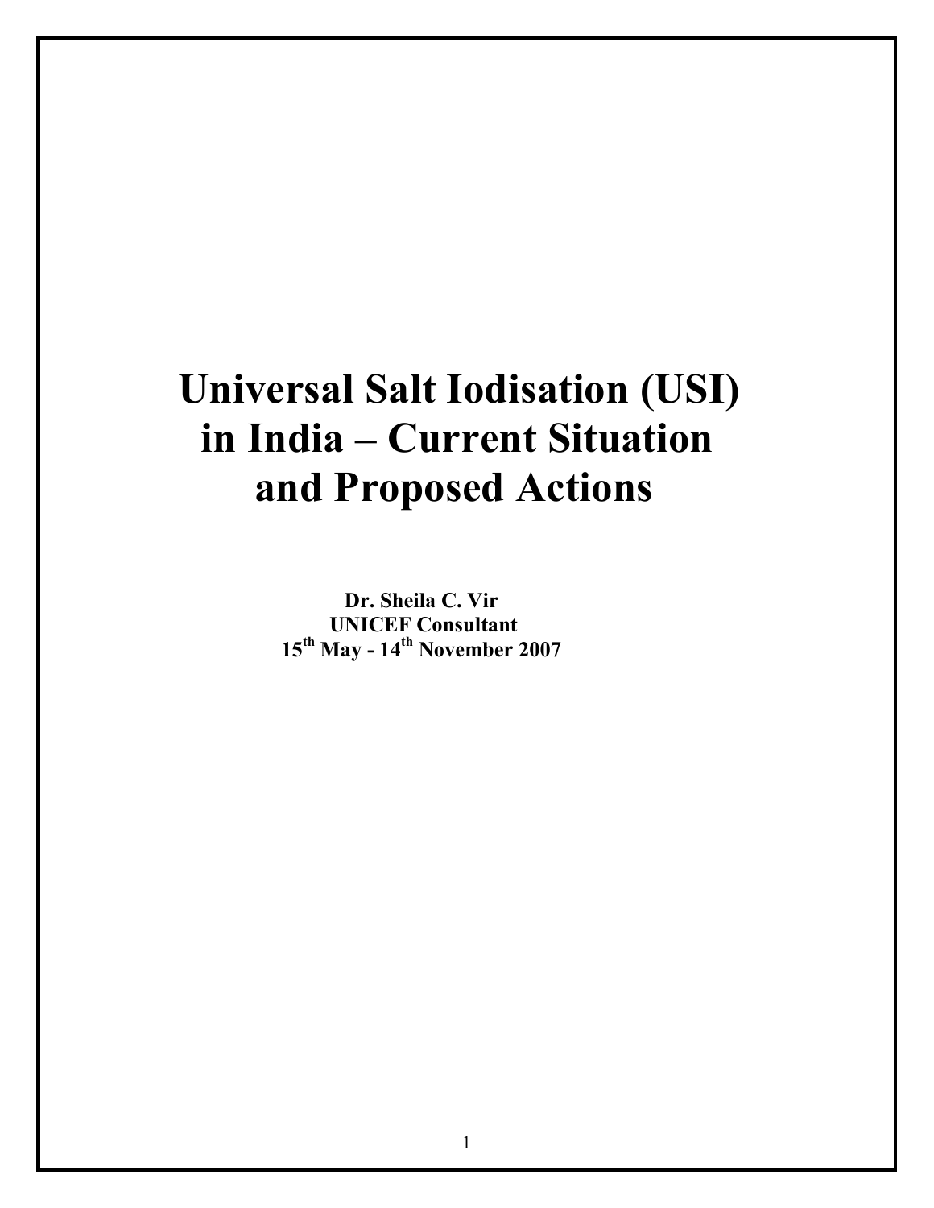# Universal Salt Iodisation (USI) in India – Current Situation and Proposed Actions

**Dr. Sheila C. Vir**
**UNICEF Consultant**
**15th May - 14th November 2007**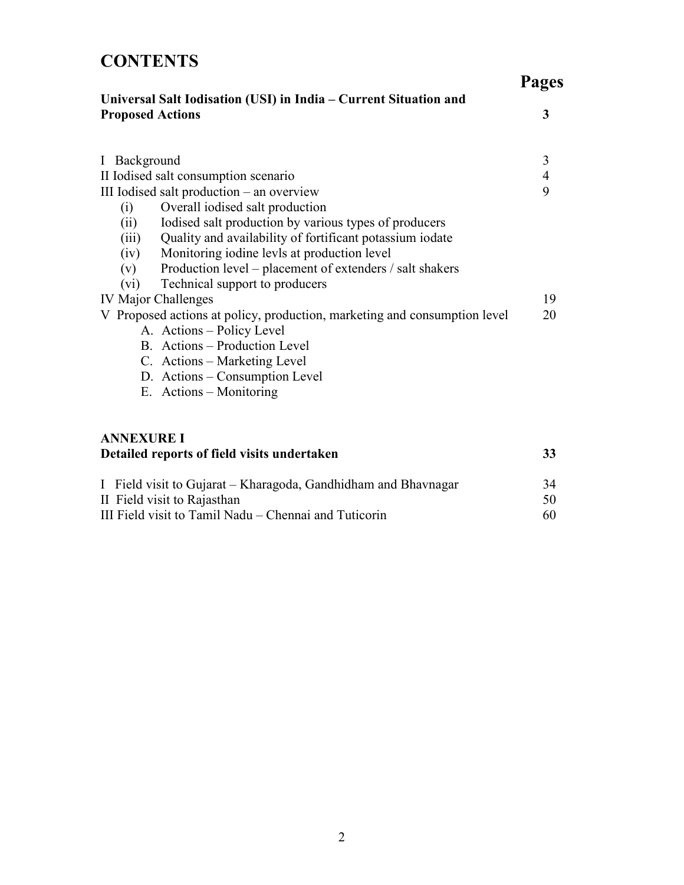# CONTENTS

| | Pages |
|---|---|
| **Universal Salt Iodisation (USI) in India – Current Situation and Proposed Actions** | **3** |
| I Background | 3 |
| II Iodised salt consumption scenario | 4 |
| III Iodised salt production – an overview | 9 |
| (i) Overall iodised salt production | |
| (ii) Iodised salt production by various types of producers | |
| (iii) Quality and availability of fortificant potassium iodate | |
| (iv) Monitoring iodine levls at production level | |
| (v) Production level – placement of extenders / salt shakers | |
| (vi) Technical support to producers | |
| IV Major Challenges | 19 |
| V Proposed actions at policy, production, marketing and consumption level | 20 |
| A. Actions – Policy Level | |
| B. Actions – Production Level | |
| C. Actions – Marketing Level | |
| D. Actions – Consumption Level | |
| E. Actions – Monitoring | |
| **ANNEXURE I** | |
| **Detailed reports of field visits undertaken** | **33** |
| I Field visit to Gujarat – Kharagoda, Gandhidham and Bhavnagar | 34 |
| II Field visit to Rajasthan | 50 |
| III Field visit to Tamil Nadu – Chennai and Tuticorin | 60 |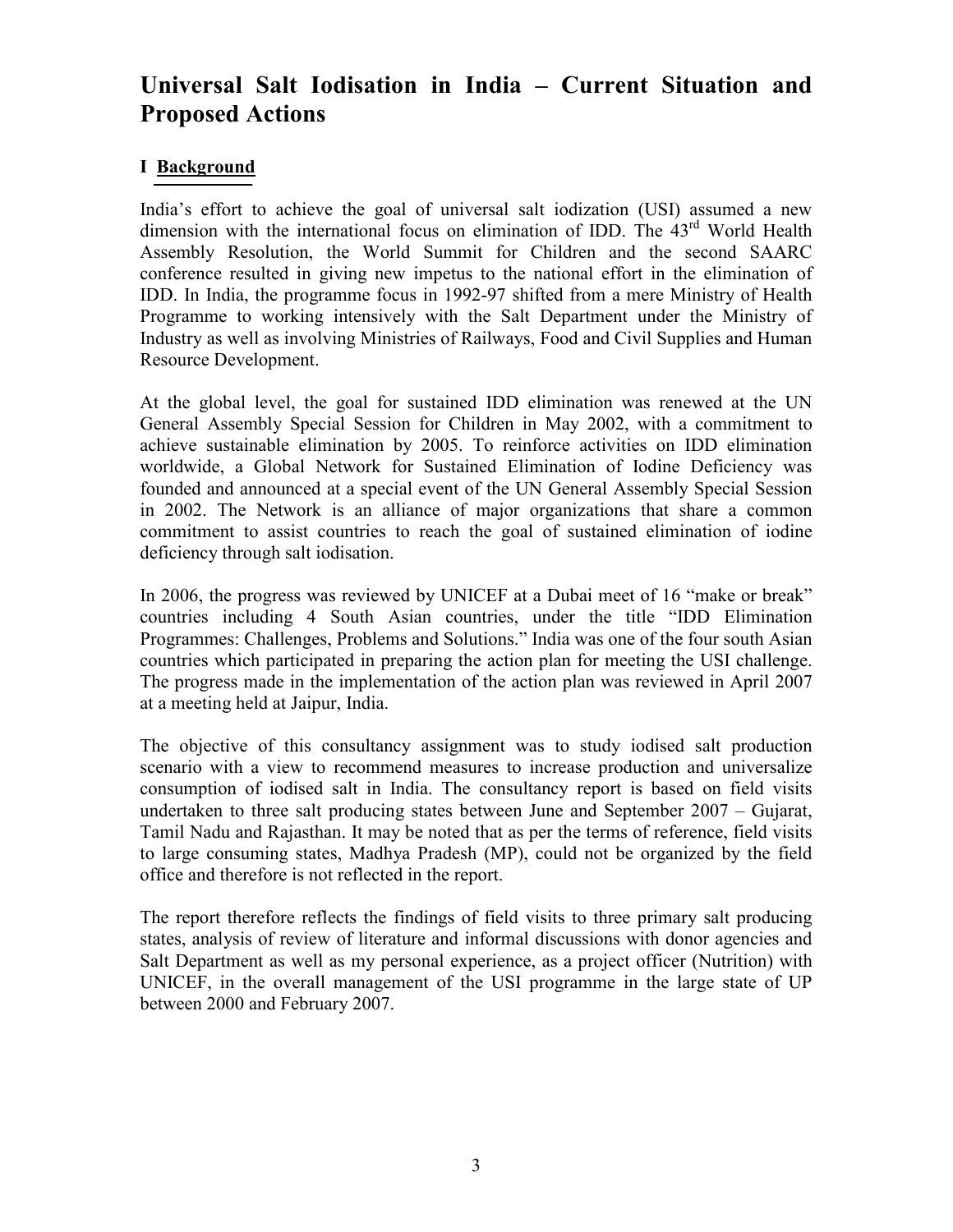# Universal Salt Iodisation in India – Current Situation and Proposed Actions

## I Background

India's effort to achieve the goal of universal salt iodization (USI) assumed a new dimension with the international focus on elimination of IDD. The 43rd World Health Assembly Resolution, the World Summit for Children and the second SAARC conference resulted in giving new impetus to the national effort in the elimination of IDD. In India, the programme focus in 1992-97 shifted from a mere Ministry of Health Programme to working intensively with the Salt Department under the Ministry of Industry as well as involving Ministries of Railways, Food and Civil Supplies and Human Resource Development.

At the global level, the goal for sustained IDD elimination was renewed at the UN General Assembly Special Session for Children in May 2002, with a commitment to achieve sustainable elimination by 2005. To reinforce activities on IDD elimination worldwide, a Global Network for Sustained Elimination of Iodine Deficiency was founded and announced at a special event of the UN General Assembly Special Session in 2002. The Network is an alliance of major organizations that share a common commitment to assist countries to reach the goal of sustained elimination of iodine deficiency through salt iodisation.

In 2006, the progress was reviewed by UNICEF at a Dubai meet of 16 "make or break" countries including 4 South Asian countries, under the title "IDD Elimination Programmes: Challenges, Problems and Solutions." India was one of the four south Asian countries which participated in preparing the action plan for meeting the USI challenge. The progress made in the implementation of the action plan was reviewed in April 2007 at a meeting held at Jaipur, India.

The objective of this consultancy assignment was to study iodised salt production scenario with a view to recommend measures to increase production and universalize consumption of iodised salt in India. The consultancy report is based on field visits undertaken to three salt producing states between June and September 2007 – Gujarat, Tamil Nadu and Rajasthan. It may be noted that as per the terms of reference, field visits to large consuming states, Madhya Pradesh (MP), could not be organized by the field office and therefore is not reflected in the report.

The report therefore reflects the findings of field visits to three primary salt producing states, analysis of review of literature and informal discussions with donor agencies and Salt Department as well as my personal experience, as a project officer (Nutrition) with UNICEF, in the overall management of the USI programme in the large state of UP between 2000 and February 2007.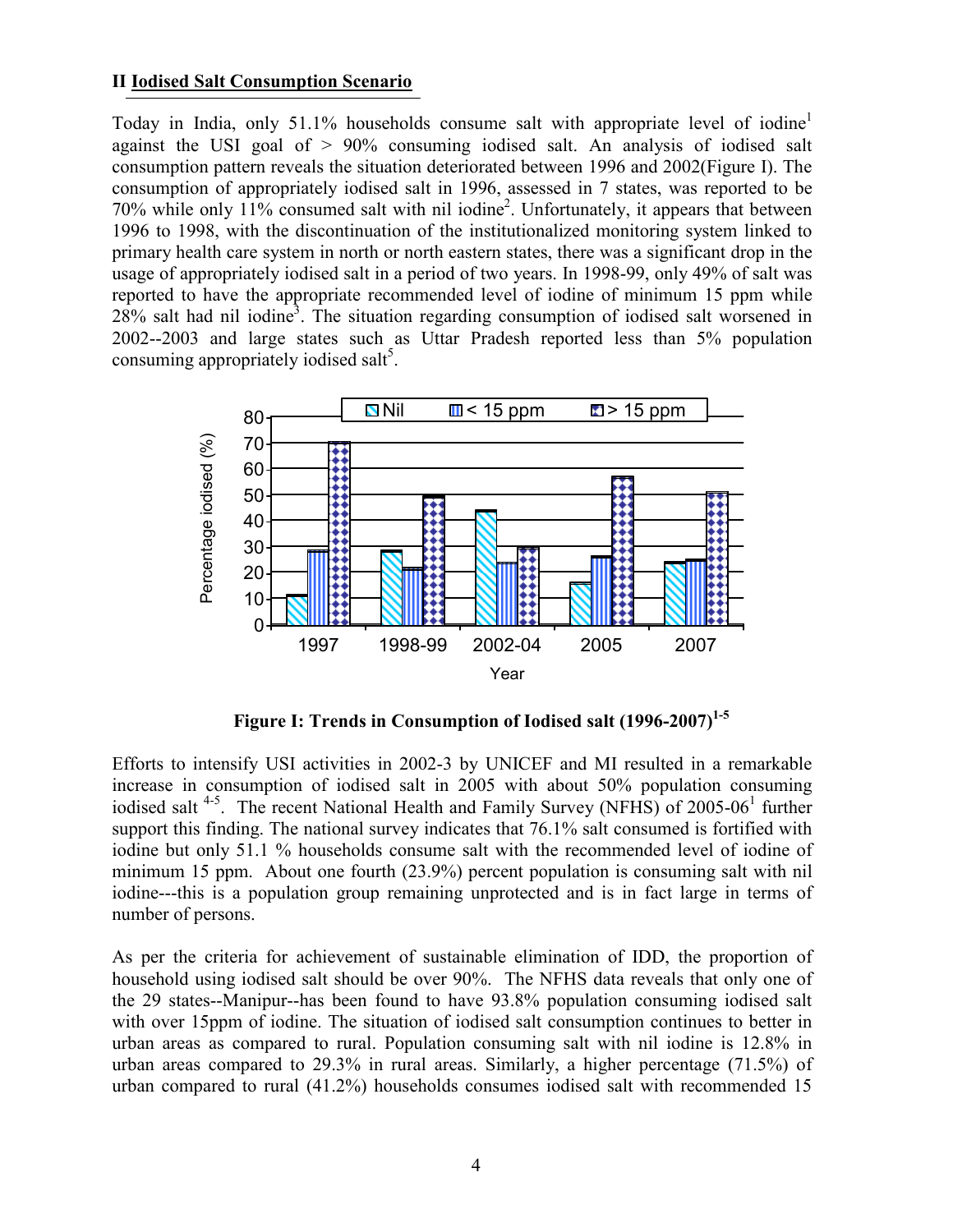## II Iodised Salt Consumption Scenario

Today in India, only 51.1% households consume salt with appropriate level of iodine[1] against the USI goal of > 90% consuming iodised salt. An analysis of iodised salt consumption pattern reveals the situation deteriorated between 1996 and 2002(Figure I). The consumption of appropriately iodised salt in 1996, assessed in 7 states, was reported to be 70% while only 11% consumed salt with nil iodine[2]. Unfortunately, it appears that between 1996 to 1998, with the discontinuation of the institutionalized monitoring system linked to primary health care system in north or north eastern states, there was a significant drop in the usage of appropriately iodised salt in a period of two years. In 1998-99, only 49% of salt was reported to have the appropriate recommended level of iodine of minimum 15 ppm while 28% salt had nil iodine[3]. The situation regarding consumption of iodised salt worsened in 2002--2003 and large states such as Uttar Pradesh reported less than 5% population consuming appropriately iodised salt[5].

**Figure I: Trends in Consumption of Iodised salt (1996-2007)[1-5]**

Efforts to intensify USI activities in 2002-3 by UNICEF and MI resulted in a remarkable increase in consumption of iodised salt in 2005 with about 50% population consuming iodised salt [4-5]. The recent National Health and Family Survey (NFHS) of 2005-06[1] further support this finding. The national survey indicates that 76.1% salt consumed is fortified with iodine but only 51.1 % households consume salt with the recommended level of iodine of minimum 15 ppm. About one fourth (23.9%) percent population is consuming salt with nil iodine---this is a population group remaining unprotected and is in fact large in terms of number of persons.

As per the criteria for achievement of sustainable elimination of IDD, the proportion of household using iodised salt should be over 90%. The NFHS data reveals that only one of the 29 states--Manipur--has been found to have 93.8% population consuming iodised salt with over 15ppm of iodine. The situation of iodised salt consumption continues to better in urban areas as compared to rural. Population consuming salt with nil iodine is 12.8% in urban areas compared to 29.3% in rural areas. Similarly, a higher percentage (71.5%) of urban compared to rural (41.2%) households consumes iodised salt with recommended 15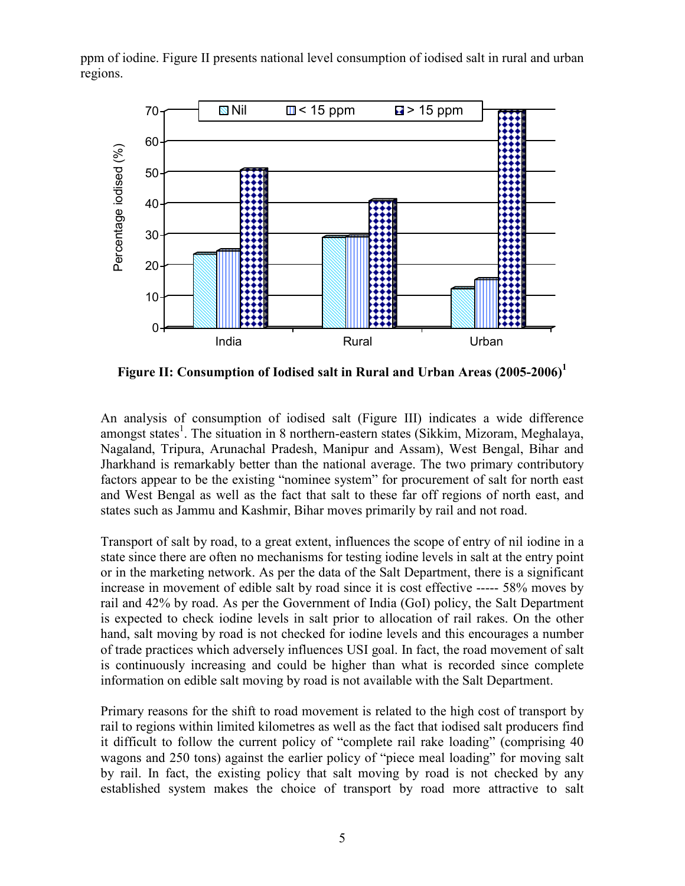ppm of iodine. Figure II presents national level consumption of iodised salt in rural and urban regions.

**Figure II: Consumption of Iodised salt in Rural and Urban Areas (2005-2006)[1]**

An analysis of consumption of iodised salt (Figure III) indicates a wide difference amongst states[1]. The situation in 8 northern-eastern states (Sikkim, Mizoram, Meghalaya, Nagaland, Tripura, Arunachal Pradesh, Manipur and Assam), West Bengal, Bihar and Jharkhand is remarkably better than the national average. The two primary contributory factors appear to be the existing "nominee system" for procurement of salt for north east and West Bengal as well as the fact that salt to these far off regions of north east, and states such as Jammu and Kashmir, Bihar moves primarily by rail and not road.

Transport of salt by road, to a great extent, influences the scope of entry of nil iodine in a state since there are often no mechanisms for testing iodine levels in salt at the entry point or in the marketing network. As per the data of the Salt Department, there is a significant increase in movement of edible salt by road since it is cost effective ----- 58% moves by rail and 42% by road. As per the Government of India (GoI) policy, the Salt Department is expected to check iodine levels in salt prior to allocation of rail rakes. On the other hand, salt moving by road is not checked for iodine levels and this encourages a number of trade practices which adversely influences USI goal. In fact, the road movement of salt is continuously increasing and could be higher than what is recorded since complete information on edible salt moving by road is not available with the Salt Department.

Primary reasons for the shift to road movement is related to the high cost of transport by rail to regions within limited kilometres as well as the fact that iodised salt producers find it difficult to follow the current policy of "complete rail rake loading" (comprising 40 wagons and 250 tons) against the earlier policy of "piece meal loading" for moving salt by rail. In fact, the existing policy that salt moving by road is not checked by any established system makes the choice of transport by road more attractive to salt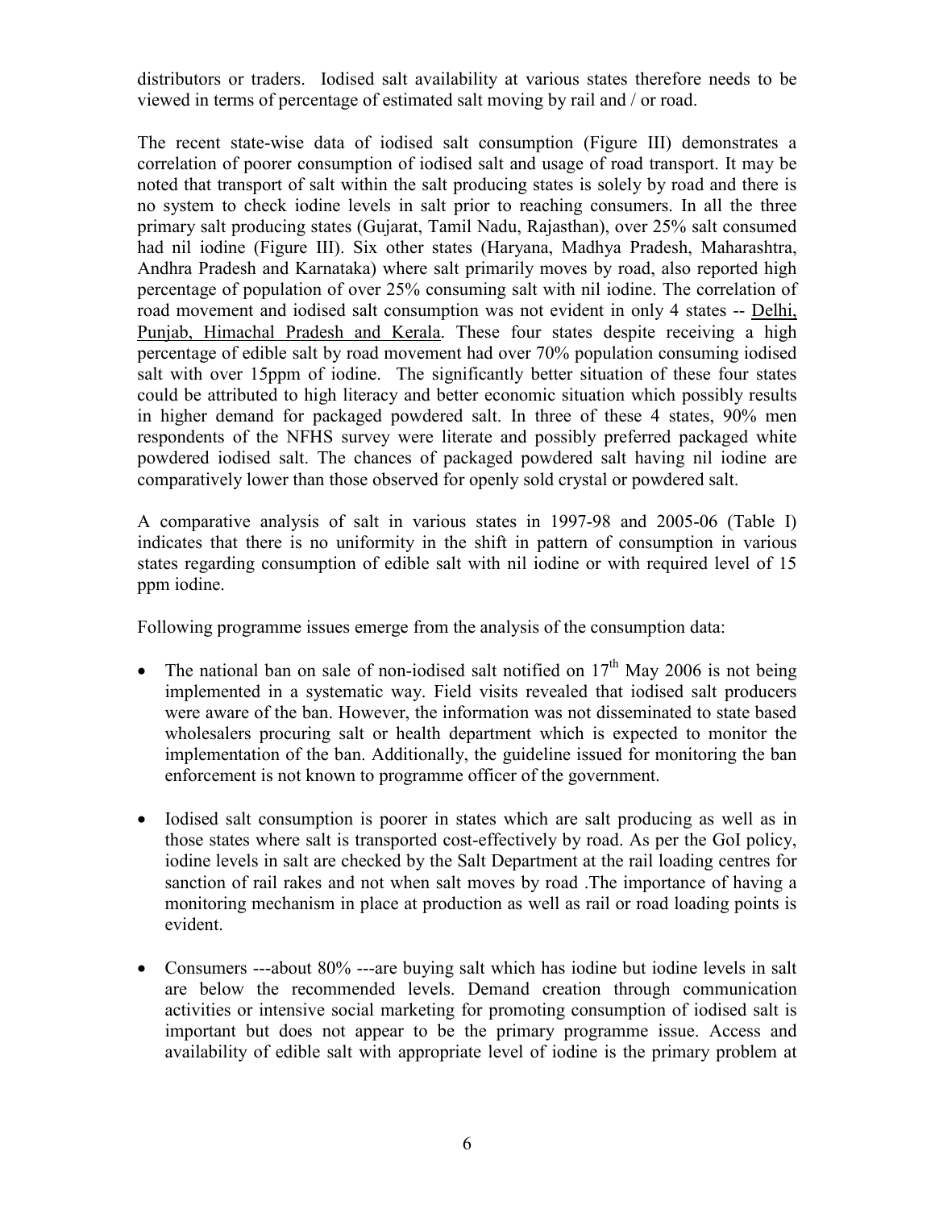distributors or traders. Iodised salt availability at various states therefore needs to be viewed in terms of percentage of estimated salt moving by rail and / or road.

The recent state-wise data of iodised salt consumption (Figure III) demonstrates a correlation of poorer consumption of iodised salt and usage of road transport. It may be noted that transport of salt within the salt producing states is solely by road and there is no system to check iodine levels in salt prior to reaching consumers. In all the three primary salt producing states (Gujarat, Tamil Nadu, Rajasthan), over 25% salt consumed had nil iodine (Figure III). Six other states (Haryana, Madhya Pradesh, Maharashtra, Andhra Pradesh and Karnataka) where salt primarily moves by road, also reported high percentage of population of over 25% consuming salt with nil iodine. The correlation of road movement and iodised salt consumption was not evident in only 4 states -- Delhi, Punjab, Himachal Pradesh and Kerala. These four states despite receiving a high percentage of edible salt by road movement had over 70% population consuming iodised salt with over 15ppm of iodine. The significantly better situation of these four states could be attributed to high literacy and better economic situation which possibly results in higher demand for packaged powdered salt. In three of these 4 states, 90% men respondents of the NFHS survey were literate and possibly preferred packaged white powdered iodised salt. The chances of packaged powdered salt having nil iodine are comparatively lower than those observed for openly sold crystal or powdered salt.

A comparative analysis of salt in various states in 1997-98 and 2005-06 (Table I) indicates that there is no uniformity in the shift in pattern of consumption in various states regarding consumption of edible salt with nil iodine or with required level of 15 ppm iodine.

Following programme issues emerge from the analysis of the consumption data:

- The national ban on sale of non-iodised salt notified on 17th May 2006 is not being implemented in a systematic way. Field visits revealed that iodised salt producers were aware of the ban. However, the information was not disseminated to state based wholesalers procuring salt or health department which is expected to monitor the implementation of the ban. Additionally, the guideline issued for monitoring the ban enforcement is not known to programme officer of the government.

- Iodised salt consumption is poorer in states which are salt producing as well as in those states where salt is transported cost-effectively by road. As per the GoI policy, iodine levels in salt are checked by the Salt Department at the rail loading centres for sanction of rail rakes and not when salt moves by road .The importance of having a monitoring mechanism in place at production as well as rail or road loading points is evident.

- Consumers ---about 80% ---are buying salt which has iodine but iodine levels in salt are below the recommended levels. Demand creation through communication activities or intensive social marketing for promoting consumption of iodised salt is important but does not appear to be the primary programme issue. Access and availability of edible salt with appropriate level of iodine is the primary problem at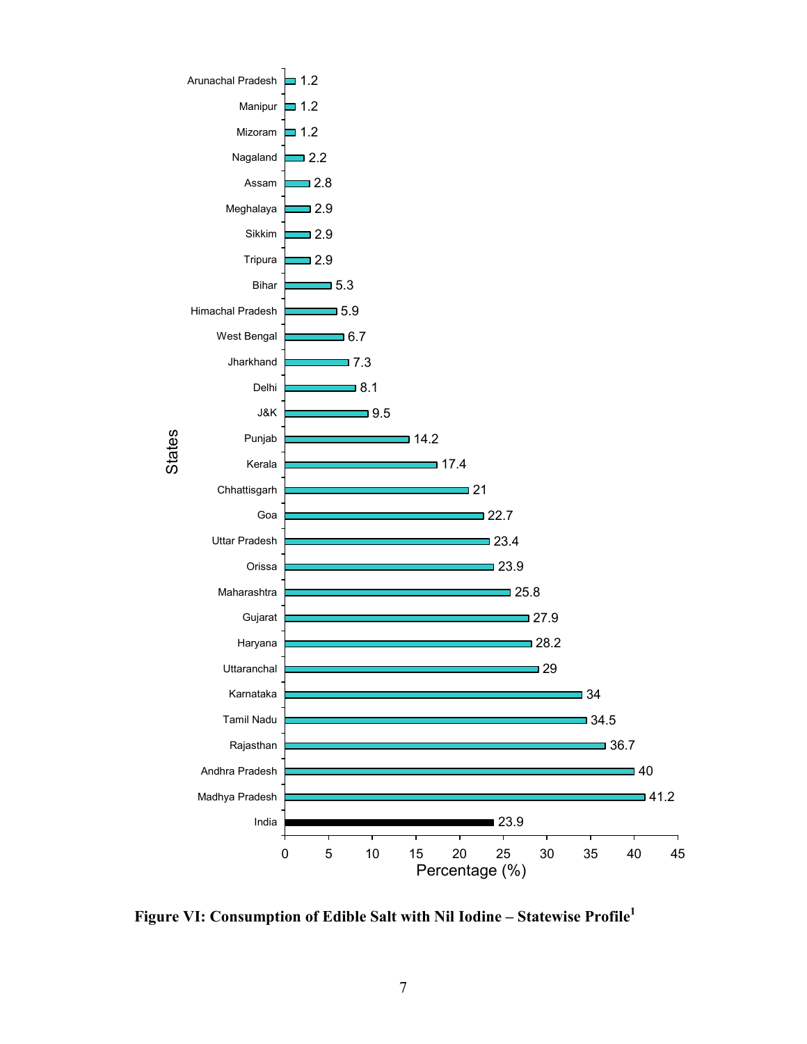| States | Percentage (%) |
|---|---|
| Arunachal Pradesh | 1.2 |
| Manipur | 1.2 |
| Mizoram | 1.2 |
| Nagaland | 2.2 |
| Assam | 2.8 |
| Meghalaya | 2.9 |
| Sikkim | 2.9 |
| Tripura | 2.9 |
| Bihar | 5.3 |
| Himachal Pradesh | 5.9 |
| West Bengal | 6.7 |
| Jharkhand | 7.3 |
| Delhi | 8.1 |
| J&K | 9.5 |
| Punjab | 14.2 |
| Kerala | 17.4 |
| Chhattisgarh | 21 |
| Goa | 22.7 |
| Uttar Pradesh | 23.4 |
| Orissa | 23.9 |
| Maharashtra | 25.8 |
| Gujarat | 27.9 |
| Haryana | 28.2 |
| Uttaranchal | 29 |
| Karnataka | 34 |
| Tamil Nadu | 34.5 |
| Rajasthan | 36.7 |
| Andhra Pradesh | 40 |
| Madhya Pradesh | 41.2 |
| India | 23.9 |

**Figure VI: Consumption of Edible Salt with Nil Iodine – Statewise Profile[1]**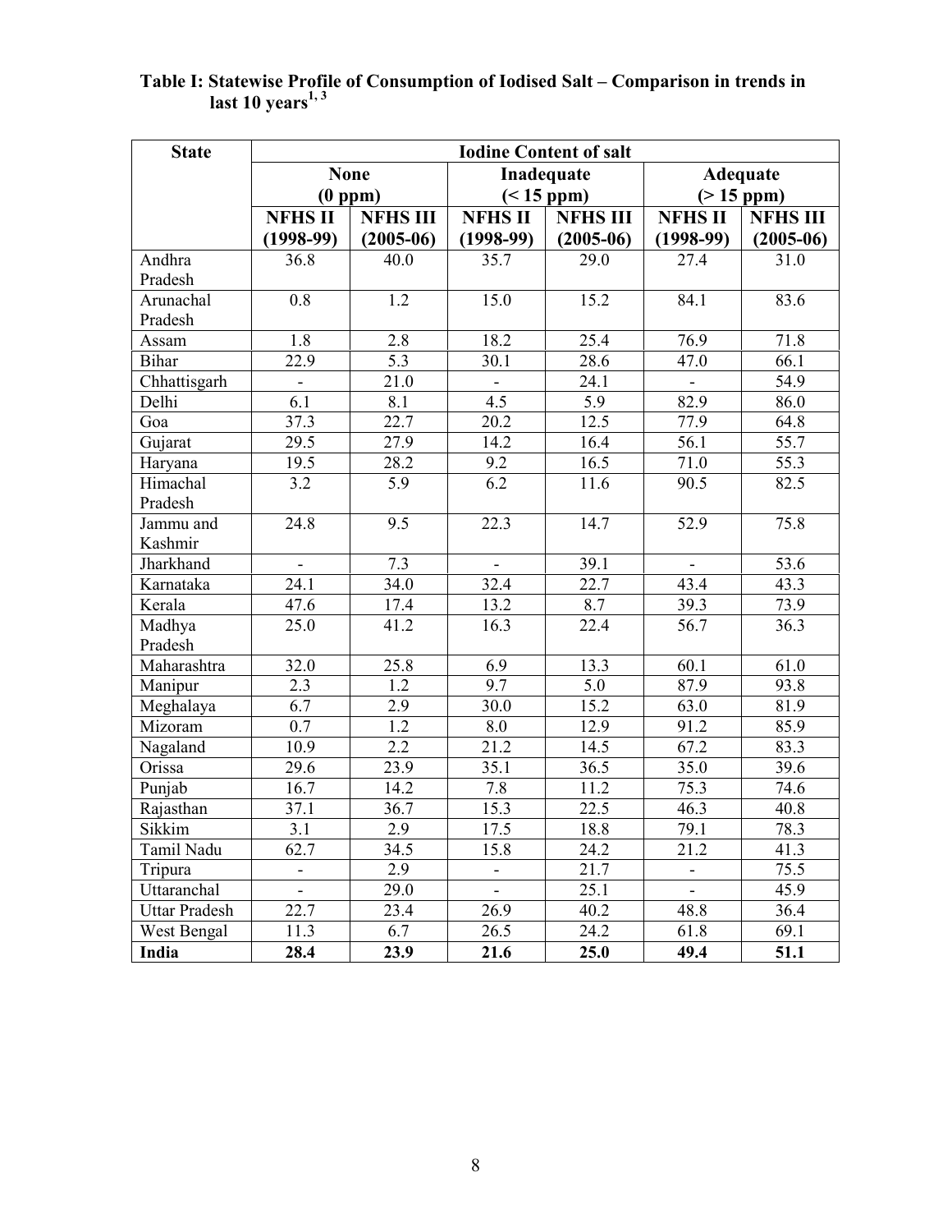**Table I: Statewise Profile of Consumption of Iodised Salt – Comparison in trends in last 10 years[1, 3]**

| State | Iodine Content of salt | | | | | |
|---|---|---|---|---|---|---|
| | None (0 ppm) | | Inadequate (< 15 ppm) | | Adequate (> 15 ppm) | |
| | NFHS II (1998-99) | NFHS III (2005-06) | NFHS II (1998-99) | NFHS III (2005-06) | NFHS II (1998-99) | NFHS III (2005-06) |
| Andhra Pradesh | 36.8 | 40.0 | 35.7 | 29.0 | 27.4 | 31.0 |
| Arunachal Pradesh | 0.8 | 1.2 | 15.0 | 15.2 | 84.1 | 83.6 |
| Assam | 1.8 | 2.8 | 18.2 | 25.4 | 76.9 | 71.8 |
| Bihar | 22.9 | 5.3 | 30.1 | 28.6 | 47.0 | 66.1 |
| Chhattisgarh | - | 21.0 | - | 24.1 | - | 54.9 |
| Delhi | 6.1 | 8.1 | 4.5 | 5.9 | 82.9 | 86.0 |
| Goa | 37.3 | 22.7 | 20.2 | 12.5 | 77.9 | 64.8 |
| Gujarat | 29.5 | 27.9 | 14.2 | 16.4 | 56.1 | 55.7 |
| Haryana | 19.5 | 28.2 | 9.2 | 16.5 | 71.0 | 55.3 |
| Himachal Pradesh | 3.2 | 5.9 | 6.2 | 11.6 | 90.5 | 82.5 |
| Jammu and Kashmir | 24.8 | 9.5 | 22.3 | 14.7 | 52.9 | 75.8 |
| Jharkhand | - | 7.3 | - | 39.1 | - | 53.6 |
| Karnataka | 24.1 | 34.0 | 32.4 | 22.7 | 43.4 | 43.3 |
| Kerala | 47.6 | 17.4 | 13.2 | 8.7 | 39.3 | 73.9 |
| Madhya Pradesh | 25.0 | 41.2 | 16.3 | 22.4 | 56.7 | 36.3 |
| Maharashtra | 32.0 | 25.8 | 6.9 | 13.3 | 60.1 | 61.0 |
| Manipur | 2.3 | 1.2 | 9.7 | 5.0 | 87.9 | 93.8 |
| Meghalaya | 6.7 | 2.9 | 30.0 | 15.2 | 63.0 | 81.9 |
| Mizoram | 0.7 | 1.2 | 8.0 | 12.9 | 91.2 | 85.9 |
| Nagaland | 10.9 | 2.2 | 21.2 | 14.5 | 67.2 | 83.3 |
| Orissa | 29.6 | 23.9 | 35.1 | 36.5 | 35.0 | 39.6 |
| Punjab | 16.7 | 14.2 | 7.8 | 11.2 | 75.3 | 74.6 |
| Rajasthan | 37.1 | 36.7 | 15.3 | 22.5 | 46.3 | 40.8 |
| Sikkim | 3.1 | 2.9 | 17.5 | 18.8 | 79.1 | 78.3 |
| Tamil Nadu | 62.7 | 34.5 | 15.8 | 24.2 | 21.2 | 41.3 |
| Tripura | - | 2.9 | - | 21.7 | - | 75.5 |
| Uttaranchal | - | 29.0 | - | 25.1 | - | 45.9 |
| Uttar Pradesh | 22.7 | 23.4 | 26.9 | 40.2 | 48.8 | 36.4 |
| West Bengal | 11.3 | 6.7 | 26.5 | 24.2 | 61.8 | 69.1 |
| **India** | **28.4** | **23.9** | **21.6** | **25.0** | **49.4** | **51.1** |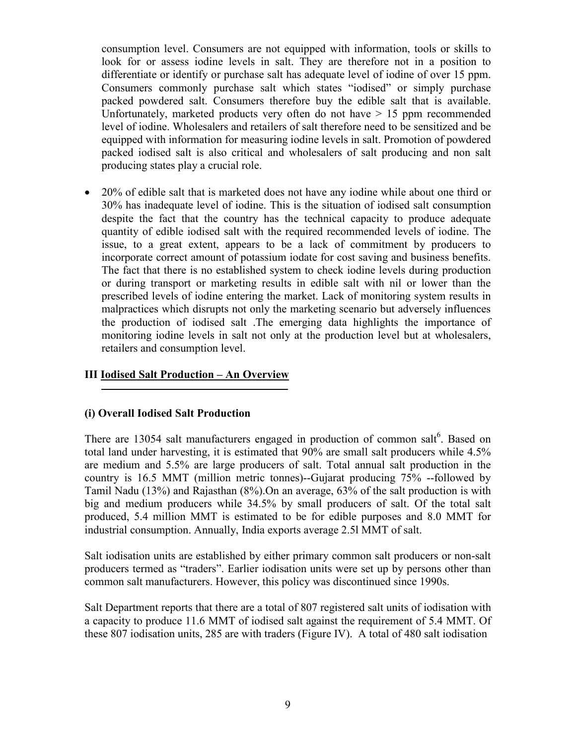consumption level. Consumers are not equipped with information, tools or skills to look for or assess iodine levels in salt. They are therefore not in a position to differentiate or identify or purchase salt has adequate level of iodine of over 15 ppm. Consumers commonly purchase salt which states "iodised" or simply purchase packed powdered salt. Consumers therefore buy the edible salt that is available. Unfortunately, marketed products very often do not have > 15 ppm recommended level of iodine. Wholesalers and retailers of salt therefore need to be sensitized and be equipped with information for measuring iodine levels in salt. Promotion of powdered packed iodised salt is also critical and wholesalers of salt producing and non salt producing states play a crucial role.

- 20% of edible salt that is marketed does not have any iodine while about one third or 30% has inadequate level of iodine. This is the situation of iodised salt consumption despite the fact that the country has the technical capacity to produce adequate quantity of edible iodised salt with the required recommended levels of iodine. The issue, to a great extent, appears to be a lack of commitment by producers to incorporate correct amount of potassium iodate for cost saving and business benefits. The fact that there is no established system to check iodine levels during production or during transport or marketing results in edible salt with nil or lower than the prescribed levels of iodine entering the market. Lack of monitoring system results in malpractices which disrupts not only the marketing scenario but adversely influences the production of iodised salt .The emerging data highlights the importance of monitoring iodine levels in salt not only at the production level but at wholesalers, retailers and consumption level.

## III Iodised Salt Production – An Overview

### (i) Overall Iodised Salt Production

There are 13054 salt manufacturers engaged in production of common salt[6]. Based on total land under harvesting, it is estimated that 90% are small salt producers while 4.5% are medium and 5.5% are large producers of salt. Total annual salt production in the country is 16.5 MMT (million metric tonnes)--Gujarat producing 75% --followed by Tamil Nadu (13%) and Rajasthan (8%).On an average, 63% of the salt production is with big and medium producers while 34.5% by small producers of salt. Of the total salt produced, 5.4 million MMT is estimated to be for edible purposes and 8.0 MMT for industrial consumption. Annually, India exports average 2.5l MMT of salt.

Salt iodisation units are established by either primary common salt producers or non-salt producers termed as "traders". Earlier iodisation units were set up by persons other than common salt manufacturers. However, this policy was discontinued since 1990s.

Salt Department reports that there are a total of 807 registered salt units of iodisation with a capacity to produce 11.6 MMT of iodised salt against the requirement of 5.4 MMT. Of these 807 iodisation units, 285 are with traders (Figure IV). A total of 480 salt iodisation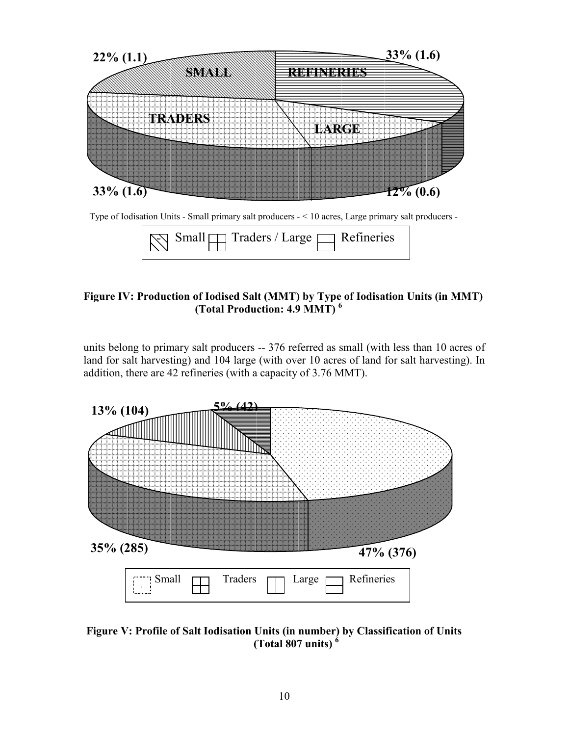22% (1.1) SMALL

33% (1.6) REFINERIES

TRADERS

LARGE

33% (1.6)

12% (0.6)

Type of Iodisation Units - Small primary salt producers - < 10 acres, Large primary salt producers -

Small | Traders / Large | Refineries

**Figure IV: Production of Iodised Salt (MMT) by Type of Iodisation Units (in MMT) (Total Production: 4.9 MMT) [6]**

units belong to primary salt producers -- 376 referred as small (with less than 10 acres of land for salt harvesting) and 104 large (with over 10 acres of land for salt harvesting). In addition, there are 42 refineries (with a capacity of 3.76 MMT).

13% (104)

5% (42)

35% (285)

47% (376)

Small | Traders | Large | Refineries

**Figure V: Profile of Salt Iodisation Units (in number) by Classification of Units (Total 807 units) [6]**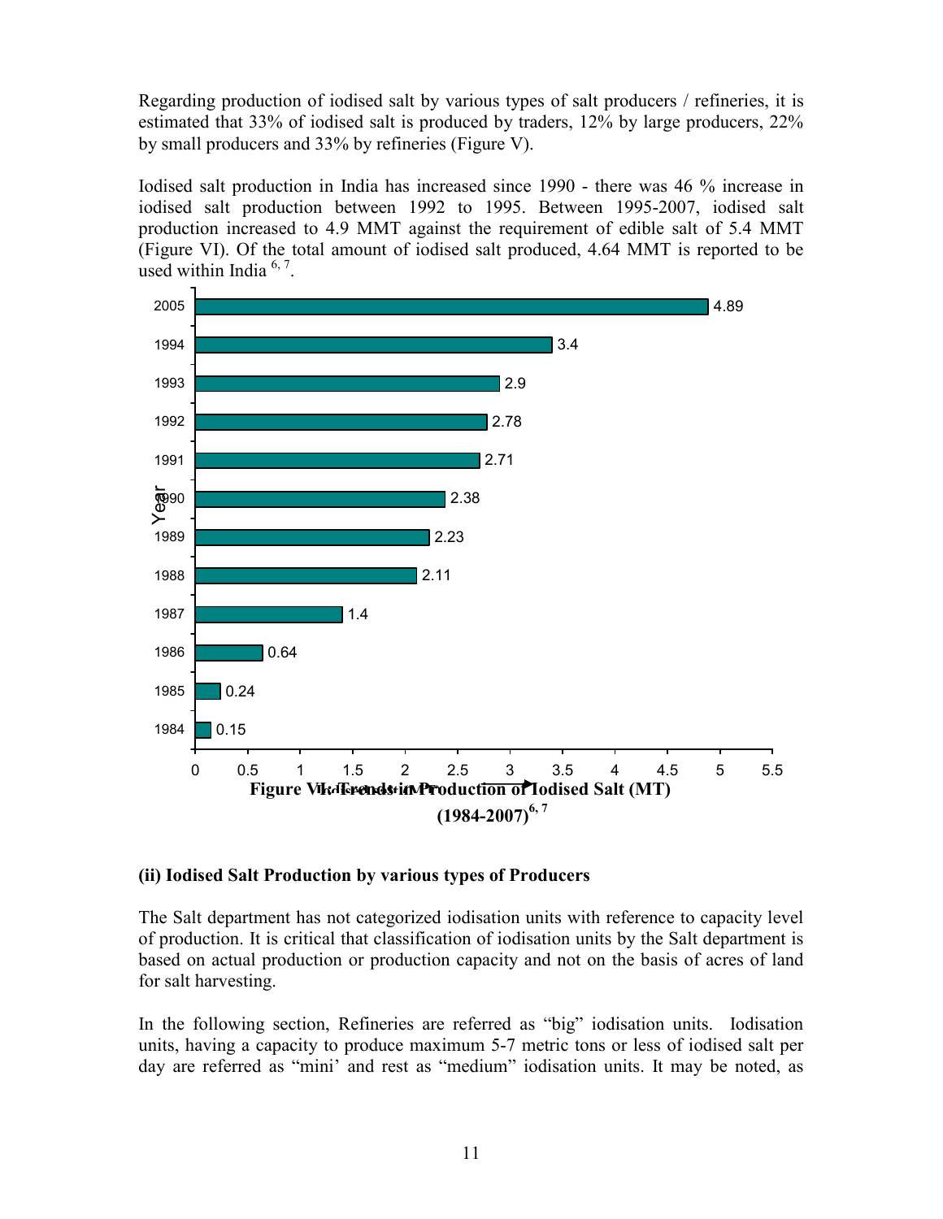Regarding production of iodised salt by various types of salt producers / refineries, it is estimated that 33% of iodised salt is produced by traders, 12% by large producers, 22% by small producers and 33% by refineries (Figure V).

Iodised salt production in India has increased since 1990 - there was 46 % increase in iodised salt production between 1992 to 1995. Between 1995-2007, iodised salt production increased to 4.9 MMT against the requirement of edible salt of 5.4 MMT (Figure VI). Of the total amount of iodised salt produced, 4.64 MMT is reported to be used within India [6, 7].

| Year | Iodised Salt Production (MT) |
|---|---|
| 1984 | 0.15 |
| 1985 | 0.24 |
| 1986 | 0.64 |
| 1987 | 1.4 |
| 1988 | 2.11 |
| 1989 | 2.23 |
| 1990 | 2.38 |
| 1991 | 2.71 |
| 1992 | 2.78 |
| 1993 | 2.9 |
| 1994 | 3.4 |
| 2005 | 4.89 |

**Figure VI: Trends in Production of Iodised Salt (MT) (1984-2007)[6, 7]**

**(ii) Iodised Salt Production by various types of Producers**

The Salt department has not categorized iodisation units with reference to capacity level of production. It is critical that classification of iodisation units by the Salt department is based on actual production or production capacity and not on the basis of acres of land for salt harvesting.

In the following section, Refineries are referred as "big" iodisation units. Iodisation units, having a capacity to produce maximum 5-7 metric tons or less of iodised salt per day are referred as "mini' and rest as "medium" iodisation units. It may be noted, as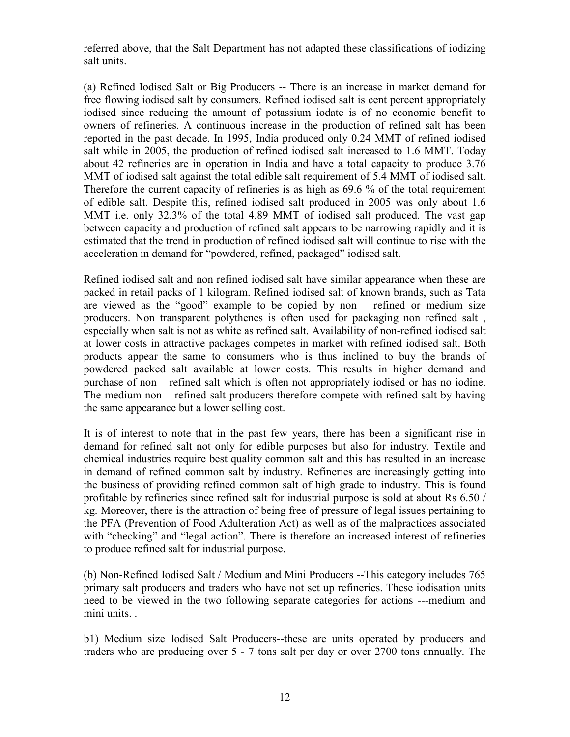referred above, that the Salt Department has not adapted these classifications of iodizing salt units.

(a) Refined Iodised Salt or Big Producers -- There is an increase in market demand for free flowing iodised salt by consumers. Refined iodised salt is cent percent appropriately iodised since reducing the amount of potassium iodate is of no economic benefit to owners of refineries. A continuous increase in the production of refined salt has been reported in the past decade. In 1995, India produced only 0.24 MMT of refined iodised salt while in 2005, the production of refined iodised salt increased to 1.6 MMT. Today about 42 refineries are in operation in India and have a total capacity to produce 3.76 MMT of iodised salt against the total edible salt requirement of 5.4 MMT of iodised salt. Therefore the current capacity of refineries is as high as 69.6 % of the total requirement of edible salt. Despite this, refined iodised salt produced in 2005 was only about 1.6 MMT i.e. only 32.3% of the total 4.89 MMT of iodised salt produced. The vast gap between capacity and production of refined salt appears to be narrowing rapidly and it is estimated that the trend in production of refined iodised salt will continue to rise with the acceleration in demand for "powdered, refined, packaged" iodised salt.

Refined iodised salt and non refined iodised salt have similar appearance when these are packed in retail packs of 1 kilogram. Refined iodised salt of known brands, such as Tata are viewed as the "good" example to be copied by non – refined or medium size producers. Non transparent polythenes is often used for packaging non refined salt , especially when salt is not as white as refined salt. Availability of non-refined iodised salt at lower costs in attractive packages competes in market with refined iodised salt. Both products appear the same to consumers who is thus inclined to buy the brands of powdered packed salt available at lower costs. This results in higher demand and purchase of non – refined salt which is often not appropriately iodised or has no iodine. The medium non – refined salt producers therefore compete with refined salt by having the same appearance but a lower selling cost.

It is of interest to note that in the past few years, there has been a significant rise in demand for refined salt not only for edible purposes but also for industry. Textile and chemical industries require best quality common salt and this has resulted in an increase in demand of refined common salt by industry. Refineries are increasingly getting into the business of providing refined common salt of high grade to industry. This is found profitable by refineries since refined salt for industrial purpose is sold at about Rs 6.50 / kg. Moreover, there is the attraction of being free of pressure of legal issues pertaining to the PFA (Prevention of Food Adulteration Act) as well as of the malpractices associated with "checking" and "legal action". There is therefore an increased interest of refineries to produce refined salt for industrial purpose.

(b) Non-Refined Iodised Salt / Medium and Mini Producers --This category includes 765 primary salt producers and traders who have not set up refineries. These iodisation units need to be viewed in the two following separate categories for actions ---medium and mini units. .

b1) Medium size Iodised Salt Producers--these are units operated by producers and traders who are producing over 5 - 7 tons salt per day or over 2700 tons annually. The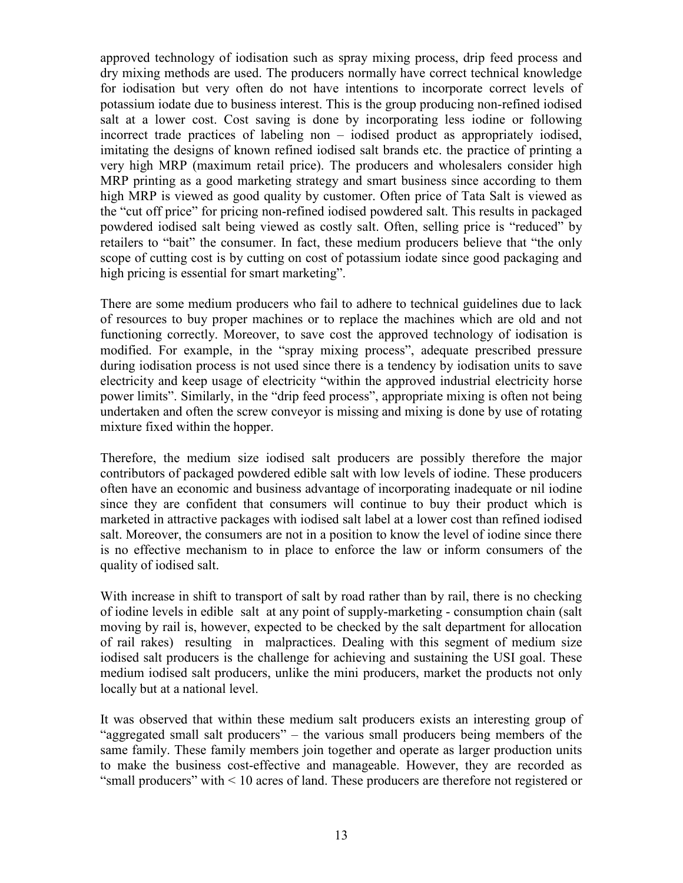approved technology of iodisation such as spray mixing process, drip feed process and dry mixing methods are used. The producers normally have correct technical knowledge for iodisation but very often do not have intentions to incorporate correct levels of potassium iodate due to business interest. This is the group producing non-refined iodised salt at a lower cost. Cost saving is done by incorporating less iodine or following incorrect trade practices of labeling non – iodised product as appropriately iodised, imitating the designs of known refined iodised salt brands etc. the practice of printing a very high MRP (maximum retail price). The producers and wholesalers consider high MRP printing as a good marketing strategy and smart business since according to them high MRP is viewed as good quality by customer. Often price of Tata Salt is viewed as the "cut off price" for pricing non-refined iodised powdered salt. This results in packaged powdered iodised salt being viewed as costly salt. Often, selling price is "reduced" by retailers to "bait" the consumer. In fact, these medium producers believe that "the only scope of cutting cost is by cutting on cost of potassium iodate since good packaging and high pricing is essential for smart marketing".

There are some medium producers who fail to adhere to technical guidelines due to lack of resources to buy proper machines or to replace the machines which are old and not functioning correctly. Moreover, to save cost the approved technology of iodisation is modified. For example, in the "spray mixing process", adequate prescribed pressure during iodisation process is not used since there is a tendency by iodisation units to save electricity and keep usage of electricity "within the approved industrial electricity horse power limits". Similarly, in the "drip feed process", appropriate mixing is often not being undertaken and often the screw conveyor is missing and mixing is done by use of rotating mixture fixed within the hopper.

Therefore, the medium size iodised salt producers are possibly therefore the major contributors of packaged powdered edible salt with low levels of iodine. These producers often have an economic and business advantage of incorporating inadequate or nil iodine since they are confident that consumers will continue to buy their product which is marketed in attractive packages with iodised salt label at a lower cost than refined iodised salt. Moreover, the consumers are not in a position to know the level of iodine since there is no effective mechanism to in place to enforce the law or inform consumers of the quality of iodised salt.

With increase in shift to transport of salt by road rather than by rail, there is no checking of iodine levels in edible salt at any point of supply-marketing - consumption chain (salt moving by rail is, however, expected to be checked by the salt department for allocation of rail rakes) resulting in malpractices. Dealing with this segment of medium size iodised salt producers is the challenge for achieving and sustaining the USI goal. These medium iodised salt producers, unlike the mini producers, market the products not only locally but at a national level.

It was observed that within these medium salt producers exists an interesting group of "aggregated small salt producers" – the various small producers being members of the same family. These family members join together and operate as larger production units to make the business cost-effective and manageable. However, they are recorded as "small producers" with < 10 acres of land. These producers are therefore not registered or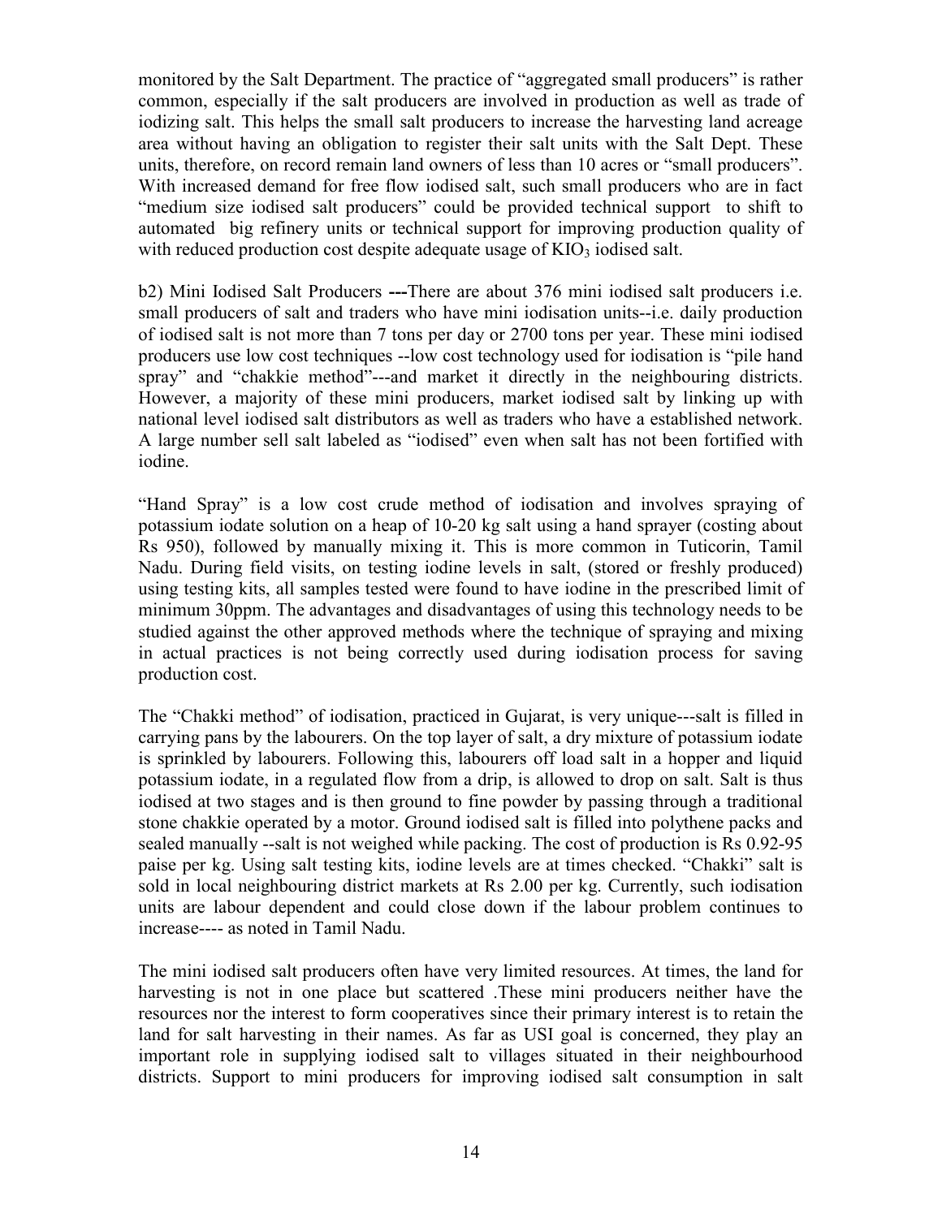monitored by the Salt Department. The practice of "aggregated small producers" is rather common, especially if the salt producers are involved in production as well as trade of iodizing salt. This helps the small salt producers to increase the harvesting land acreage area without having an obligation to register their salt units with the Salt Dept. These units, therefore, on record remain land owners of less than 10 acres or "small producers". With increased demand for free flow iodised salt, such small producers who are in fact "medium size iodised salt producers" could be provided technical support to shift to automated big refinery units or technical support for improving production quality of with reduced production cost despite adequate usage of $KIO_3$ iodised salt.

b2) Mini Iodised Salt Producers **---**There are about 376 mini iodised salt producers i.e. small producers of salt and traders who have mini iodisation units--i.e. daily production of iodised salt is not more than 7 tons per day or 2700 tons per year. These mini iodised producers use low cost techniques --low cost technology used for iodisation is "pile hand spray" and "chakkie method"---and market it directly in the neighbouring districts. However, a majority of these mini producers, market iodised salt by linking up with national level iodised salt distributors as well as traders who have a established network. A large number sell salt labeled as "iodised" even when salt has not been fortified with iodine.

"Hand Spray" is a low cost crude method of iodisation and involves spraying of potassium iodate solution on a heap of 10-20 kg salt using a hand sprayer (costing about Rs 950), followed by manually mixing it. This is more common in Tuticorin, Tamil Nadu. During field visits, on testing iodine levels in salt, (stored or freshly produced) using testing kits, all samples tested were found to have iodine in the prescribed limit of minimum 30ppm. The advantages and disadvantages of using this technology needs to be studied against the other approved methods where the technique of spraying and mixing in actual practices is not being correctly used during iodisation process for saving production cost.

The "Chakki method" of iodisation, practiced in Gujarat, is very unique---salt is filled in carrying pans by the labourers. On the top layer of salt, a dry mixture of potassium iodate is sprinkled by labourers. Following this, labourers off load salt in a hopper and liquid potassium iodate, in a regulated flow from a drip, is allowed to drop on salt. Salt is thus iodised at two stages and is then ground to fine powder by passing through a traditional stone chakkie operated by a motor. Ground iodised salt is filled into polythene packs and sealed manually --salt is not weighed while packing. The cost of production is Rs 0.92-95 paise per kg. Using salt testing kits, iodine levels are at times checked. "Chakki" salt is sold in local neighbouring district markets at Rs 2.00 per kg. Currently, such iodisation units are labour dependent and could close down if the labour problem continues to increase---- as noted in Tamil Nadu.

The mini iodised salt producers often have very limited resources. At times, the land for harvesting is not in one place but scattered .These mini producers neither have the resources nor the interest to form cooperatives since their primary interest is to retain the land for salt harvesting in their names. As far as USI goal is concerned, they play an important role in supplying iodised salt to villages situated in their neighbourhood districts. Support to mini producers for improving iodised salt consumption in salt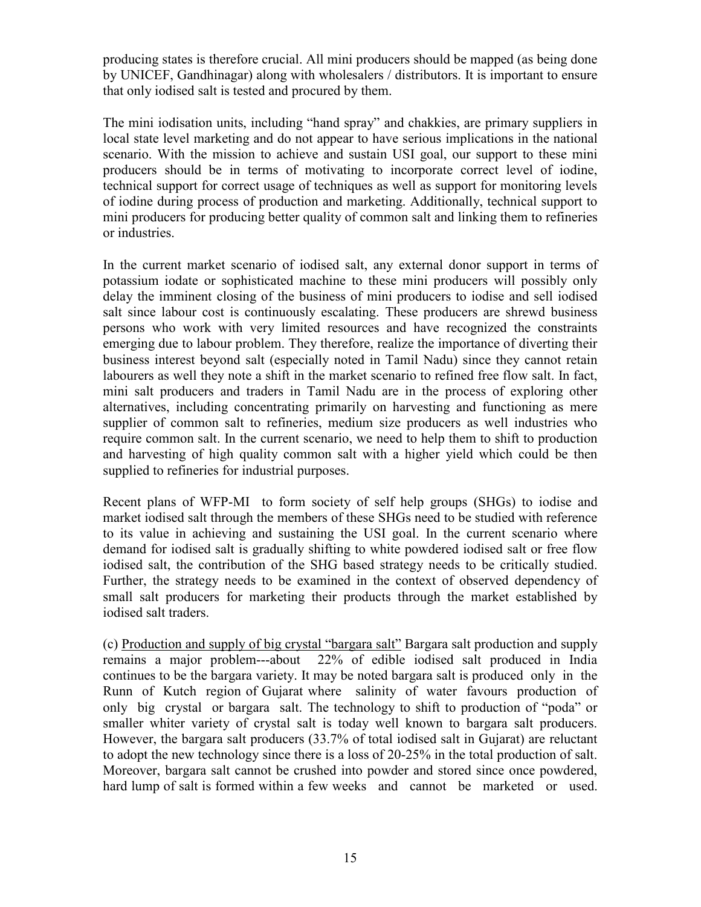producing states is therefore crucial. All mini producers should be mapped (as being done by UNICEF, Gandhinagar) along with wholesalers / distributors. It is important to ensure that only iodised salt is tested and procured by them.

The mini iodisation units, including "hand spray" and chakkies, are primary suppliers in local state level marketing and do not appear to have serious implications in the national scenario. With the mission to achieve and sustain USI goal, our support to these mini producers should be in terms of motivating to incorporate correct level of iodine, technical support for correct usage of techniques as well as support for monitoring levels of iodine during process of production and marketing. Additionally, technical support to mini producers for producing better quality of common salt and linking them to refineries or industries.

In the current market scenario of iodised salt, any external donor support in terms of potassium iodate or sophisticated machine to these mini producers will possibly only delay the imminent closing of the business of mini producers to iodise and sell iodised salt since labour cost is continuously escalating. These producers are shrewd business persons who work with very limited resources and have recognized the constraints emerging due to labour problem. They therefore, realize the importance of diverting their business interest beyond salt (especially noted in Tamil Nadu) since they cannot retain labourers as well they note a shift in the market scenario to refined free flow salt. In fact, mini salt producers and traders in Tamil Nadu are in the process of exploring other alternatives, including concentrating primarily on harvesting and functioning as mere supplier of common salt to refineries, medium size producers as well industries who require common salt. In the current scenario, we need to help them to shift to production and harvesting of high quality common salt with a higher yield which could be then supplied to refineries for industrial purposes.

Recent plans of WFP-MI to form society of self help groups (SHGs) to iodise and market iodised salt through the members of these SHGs need to be studied with reference to its value in achieving and sustaining the USI goal. In the current scenario where demand for iodised salt is gradually shifting to white powdered iodised salt or free flow iodised salt, the contribution of the SHG based strategy needs to be critically studied. Further, the strategy needs to be examined in the context of observed dependency of small salt producers for marketing their products through the market established by iodised salt traders.

(c) Production and supply of big crystal "bargara salt" Bargara salt production and supply remains a major problem---about 22% of edible iodised salt produced in India continues to be the bargara variety. It may be noted bargara salt is produced only in the Runn of Kutch region of Gujarat where salinity of water favours production of only big crystal or bargara salt. The technology to shift to production of "poda" or smaller whiter variety of crystal salt is today well known to bargara salt producers. However, the bargara salt producers (33.7% of total iodised salt in Gujarat) are reluctant to adopt the new technology since there is a loss of 20-25% in the total production of salt. Moreover, bargara salt cannot be crushed into powder and stored since once powdered, hard lump of salt is formed within a few weeks and cannot be marketed or used.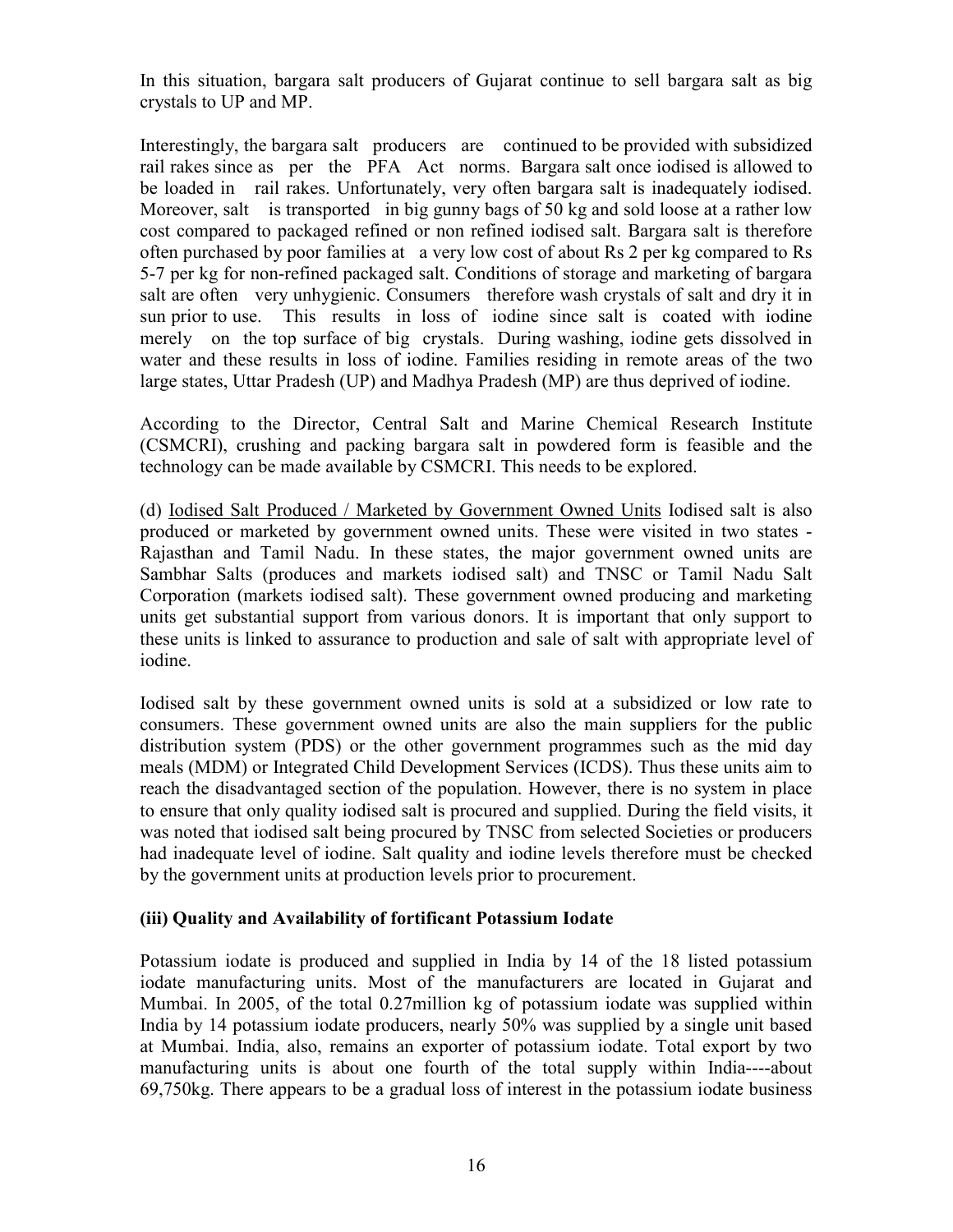In this situation, bargara salt producers of Gujarat continue to sell bargara salt as big crystals to UP and MP.

Interestingly, the bargara salt producers are continued to be provided with subsidized rail rakes since as per the PFA Act norms. Bargara salt once iodised is allowed to be loaded in rail rakes. Unfortunately, very often bargara salt is inadequately iodised. Moreover, salt is transported in big gunny bags of 50 kg and sold loose at a rather low cost compared to packaged refined or non refined iodised salt. Bargara salt is therefore often purchased by poor families at a very low cost of about Rs 2 per kg compared to Rs 5-7 per kg for non-refined packaged salt. Conditions of storage and marketing of bargara salt are often very unhygienic. Consumers therefore wash crystals of salt and dry it in sun prior to use. This results in loss of iodine since salt is coated with iodine merely on the top surface of big crystals. During washing, iodine gets dissolved in water and these results in loss of iodine. Families residing in remote areas of the two large states, Uttar Pradesh (UP) and Madhya Pradesh (MP) are thus deprived of iodine.

According to the Director, Central Salt and Marine Chemical Research Institute (CSMCRI), crushing and packing bargara salt in powdered form is feasible and the technology can be made available by CSMCRI. This needs to be explored.

(d) Iodised Salt Produced / Marketed by Government Owned Units Iodised salt is also produced or marketed by government owned units. These were visited in two states - Rajasthan and Tamil Nadu. In these states, the major government owned units are Sambhar Salts (produces and markets iodised salt) and TNSC or Tamil Nadu Salt Corporation (markets iodised salt). These government owned producing and marketing units get substantial support from various donors. It is important that only support to these units is linked to assurance to production and sale of salt with appropriate level of iodine.

Iodised salt by these government owned units is sold at a subsidized or low rate to consumers. These government owned units are also the main suppliers for the public distribution system (PDS) or the other government programmes such as the mid day meals (MDM) or Integrated Child Development Services (ICDS). Thus these units aim to reach the disadvantaged section of the population. However, there is no system in place to ensure that only quality iodised salt is procured and supplied. During the field visits, it was noted that iodised salt being procured by TNSC from selected Societies or producers had inadequate level of iodine. Salt quality and iodine levels therefore must be checked by the government units at production levels prior to procurement.

**(iii) Quality and Availability of fortificant Potassium Iodate**

Potassium iodate is produced and supplied in India by 14 of the 18 listed potassium iodate manufacturing units. Most of the manufacturers are located in Gujarat and Mumbai. In 2005, of the total 0.27million kg of potassium iodate was supplied within India by 14 potassium iodate producers, nearly 50% was supplied by a single unit based at Mumbai. India, also, remains an exporter of potassium iodate. Total export by two manufacturing units is about one fourth of the total supply within India----about 69,750kg. There appears to be a gradual loss of interest in the potassium iodate business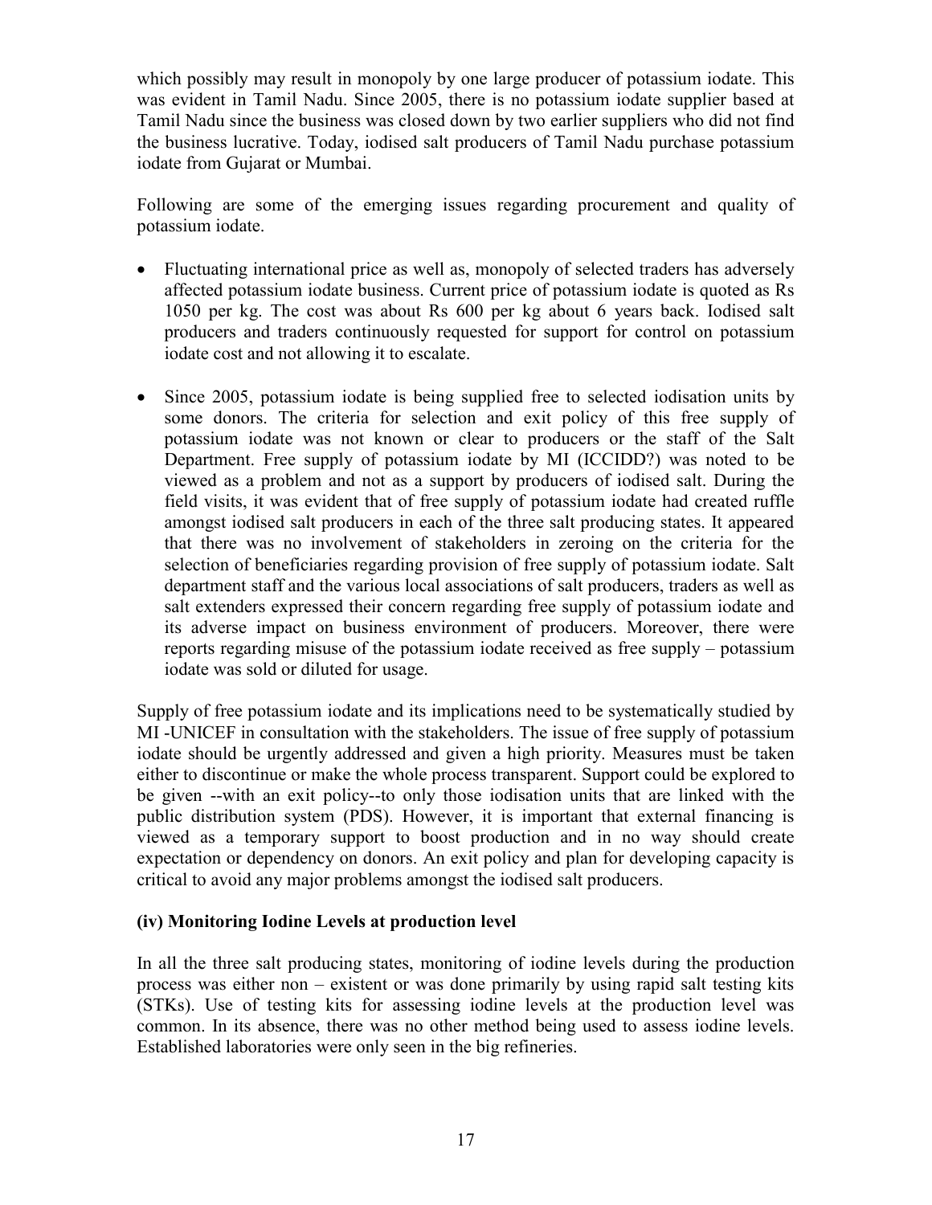which possibly may result in monopoly by one large producer of potassium iodate. This was evident in Tamil Nadu. Since 2005, there is no potassium iodate supplier based at Tamil Nadu since the business was closed down by two earlier suppliers who did not find the business lucrative. Today, iodised salt producers of Tamil Nadu purchase potassium iodate from Gujarat or Mumbai.

Following are some of the emerging issues regarding procurement and quality of potassium iodate.

- Fluctuating international price as well as, monopoly of selected traders has adversely affected potassium iodate business. Current price of potassium iodate is quoted as Rs 1050 per kg. The cost was about Rs 600 per kg about 6 years back. Iodised salt producers and traders continuously requested for support for control on potassium iodate cost and not allowing it to escalate.

- Since 2005, potassium iodate is being supplied free to selected iodisation units by some donors. The criteria for selection and exit policy of this free supply of potassium iodate was not known or clear to producers or the staff of the Salt Department. Free supply of potassium iodate by MI (ICCIDD?) was noted to be viewed as a problem and not as a support by producers of iodised salt. During the field visits, it was evident that of free supply of potassium iodate had created ruffle amongst iodised salt producers in each of the three salt producing states. It appeared that there was no involvement of stakeholders in zeroing on the criteria for the selection of beneficiaries regarding provision of free supply of potassium iodate. Salt department staff and the various local associations of salt producers, traders as well as salt extenders expressed their concern regarding free supply of potassium iodate and its adverse impact on business environment of producers. Moreover, there were reports regarding misuse of the potassium iodate received as free supply – potassium iodate was sold or diluted for usage.

Supply of free potassium iodate and its implications need to be systematically studied by MI -UNICEF in consultation with the stakeholders. The issue of free supply of potassium iodate should be urgently addressed and given a high priority. Measures must be taken either to discontinue or make the whole process transparent. Support could be explored to be given --with an exit policy--to only those iodisation units that are linked with the public distribution system (PDS). However, it is important that external financing is viewed as a temporary support to boost production and in no way should create expectation or dependency on donors. An exit policy and plan for developing capacity is critical to avoid any major problems amongst the iodised salt producers.

**(iv) Monitoring Iodine Levels at production level**

In all the three salt producing states, monitoring of iodine levels during the production process was either non – existent or was done primarily by using rapid salt testing kits (STKs). Use of testing kits for assessing iodine levels at the production level was common. In its absence, there was no other method being used to assess iodine levels. Established laboratories were only seen in the big refineries.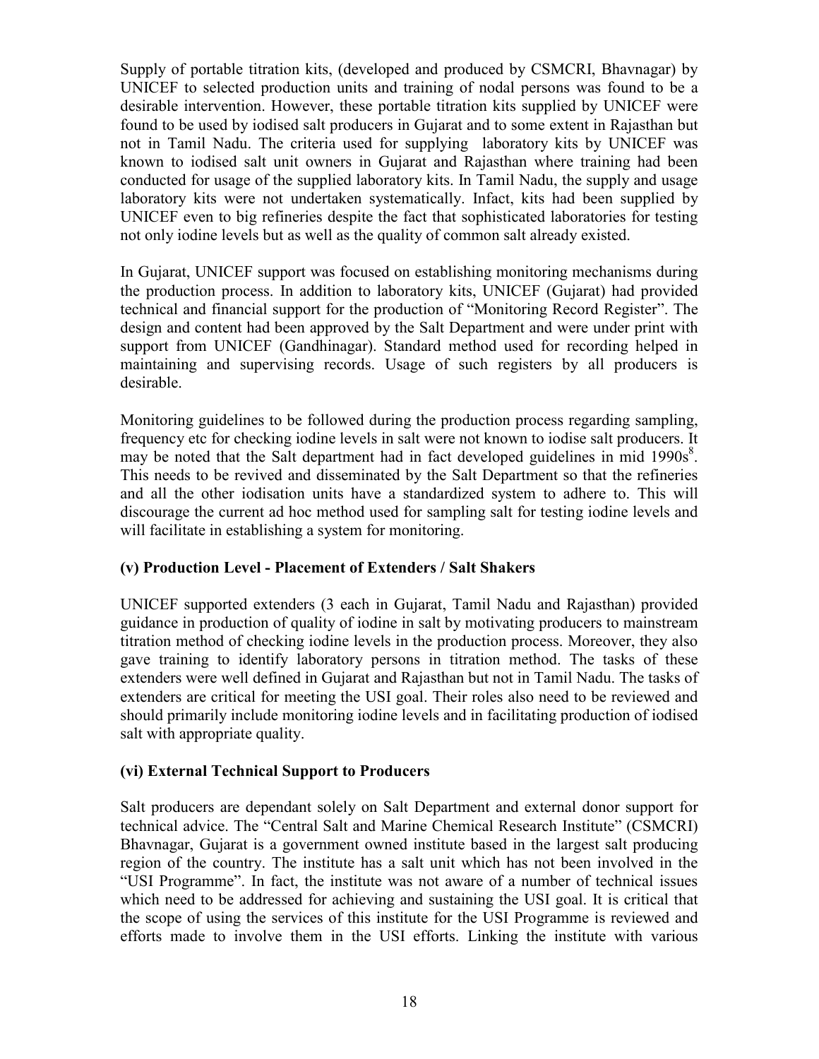Supply of portable titration kits, (developed and produced by CSMCRI, Bhavnagar) by UNICEF to selected production units and training of nodal persons was found to be a desirable intervention. However, these portable titration kits supplied by UNICEF were found to be used by iodised salt producers in Gujarat and to some extent in Rajasthan but not in Tamil Nadu. The criteria used for supplying laboratory kits by UNICEF was known to iodised salt unit owners in Gujarat and Rajasthan where training had been conducted for usage of the supplied laboratory kits. In Tamil Nadu, the supply and usage laboratory kits were not undertaken systematically. Infact, kits had been supplied by UNICEF even to big refineries despite the fact that sophisticated laboratories for testing not only iodine levels but as well as the quality of common salt already existed.

In Gujarat, UNICEF support was focused on establishing monitoring mechanisms during the production process. In addition to laboratory kits, UNICEF (Gujarat) had provided technical and financial support for the production of "Monitoring Record Register". The design and content had been approved by the Salt Department and were under print with support from UNICEF (Gandhinagar). Standard method used for recording helped in maintaining and supervising records. Usage of such registers by all producers is desirable.

Monitoring guidelines to be followed during the production process regarding sampling, frequency etc for checking iodine levels in salt were not known to iodise salt producers. It may be noted that the Salt department had in fact developed guidelines in mid 1990s[8]. This needs to be revived and disseminated by the Salt Department so that the refineries and all the other iodisation units have a standardized system to adhere to. This will discourage the current ad hoc method used for sampling salt for testing iodine levels and will facilitate in establishing a system for monitoring.

### (v) Production Level - Placement of Extenders / Salt Shakers

UNICEF supported extenders (3 each in Gujarat, Tamil Nadu and Rajasthan) provided guidance in production of quality of iodine in salt by motivating producers to mainstream titration method of checking iodine levels in the production process. Moreover, they also gave training to identify laboratory persons in titration method. The tasks of these extenders were well defined in Gujarat and Rajasthan but not in Tamil Nadu. The tasks of extenders are critical for meeting the USI goal. Their roles also need to be reviewed and should primarily include monitoring iodine levels and in facilitating production of iodised salt with appropriate quality.

### (vi) External Technical Support to Producers

Salt producers are dependant solely on Salt Department and external donor support for technical advice. The "Central Salt and Marine Chemical Research Institute" (CSMCRI) Bhavnagar, Gujarat is a government owned institute based in the largest salt producing region of the country. The institute has a salt unit which has not been involved in the "USI Programme". In fact, the institute was not aware of a number of technical issues which need to be addressed for achieving and sustaining the USI goal. It is critical that the scope of using the services of this institute for the USI Programme is reviewed and efforts made to involve them in the USI efforts. Linking the institute with various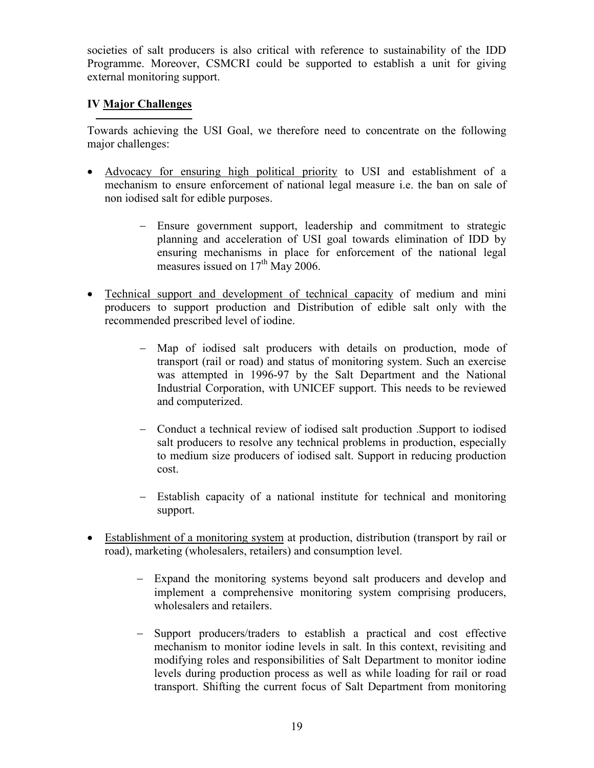societies of salt producers is also critical with reference to sustainability of the IDD Programme. Moreover, CSMCRI could be supported to establish a unit for giving external monitoring support.

## IV Major Challenges

Towards achieving the USI Goal, we therefore need to concentrate on the following major challenges:

- Advocacy for ensuring high political priority to USI and establishment of a mechanism to ensure enforcement of national legal measure i.e. the ban on sale of non iodised salt for edible purposes.

  - Ensure government support, leadership and commitment to strategic planning and acceleration of USI goal towards elimination of IDD by ensuring mechanisms in place for enforcement of the national legal measures issued on 17th May 2006.

- Technical support and development of technical capacity of medium and mini producers to support production and Distribution of edible salt only with the recommended prescribed level of iodine.

  - Map of iodised salt producers with details on production, mode of transport (rail or road) and status of monitoring system. Such an exercise was attempted in 1996-97 by the Salt Department and the National Industrial Corporation, with UNICEF support. This needs to be reviewed and computerized.

  - Conduct a technical review of iodised salt production .Support to iodised salt producers to resolve any technical problems in production, especially to medium size producers of iodised salt. Support in reducing production cost.

  - Establish capacity of a national institute for technical and monitoring support.

- Establishment of a monitoring system at production, distribution (transport by rail or road), marketing (wholesalers, retailers) and consumption level.

  - Expand the monitoring systems beyond salt producers and develop and implement a comprehensive monitoring system comprising producers, wholesalers and retailers.

  - Support producers/traders to establish a practical and cost effective mechanism to monitor iodine levels in salt. In this context, revisiting and modifying roles and responsibilities of Salt Department to monitor iodine levels during production process as well as while loading for rail or road transport. Shifting the current focus of Salt Department from monitoring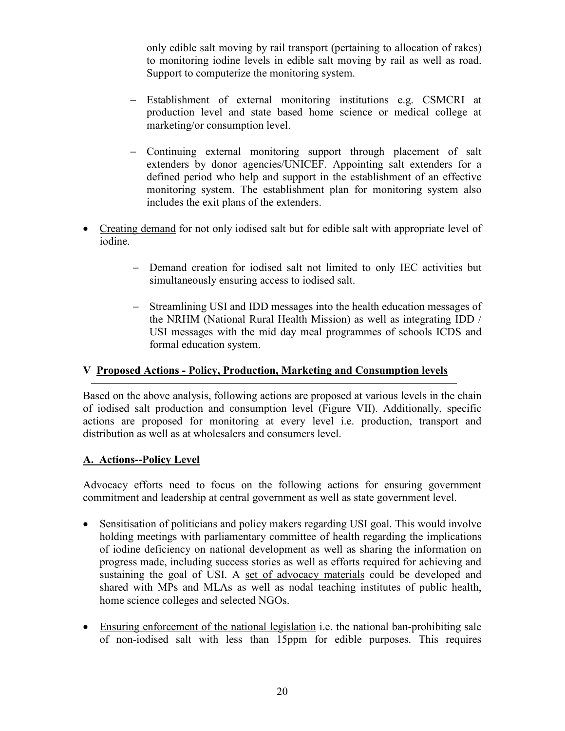only edible salt moving by rail transport (pertaining to allocation of rakes) to monitoring iodine levels in edible salt moving by rail as well as road. Support to computerize the monitoring system.

  - Establishment of external monitoring institutions e.g. CSMCRI at production level and state based home science or medical college at marketing/or consumption level.

  - Continuing external monitoring support through placement of salt extenders by donor agencies/UNICEF. Appointing salt extenders for a defined period who help and support in the establishment of an effective monitoring system. The establishment plan for monitoring system also includes the exit plans of the extenders.

- Creating demand for not only iodised salt but for edible salt with appropriate level of iodine.

  - Demand creation for iodised salt not limited to only IEC activities but simultaneously ensuring access to iodised salt.

  - Streamlining USI and IDD messages into the health education messages of the NRHM (National Rural Health Mission) as well as integrating IDD / USI messages with the mid day meal programmes of schools ICDS and formal education system.

## V Proposed Actions - Policy, Production, Marketing and Consumption levels

Based on the above analysis, following actions are proposed at various levels in the chain of iodised salt production and consumption level (Figure VII). Additionally, specific actions are proposed for monitoring at every level i.e. production, transport and distribution as well as at wholesalers and consumers level.

### A. Actions--Policy Level

Advocacy efforts need to focus on the following actions for ensuring government commitment and leadership at central government as well as state government level.

- Sensitisation of politicians and policy makers regarding USI goal. This would involve holding meetings with parliamentary committee of health regarding the implications of iodine deficiency on national development as well as sharing the information on progress made, including success stories as well as efforts required for achieving and sustaining the goal of USI. A set of advocacy materials could be developed and shared with MPs and MLAs as well as nodal teaching institutes of public health, home science colleges and selected NGOs.

- Ensuring enforcement of the national legislation i.e. the national ban-prohibiting sale of non-iodised salt with less than 15ppm for edible purposes. This requires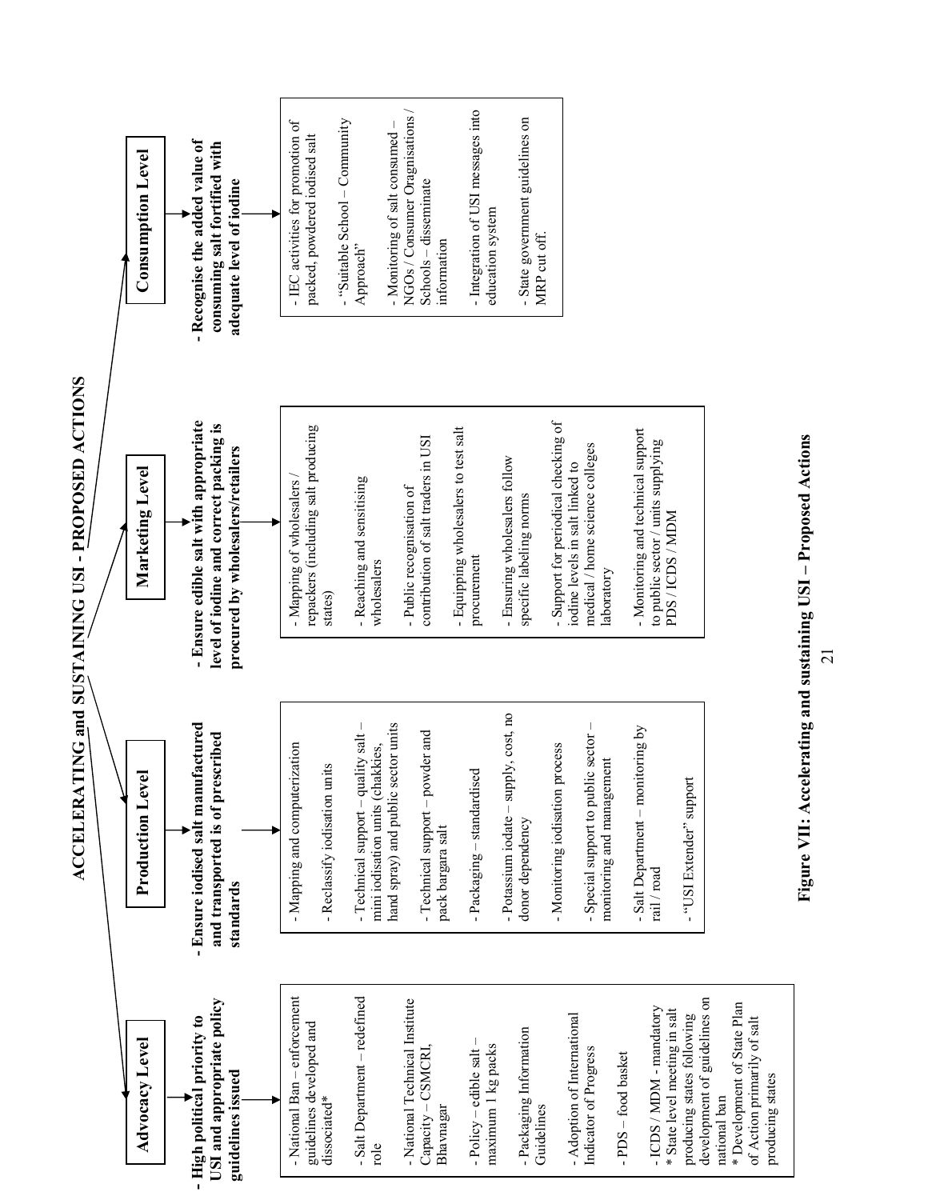# ACCELERATING and SUSTAINING USI - PROPOSED ACTIONS

## Advocacy Level

**- High political priority to USI and appropriate policy guidelines issued**

- National Ban – enforcement guidelines developed and dissociated*
- Salt Department – redefined role
- National Technical Institute Capacity – CSMCRI, Bhavnagar
- Policy – edible salt – maximum 1 kg packs
- Packaging Information Guidelines
- Adoption of International Indicator of Progress
- PDS – food basket
- ICDS / MDM - mandatory

\* State level meeting in salt producing states following development of guidelines on national ban

\* Development of State Plan of Action primarily of salt producing states

## Production Level

**- Ensure iodised salt manufactured and transported is of prescribed standards**

- Mapping and computerization
- Reclassify iodisation units
- Technical support – quality salt – mini iodisation units (chakkies, hand spray) and public sector units
- Technical support – powder and pack bargara salt
- Packaging – standardised
- Potassium iodate – supply, cost, no donor dependency
- Monitoring iodisation process
- Special support to public sector – monitoring and management
- Salt Department – monitoring by rail / road
- "USI Extender" support

## Marketing Level

**- Ensure edible salt with appropriate level of iodine and correct packing is procured by wholesalers/retailers**

- Mapping of wholesalers / repackers (including salt producing states)
- Reaching and sensitising wholesalers
- Public recognisation of contribution of salt traders in USI
- Equipping wholesalers to test salt procurement
- Ensuring wholesalers follow specific labeling norms
- Support for periodical checking of iodine levels in salt linked to medical / home science colleges laboratory
- Monitoring and technical support to public sector / units supplying PDS / ICDS / MDM

## Consumption Level

**- Recognise the added value of consuming salt fortified with adequate level of iodine**

- IEC activities for promotion of packed, powdered iodised salt
- "Suitable School – Community Approach"
- Monitoring of salt consumed – NGOs / Consumer Oragnisations / Schools – disseminate information
- Integration of USI messages into education system
- State government guidelines on MRP cut off.

**Figure VII: Accelerating and sustaining USI – Proposed Actions**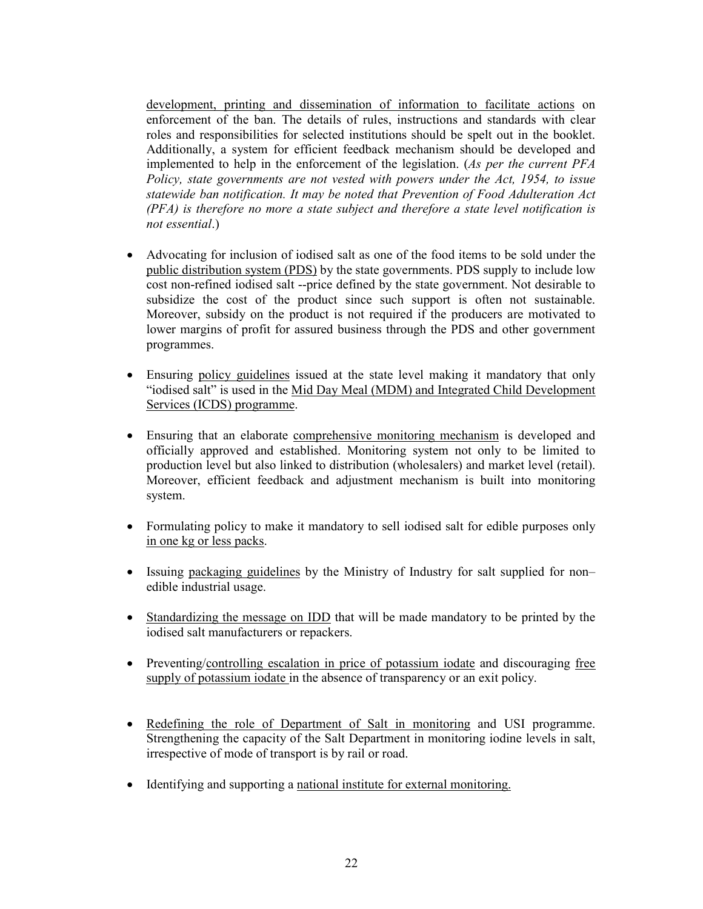development, printing and dissemination of information to facilitate actions on enforcement of the ban. The details of rules, instructions and standards with clear roles and responsibilities for selected institutions should be spelt out in the booklet. Additionally, a system for efficient feedback mechanism should be developed and implemented to help in the enforcement of the legislation. (*As per the current PFA Policy, state governments are not vested with powers under the Act, 1954, to issue statewide ban notification. It may be noted that Prevention of Food Adulteration Act (PFA) is therefore no more a state subject and therefore a state level notification is not essential*.)

- Advocating for inclusion of iodised salt as one of the food items to be sold under the public distribution system (PDS) by the state governments. PDS supply to include low cost non-refined iodised salt --price defined by the state government. Not desirable to subsidize the cost of the product since such support is often not sustainable. Moreover, subsidy on the product is not required if the producers are motivated to lower margins of profit for assured business through the PDS and other government programmes.

- Ensuring policy guidelines issued at the state level making it mandatory that only "iodised salt" is used in the Mid Day Meal (MDM) and Integrated Child Development Services (ICDS) programme.

- Ensuring that an elaborate comprehensive monitoring mechanism is developed and officially approved and established. Monitoring system not only to be limited to production level but also linked to distribution (wholesalers) and market level (retail). Moreover, efficient feedback and adjustment mechanism is built into monitoring system.

- Formulating policy to make it mandatory to sell iodised salt for edible purposes only in one kg or less packs.

- Issuing packaging guidelines by the Ministry of Industry for salt supplied for non–edible industrial usage.

- Standardizing the message on IDD that will be made mandatory to be printed by the iodised salt manufacturers or repackers.

- Preventing/controlling escalation in price of potassium iodate and discouraging free supply of potassium iodate in the absence of transparency or an exit policy.

- Redefining the role of Department of Salt in monitoring and USI programme. Strengthening the capacity of the Salt Department in monitoring iodine levels in salt, irrespective of mode of transport is by rail or road.

- Identifying and supporting a national institute for external monitoring.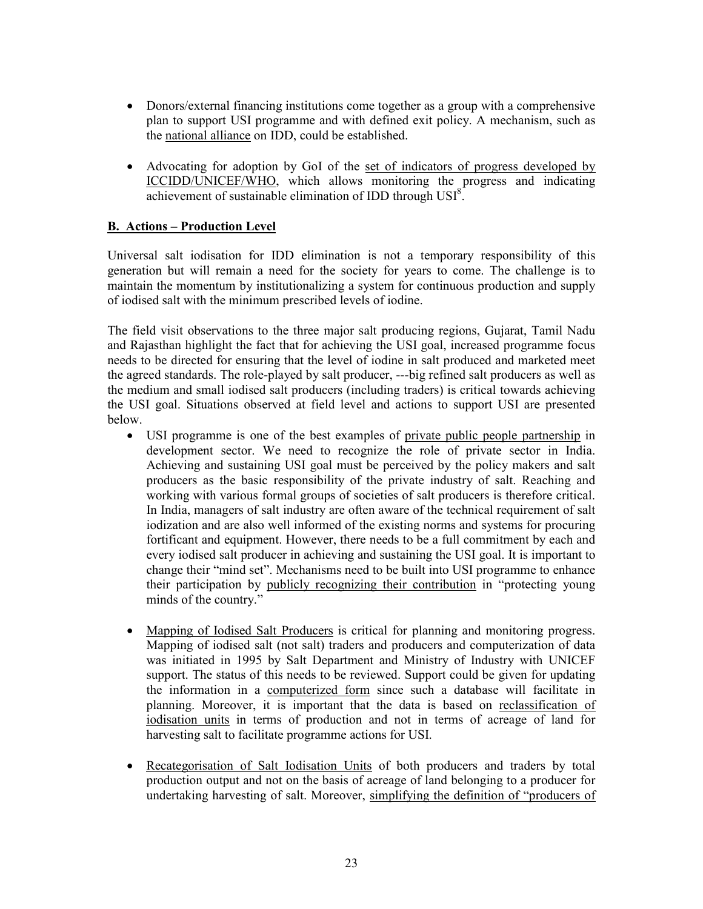- Donors/external financing institutions come together as a group with a comprehensive plan to support USI programme and with defined exit policy. A mechanism, such as the national alliance on IDD, could be established.

- Advocating for adoption by GoI of the set of indicators of progress developed by ICCIDD/UNICEF/WHO, which allows monitoring the progress and indicating achievement of sustainable elimination of IDD through USI[8].

**B. Actions – Production Level**

Universal salt iodisation for IDD elimination is not a temporary responsibility of this generation but will remain a need for the society for years to come. The challenge is to maintain the momentum by institutionalizing a system for continuous production and supply of iodised salt with the minimum prescribed levels of iodine.

The field visit observations to the three major salt producing regions, Gujarat, Tamil Nadu and Rajasthan highlight the fact that for achieving the USI goal, increased programme focus needs to be directed for ensuring that the level of iodine in salt produced and marketed meet the agreed standards. The role-played by salt producer, ---big refined salt producers as well as the medium and small iodised salt producers (including traders) is critical towards achieving the USI goal. Situations observed at field level and actions to support USI are presented below.

- USI programme is one of the best examples of private public people partnership in development sector. We need to recognize the role of private sector in India. Achieving and sustaining USI goal must be perceived by the policy makers and salt producers as the basic responsibility of the private industry of salt. Reaching and working with various formal groups of societies of salt producers is therefore critical. In India, managers of salt industry are often aware of the technical requirement of salt iodization and are also well informed of the existing norms and systems for procuring fortificant and equipment. However, there needs to be a full commitment by each and every iodised salt producer in achieving and sustaining the USI goal. It is important to change their "mind set". Mechanisms need to be built into USI programme to enhance their participation by publicly recognizing their contribution in "protecting young minds of the country."

- Mapping of Iodised Salt Producers is critical for planning and monitoring progress. Mapping of iodised salt (not salt) traders and producers and computerization of data was initiated in 1995 by Salt Department and Ministry of Industry with UNICEF support. The status of this needs to be reviewed. Support could be given for updating the information in a computerized form since such a database will facilitate in planning. Moreover, it is important that the data is based on reclassification of iodisation units in terms of production and not in terms of acreage of land for harvesting salt to facilitate programme actions for USI.

- Recategorisation of Salt Iodisation Units of both producers and traders by total production output and not on the basis of acreage of land belonging to a producer for undertaking harvesting of salt. Moreover, simplifying the definition of "producers of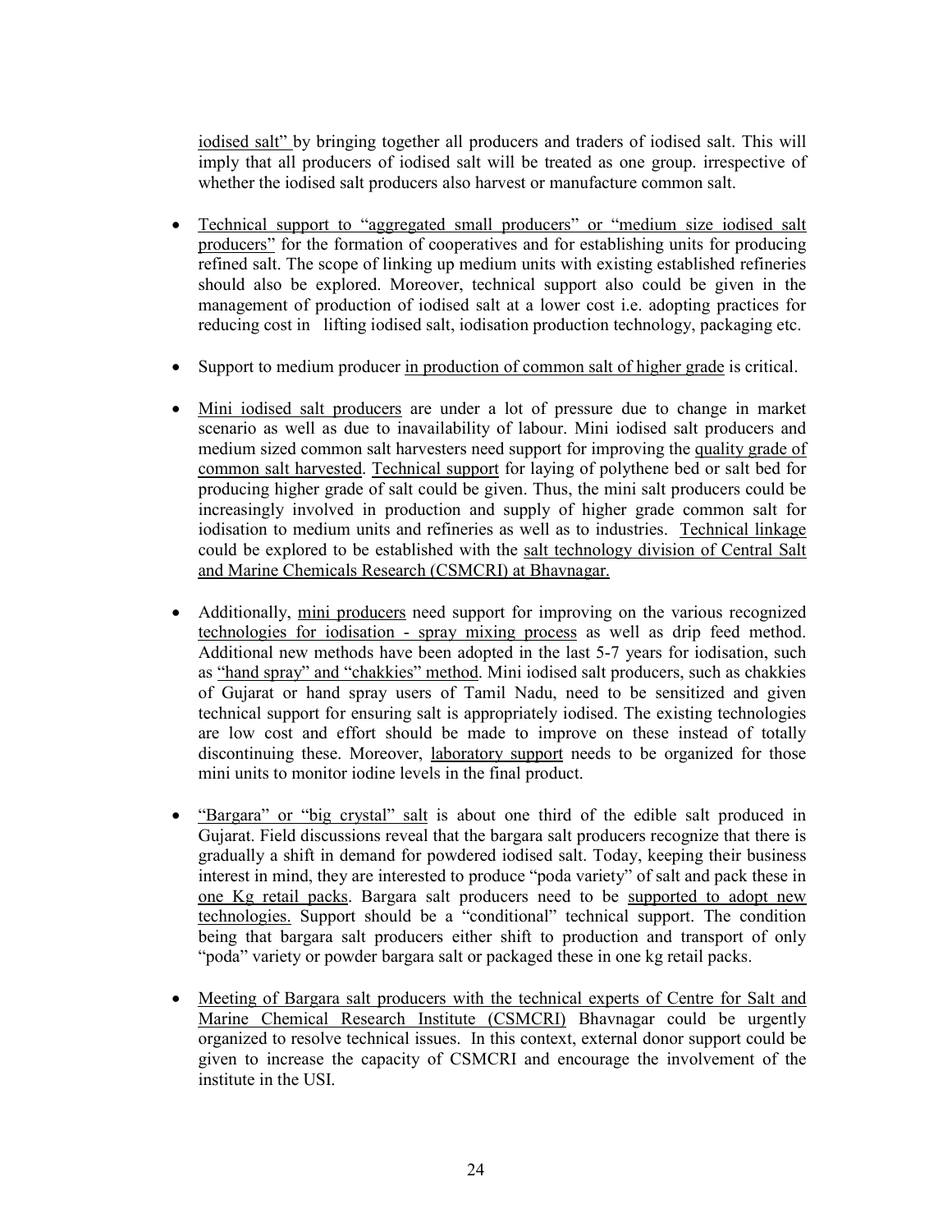iodised salt" by bringing together all producers and traders of iodised salt. This will imply that all producers of iodised salt will be treated as one group. irrespective of whether the iodised salt producers also harvest or manufacture common salt.

- Technical support to "aggregated small producers" or "medium size iodised salt producers" for the formation of cooperatives and for establishing units for producing refined salt. The scope of linking up medium units with existing established refineries should also be explored. Moreover, technical support also could be given in the management of production of iodised salt at a lower cost i.e. adopting practices for reducing cost in lifting iodised salt, iodisation production technology, packaging etc.

- Support to medium producer in production of common salt of higher grade is critical.

- Mini iodised salt producers are under a lot of pressure due to change in market scenario as well as due to inavailability of labour. Mini iodised salt producers and medium sized common salt harvesters need support for improving the quality grade of common salt harvested. Technical support for laying of polythene bed or salt bed for producing higher grade of salt could be given. Thus, the mini salt producers could be increasingly involved in production and supply of higher grade common salt for iodisation to medium units and refineries as well as to industries. Technical linkage could be explored to be established with the salt technology division of Central Salt and Marine Chemicals Research (CSMCRI) at Bhavnagar.

- Additionally, mini producers need support for improving on the various recognized technologies for iodisation - spray mixing process as well as drip feed method. Additional new methods have been adopted in the last 5-7 years for iodisation, such as "hand spray" and "chakkies" method. Mini iodised salt producers, such as chakkies of Gujarat or hand spray users of Tamil Nadu, need to be sensitized and given technical support for ensuring salt is appropriately iodised. The existing technologies are low cost and effort should be made to improve on these instead of totally discontinuing these. Moreover, laboratory support needs to be organized for those mini units to monitor iodine levels in the final product.

- "Bargara" or "big crystal" salt is about one third of the edible salt produced in Gujarat. Field discussions reveal that the bargara salt producers recognize that there is gradually a shift in demand for powdered iodised salt. Today, keeping their business interest in mind, they are interested to produce "poda variety" of salt and pack these in one Kg retail packs. Bargara salt producers need to be supported to adopt new technologies. Support should be a "conditional" technical support. The condition being that bargara salt producers either shift to production and transport of only "poda" variety or powder bargara salt or packaged these in one kg retail packs.

- Meeting of Bargara salt producers with the technical experts of Centre for Salt and Marine Chemical Research Institute (CSMCRI) Bhavnagar could be urgently organized to resolve technical issues. In this context, external donor support could be given to increase the capacity of CSMCRI and encourage the involvement of the institute in the USI.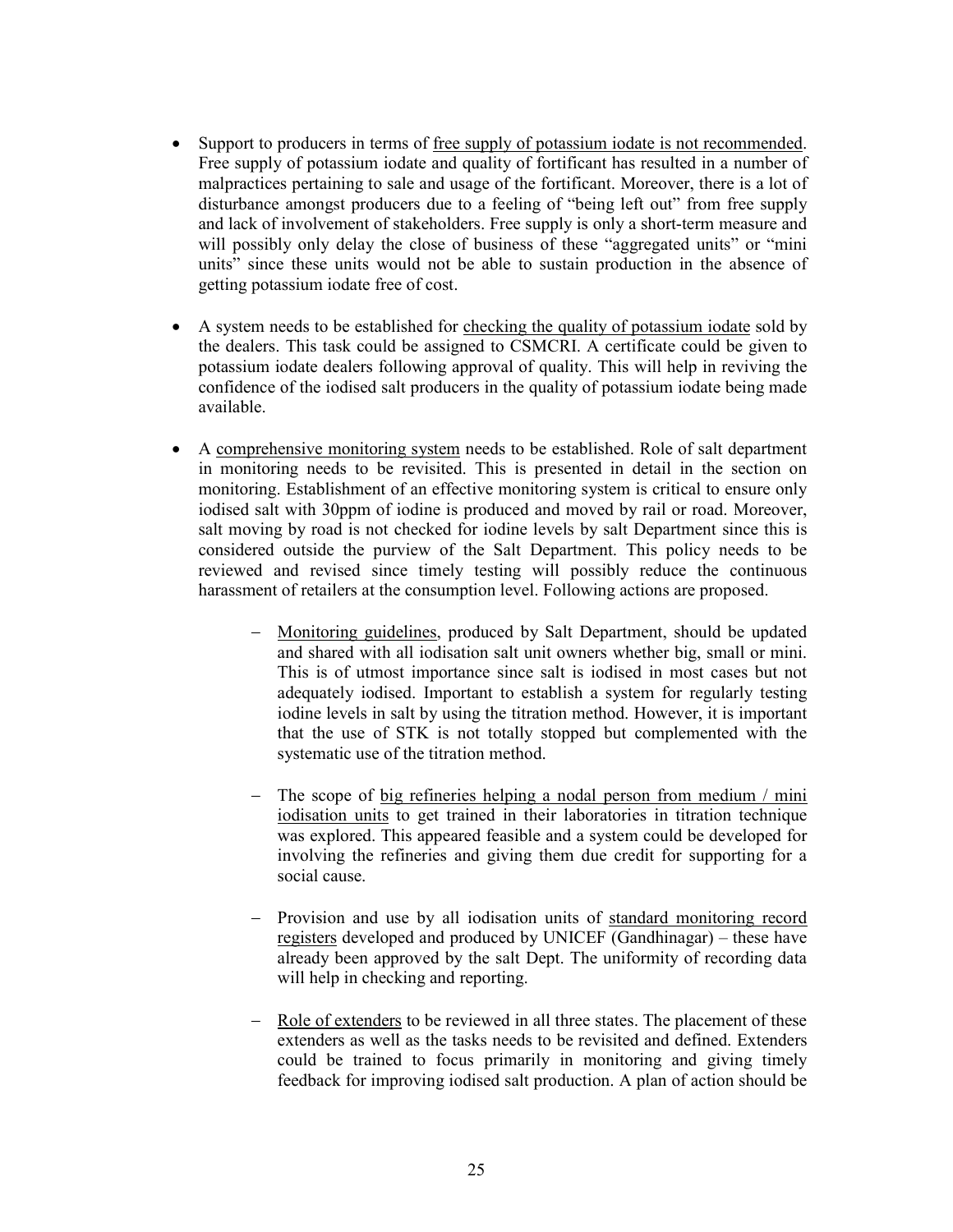- Support to producers in terms of <u>free supply of potassium iodate is not recommended</u>. Free supply of potassium iodate and quality of fortificant has resulted in a number of malpractices pertaining to sale and usage of the fortificant. Moreover, there is a lot of disturbance amongst producers due to a feeling of "being left out" from free supply and lack of involvement of stakeholders. Free supply is only a short-term measure and will possibly only delay the close of business of these "aggregated units" or "mini units" since these units would not be able to sustain production in the absence of getting potassium iodate free of cost.

- A system needs to be established for <u>checking the quality of potassium iodate</u> sold by the dealers. This task could be assigned to CSMCRI. A certificate could be given to potassium iodate dealers following approval of quality. This will help in reviving the confidence of the iodised salt producers in the quality of potassium iodate being made available.

- A <u>comprehensive monitoring system</u> needs to be established. Role of salt department in monitoring needs to be revisited. This is presented in detail in the section on monitoring. Establishment of an effective monitoring system is critical to ensure only iodised salt with 30ppm of iodine is produced and moved by rail or road. Moreover, salt moving by road is not checked for iodine levels by salt Department since this is considered outside the purview of the Salt Department. This policy needs to be reviewed and revised since timely testing will possibly reduce the continuous harassment of retailers at the consumption level. Following actions are proposed.

  - <u>Monitoring guidelines</u>, produced by Salt Department, should be updated and shared with all iodisation salt unit owners whether big, small or mini. This is of utmost importance since salt is iodised in most cases but not adequately iodised. Important to establish a system for regularly testing iodine levels in salt by using the titration method. However, it is important that the use of STK is not totally stopped but complemented with the systematic use of the titration method.

  - The scope of <u>big refineries helping a nodal person from medium / mini iodisation units</u> to get trained in their laboratories in titration technique was explored. This appeared feasible and a system could be developed for involving the refineries and giving them due credit for supporting for a social cause.

  - Provision and use by all iodisation units of <u>standard monitoring record registers</u> developed and produced by UNICEF (Gandhinagar) – these have already been approved by the salt Dept. The uniformity of recording data will help in checking and reporting.

  - <u>Role of extenders</u> to be reviewed in all three states. The placement of these extenders as well as the tasks needs to be revisited and defined. Extenders could be trained to focus primarily in monitoring and giving timely feedback for improving iodised salt production. A plan of action should be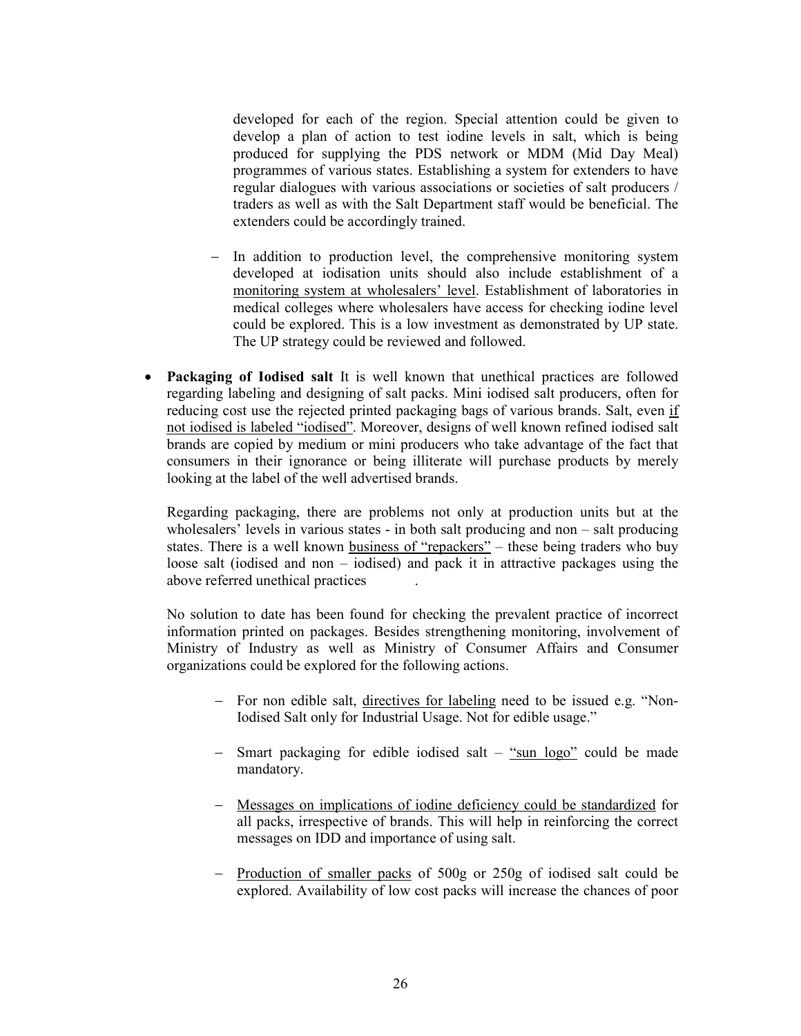developed for each of the region. Special attention could be given to develop a plan of action to test iodine levels in salt, which is being produced for supplying the PDS network or MDM (Mid Day Meal) programmes of various states. Establishing a system for extenders to have regular dialogues with various associations or societies of salt producers / traders as well as with the Salt Department staff would be beneficial. The extenders could be accordingly trained.

  - In addition to production level, the comprehensive monitoring system developed at iodisation units should also include establishment of a <u>monitoring system at wholesalers' level</u>. Establishment of laboratories in medical colleges where wholesalers have access for checking iodine level could be explored. This is a low investment as demonstrated by UP state. The UP strategy could be reviewed and followed.

- **Packaging of Iodised salt** It is well known that unethical practices are followed regarding labeling and designing of salt packs. Mini iodised salt producers, often for reducing cost use the rejected printed packaging bags of various brands. Salt, even <u>if not iodised is labeled "iodised"</u>. Moreover, designs of well known refined iodised salt brands are copied by medium or mini producers who take advantage of the fact that consumers in their ignorance or being illiterate will purchase products by merely looking at the label of the well advertised brands.

  Regarding packaging, there are problems not only at production units but at the wholesalers' levels in various states - in both salt producing and non – salt producing states. There is a well known <u>business of "repackers"</u> – these being traders who buy loose salt (iodised and non – iodised) and pack it in attractive packages using the above referred unethical practices.

  No solution to date has been found for checking the prevalent practice of incorrect information printed on packages. Besides strengthening monitoring, involvement of Ministry of Industry as well as Ministry of Consumer Affairs and Consumer organizations could be explored for the following actions.

  - For non edible salt, <u>directives for labeling</u> need to be issued e.g. "Non-Iodised Salt only for Industrial Usage. Not for edible usage."

  - Smart packaging for edible iodised salt – <u>"sun logo"</u> could be made mandatory.

  - <u>Messages on implications of iodine deficiency could be standardized</u> for all packs, irrespective of brands. This will help in reinforcing the correct messages on IDD and importance of using salt.

  - <u>Production of smaller packs</u> of 500g or 250g of iodised salt could be explored. Availability of low cost packs will increase the chances of poor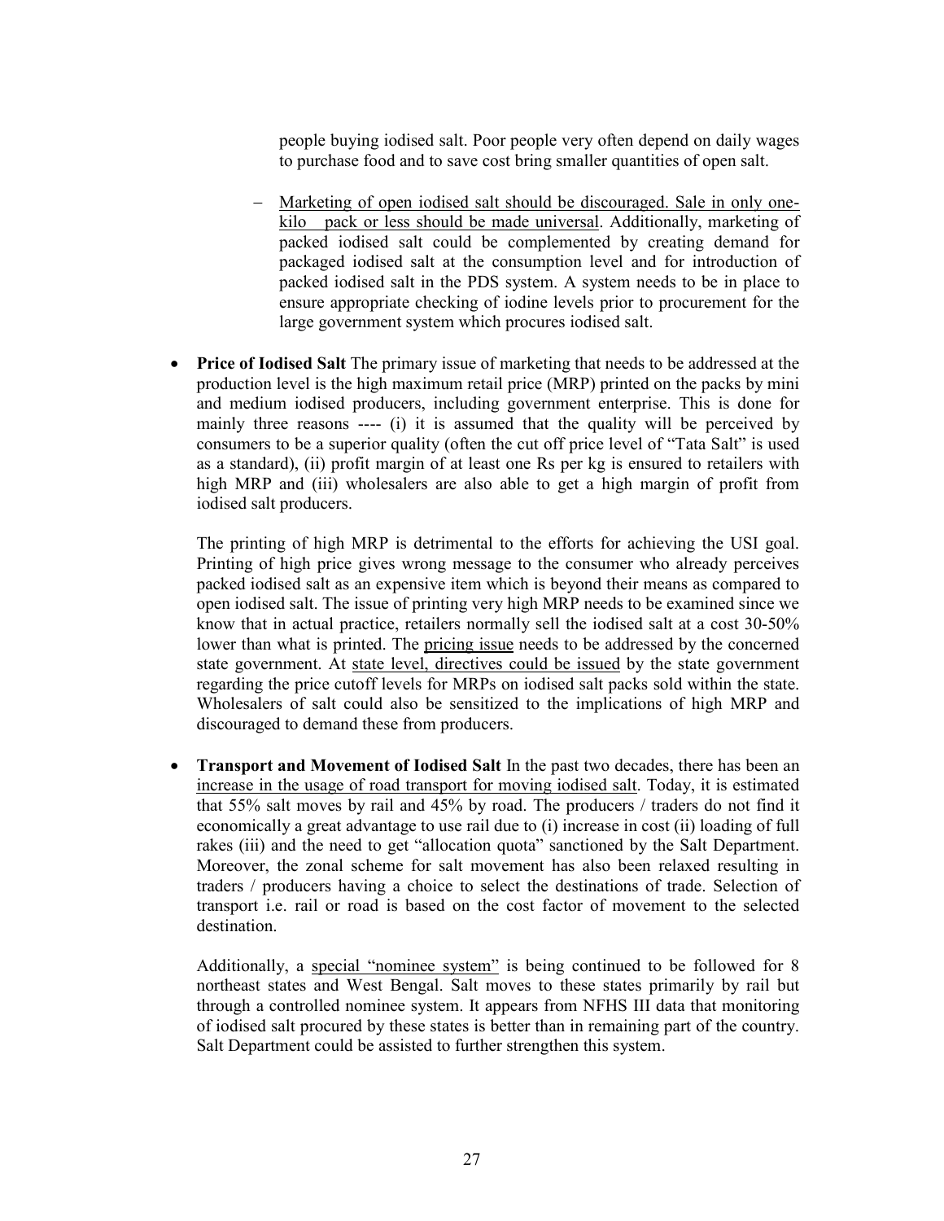people buying iodised salt. Poor people very often depend on daily wages to purchase food and to save cost bring smaller quantities of open salt.

- Marketing of open iodised salt should be discouraged. Sale in only one-kilo pack or less should be made universal. Additionally, marketing of packed iodised salt could be complemented by creating demand for packaged iodised salt at the consumption level and for introduction of packed iodised salt in the PDS system. A system needs to be in place to ensure appropriate checking of iodine levels prior to procurement for the large government system which procures iodised salt.

- **Price of Iodised Salt** The primary issue of marketing that needs to be addressed at the production level is the high maximum retail price (MRP) printed on the packs by mini and medium iodised producers, including government enterprise. This is done for mainly three reasons ---- (i) it is assumed that the quality will be perceived by consumers to be a superior quality (often the cut off price level of "Tata Salt" is used as a standard), (ii) profit margin of at least one Rs per kg is ensured to retailers with high MRP and (iii) wholesalers are also able to get a high margin of profit from iodised salt producers.

  The printing of high MRP is detrimental to the efforts for achieving the USI goal. Printing of high price gives wrong message to the consumer who already perceives packed iodised salt as an expensive item which is beyond their means as compared to open iodised salt. The issue of printing very high MRP needs to be examined since we know that in actual practice, retailers normally sell the iodised salt at a cost 30-50% lower than what is printed. The pricing issue needs to be addressed by the concerned state government. At state level, directives could be issued by the state government regarding the price cutoff levels for MRPs on iodised salt packs sold within the state. Wholesalers of salt could also be sensitized to the implications of high MRP and discouraged to demand these from producers.

- **Transport and Movement of Iodised Salt** In the past two decades, there has been an increase in the usage of road transport for moving iodised salt. Today, it is estimated that 55% salt moves by rail and 45% by road. The producers / traders do not find it economically a great advantage to use rail due to (i) increase in cost (ii) loading of full rakes (iii) and the need to get "allocation quota" sanctioned by the Salt Department. Moreover, the zonal scheme for salt movement has also been relaxed resulting in traders / producers having a choice to select the destinations of trade. Selection of transport i.e. rail or road is based on the cost factor of movement to the selected destination.

  Additionally, a special "nominee system" is being continued to be followed for 8 northeast states and West Bengal. Salt moves to these states primarily by rail but through a controlled nominee system. It appears from NFHS III data that monitoring of iodised salt procured by these states is better than in remaining part of the country. Salt Department could be assisted to further strengthen this system.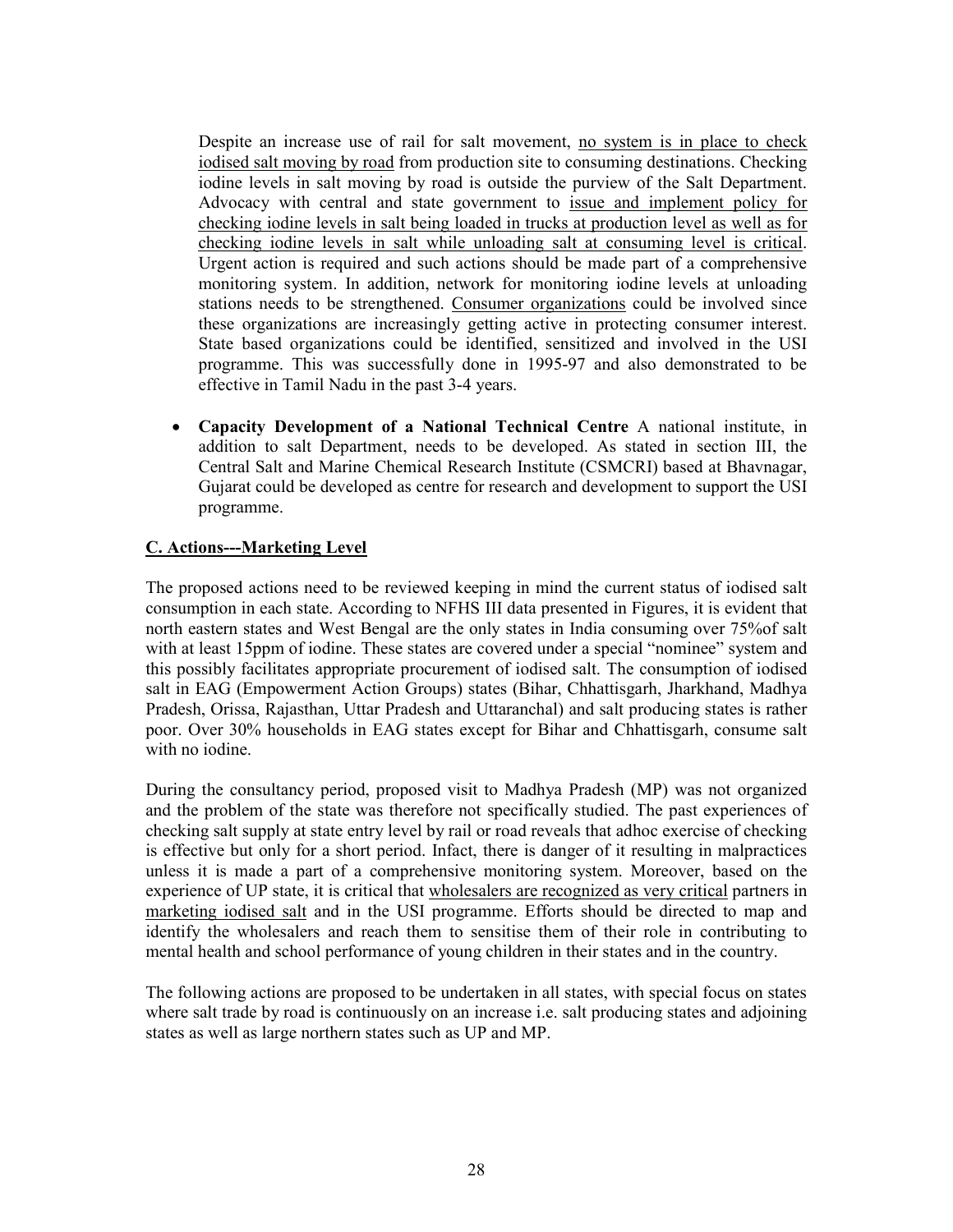Despite an increase use of rail for salt movement, no system is in place to check iodised salt moving by road from production site to consuming destinations. Checking iodine levels in salt moving by road is outside the purview of the Salt Department. Advocacy with central and state government to issue and implement policy for checking iodine levels in salt being loaded in trucks at production level as well as for checking iodine levels in salt while unloading salt at consuming level is critical. Urgent action is required and such actions should be made part of a comprehensive monitoring system. In addition, network for monitoring iodine levels at unloading stations needs to be strengthened. Consumer organizations could be involved since these organizations are increasingly getting active in protecting consumer interest. State based organizations could be identified, sensitized and involved in the USI programme. This was successfully done in 1995-97 and also demonstrated to be effective in Tamil Nadu in the past 3-4 years.

- **Capacity Development of a National Technical Centre** A national institute, in addition to salt Department, needs to be developed. As stated in section III, the Central Salt and Marine Chemical Research Institute (CSMCRI) based at Bhavnagar, Gujarat could be developed as centre for research and development to support the USI programme.

## C. Actions---Marketing Level

The proposed actions need to be reviewed keeping in mind the current status of iodised salt consumption in each state. According to NFHS III data presented in Figures, it is evident that north eastern states and West Bengal are the only states in India consuming over 75%of salt with at least 15ppm of iodine. These states are covered under a special "nominee" system and this possibly facilitates appropriate procurement of iodised salt. The consumption of iodised salt in EAG (Empowerment Action Groups) states (Bihar, Chhattisgarh, Jharkhand, Madhya Pradesh, Orissa, Rajasthan, Uttar Pradesh and Uttaranchal) and salt producing states is rather poor. Over 30% households in EAG states except for Bihar and Chhattisgarh, consume salt with no iodine.

During the consultancy period, proposed visit to Madhya Pradesh (MP) was not organized and the problem of the state was therefore not specifically studied. The past experiences of checking salt supply at state entry level by rail or road reveals that adhoc exercise of checking is effective but only for a short period. Infact, there is danger of it resulting in malpractices unless it is made a part of a comprehensive monitoring system. Moreover, based on the experience of UP state, it is critical that wholesalers are recognized as very critical partners in marketing iodised salt and in the USI programme. Efforts should be directed to map and identify the wholesalers and reach them to sensitise them of their role in contributing to mental health and school performance of young children in their states and in the country.

The following actions are proposed to be undertaken in all states, with special focus on states where salt trade by road is continuously on an increase i.e. salt producing states and adjoining states as well as large northern states such as UP and MP.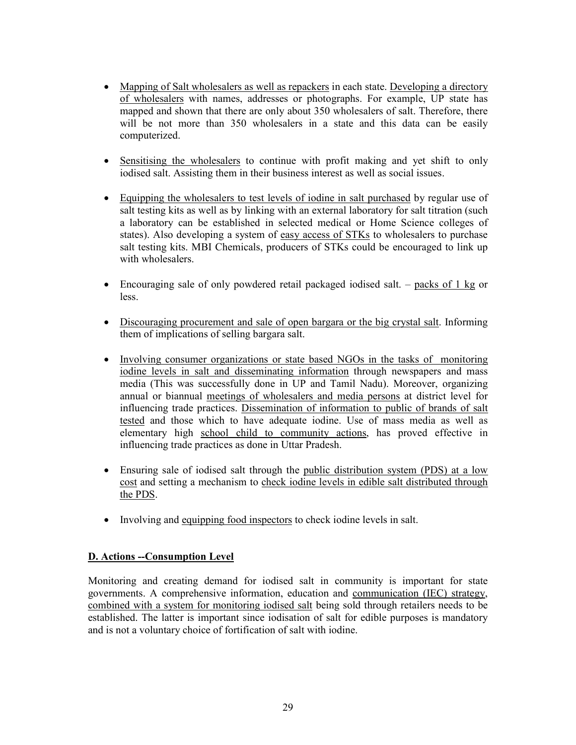- Mapping of Salt wholesalers as well as repackers in each state. Developing a directory of wholesalers with names, addresses or photographs. For example, UP state has mapped and shown that there are only about 350 wholesalers of salt. Therefore, there will be not more than 350 wholesalers in a state and this data can be easily computerized.

- Sensitising the wholesalers to continue with profit making and yet shift to only iodised salt. Assisting them in their business interest as well as social issues.

- Equipping the wholesalers to test levels of iodine in salt purchased by regular use of salt testing kits as well as by linking with an external laboratory for salt titration (such a laboratory can be established in selected medical or Home Science colleges of states). Also developing a system of easy access of STKs to wholesalers to purchase salt testing kits. MBI Chemicals, producers of STKs could be encouraged to link up with wholesalers.

- Encouraging sale of only powdered retail packaged iodised salt. – packs of 1 kg or less.

- Discouraging procurement and sale of open bargara or the big crystal salt. Informing them of implications of selling bargara salt.

- Involving consumer organizations or state based NGOs in the tasks of monitoring iodine levels in salt and disseminating information through newspapers and mass media (This was successfully done in UP and Tamil Nadu). Moreover, organizing annual or biannual meetings of wholesalers and media persons at district level for influencing trade practices. Dissemination of information to public of brands of salt tested and those which to have adequate iodine. Use of mass media as well as elementary high school child to community actions, has proved effective in influencing trade practices as done in Uttar Pradesh.

- Ensuring sale of iodised salt through the public distribution system (PDS) at a low cost and setting a mechanism to check iodine levels in edible salt distributed through the PDS.

- Involving and equipping food inspectors to check iodine levels in salt.

## D. Actions --Consumption Level

Monitoring and creating demand for iodised salt in community is important for state governments. A comprehensive information, education and communication (IEC) strategy, combined with a system for monitoring iodised salt being sold through retailers needs to be established. The latter is important since iodisation of salt for edible purposes is mandatory and is not a voluntary choice of fortification of salt with iodine.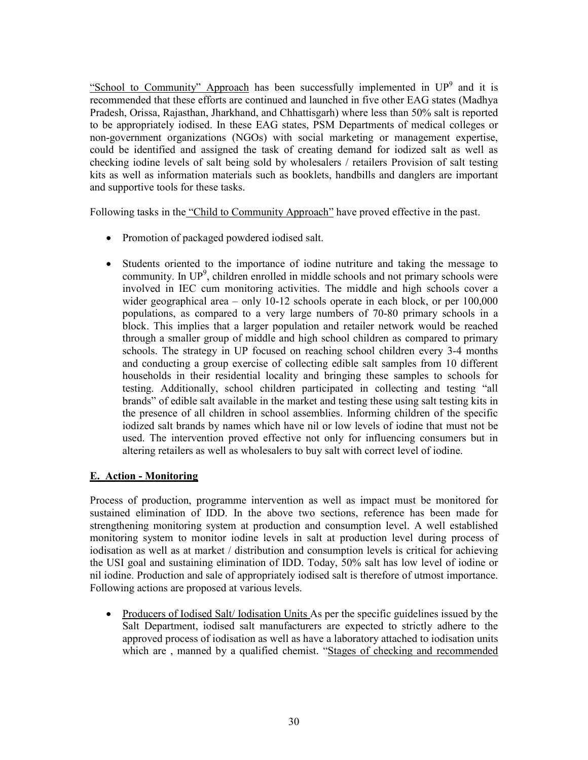"School to Community" Approach has been successfully implemented in UP[9] and it is recommended that these efforts are continued and launched in five other EAG states (Madhya Pradesh, Orissa, Rajasthan, Jharkhand, and Chhattisgarh) where less than 50% salt is reported to be appropriately iodised. In these EAG states, PSM Departments of medical colleges or non-government organizations (NGOs) with social marketing or management expertise, could be identified and assigned the task of creating demand for iodized salt as well as checking iodine levels of salt being sold by wholesalers / retailers Provision of salt testing kits as well as information materials such as booklets, handbills and danglers are important and supportive tools for these tasks.

Following tasks in the "Child to Community Approach" have proved effective in the past.

- Promotion of packaged powdered iodised salt.
- Students oriented to the importance of iodine nutriture and taking the message to community. In UP[9], children enrolled in middle schools and not primary schools were involved in IEC cum monitoring activities. The middle and high schools cover a wider geographical area – only 10-12 schools operate in each block, or per 100,000 populations, as compared to a very large numbers of 70-80 primary schools in a block. This implies that a larger population and retailer network would be reached through a smaller group of middle and high school children as compared to primary schools. The strategy in UP focused on reaching school children every 3-4 months and conducting a group exercise of collecting edible salt samples from 10 different households in their residential locality and bringing these samples to schools for testing. Additionally, school children participated in collecting and testing "all brands" of edible salt available in the market and testing these using salt testing kits in the presence of all children in school assemblies. Informing children of the specific iodized salt brands by names which have nil or low levels of iodine that must not be used. The intervention proved effective not only for influencing consumers but in altering retailers as well as wholesalers to buy salt with correct level of iodine.

## E. Action - Monitoring

Process of production, programme intervention as well as impact must be monitored for sustained elimination of IDD. In the above two sections, reference has been made for strengthening monitoring system at production and consumption level. A well established monitoring system to monitor iodine levels in salt at production level during process of iodisation as well as at market / distribution and consumption levels is critical for achieving the USI goal and sustaining elimination of IDD. Today, 50% salt has low level of iodine or nil iodine. Production and sale of appropriately iodised salt is therefore of utmost importance. Following actions are proposed at various levels.

- Producers of Iodised Salt/ Iodisation Units As per the specific guidelines issued by the Salt Department, iodised salt manufacturers are expected to strictly adhere to the approved process of iodisation as well as have a laboratory attached to iodisation units which are , manned by a qualified chemist. "Stages of checking and recommended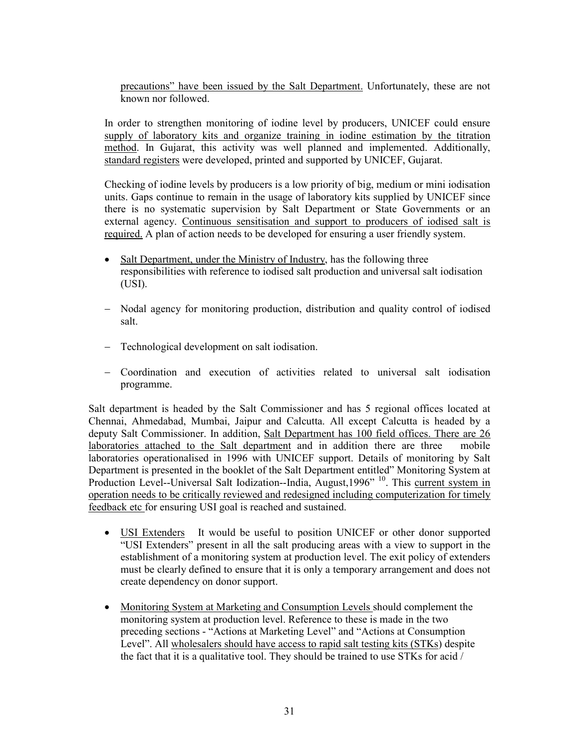precautions" have been issued by the Salt Department. Unfortunately, these are not known nor followed.

In order to strengthen monitoring of iodine level by producers, UNICEF could ensure supply of laboratory kits and organize training in iodine estimation by the titration method. In Gujarat, this activity was well planned and implemented. Additionally, standard registers were developed, printed and supported by UNICEF, Gujarat.

Checking of iodine levels by producers is a low priority of big, medium or mini iodisation units. Gaps continue to remain in the usage of laboratory kits supplied by UNICEF since there is no systematic supervision by Salt Department or State Governments or an external agency. Continuous sensitisation and support to producers of iodised salt is required. A plan of action needs to be developed for ensuring a user friendly system.

- Salt Department, under the Ministry of Industry, has the following three responsibilities with reference to iodised salt production and universal salt iodisation (USI).

– Nodal agency for monitoring production, distribution and quality control of iodised salt.

– Technological development on salt iodisation.

– Coordination and execution of activities related to universal salt iodisation programme.

Salt department is headed by the Salt Commissioner and has 5 regional offices located at Chennai, Ahmedabad, Mumbai, Jaipur and Calcutta. All except Calcutta is headed by a deputy Salt Commissioner. In addition, Salt Department has 100 field offices. There are 26 laboratories attached to the Salt department and in addition there are three mobile laboratories operationalised in 1996 with UNICEF support. Details of monitoring by Salt Department is presented in the booklet of the Salt Department entitled" Monitoring System at Production Level--Universal Salt Iodization--India, August,1996" [10]. This current system in operation needs to be critically reviewed and redesigned including computerization for timely feedback etc for ensuring USI goal is reached and sustained.

- USI Extenders It would be useful to position UNICEF or other donor supported "USI Extenders" present in all the salt producing areas with a view to support in the establishment of a monitoring system at production level. The exit policy of extenders must be clearly defined to ensure that it is only a temporary arrangement and does not create dependency on donor support.

- Monitoring System at Marketing and Consumption Levels should complement the monitoring system at production level. Reference to these is made in the two preceding sections - "Actions at Marketing Level" and "Actions at Consumption Level". All wholesalers should have access to rapid salt testing kits (STKs) despite the fact that it is a qualitative tool. They should be trained to use STKs for acid /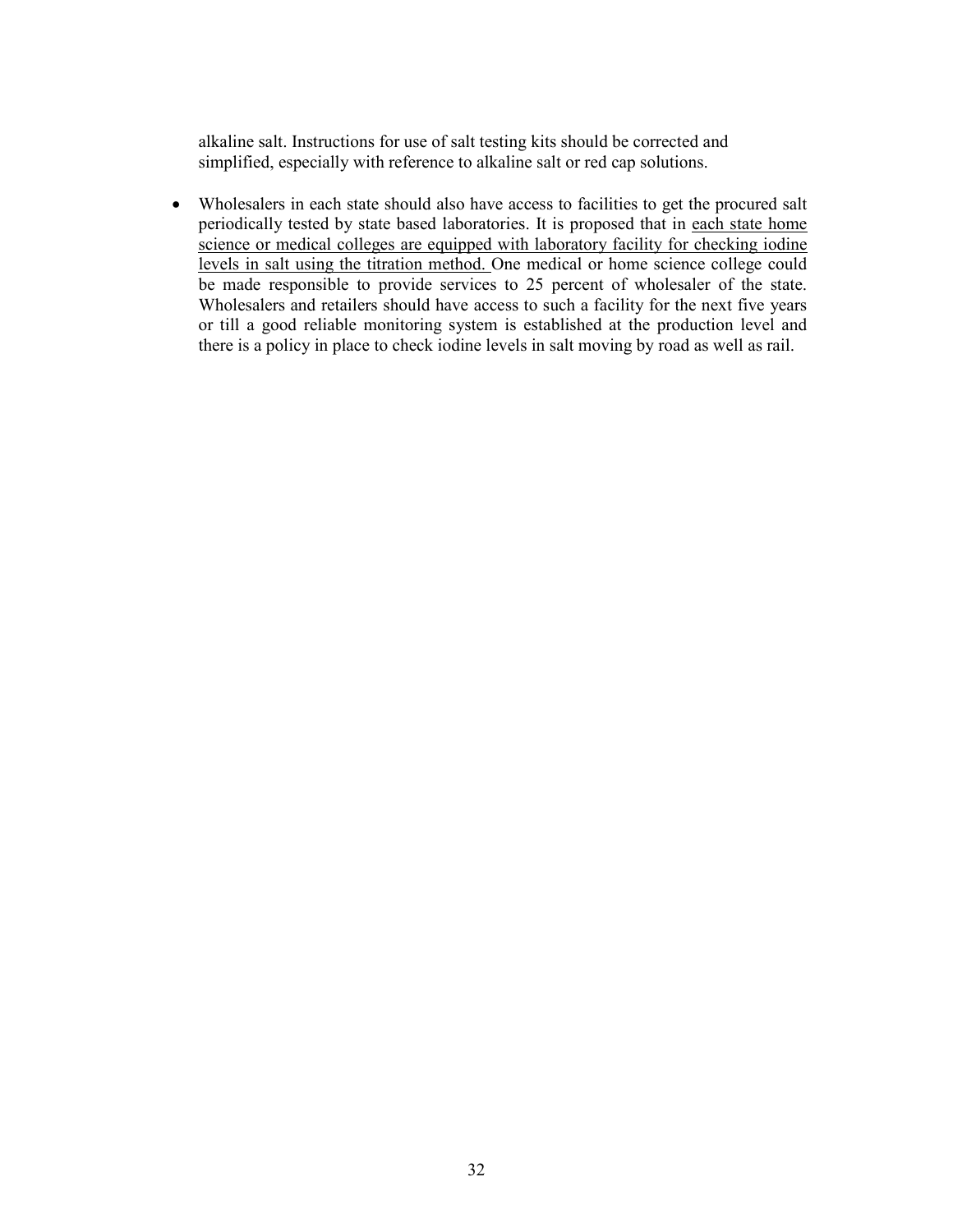alkaline salt. Instructions for use of salt testing kits should be corrected and simplified, especially with reference to alkaline salt or red cap solutions.

- Wholesalers in each state should also have access to facilities to get the procured salt periodically tested by state based laboratories. It is proposed that in <u>each state home science or medical colleges are equipped with laboratory facility for checking iodine levels in salt using the titration method.</u> One medical or home science college could be made responsible to provide services to 25 percent of wholesaler of the state. Wholesalers and retailers should have access to such a facility for the next five years or till a good reliable monitoring system is established at the production level and there is a policy in place to check iodine levels in salt moving by road as well as rail.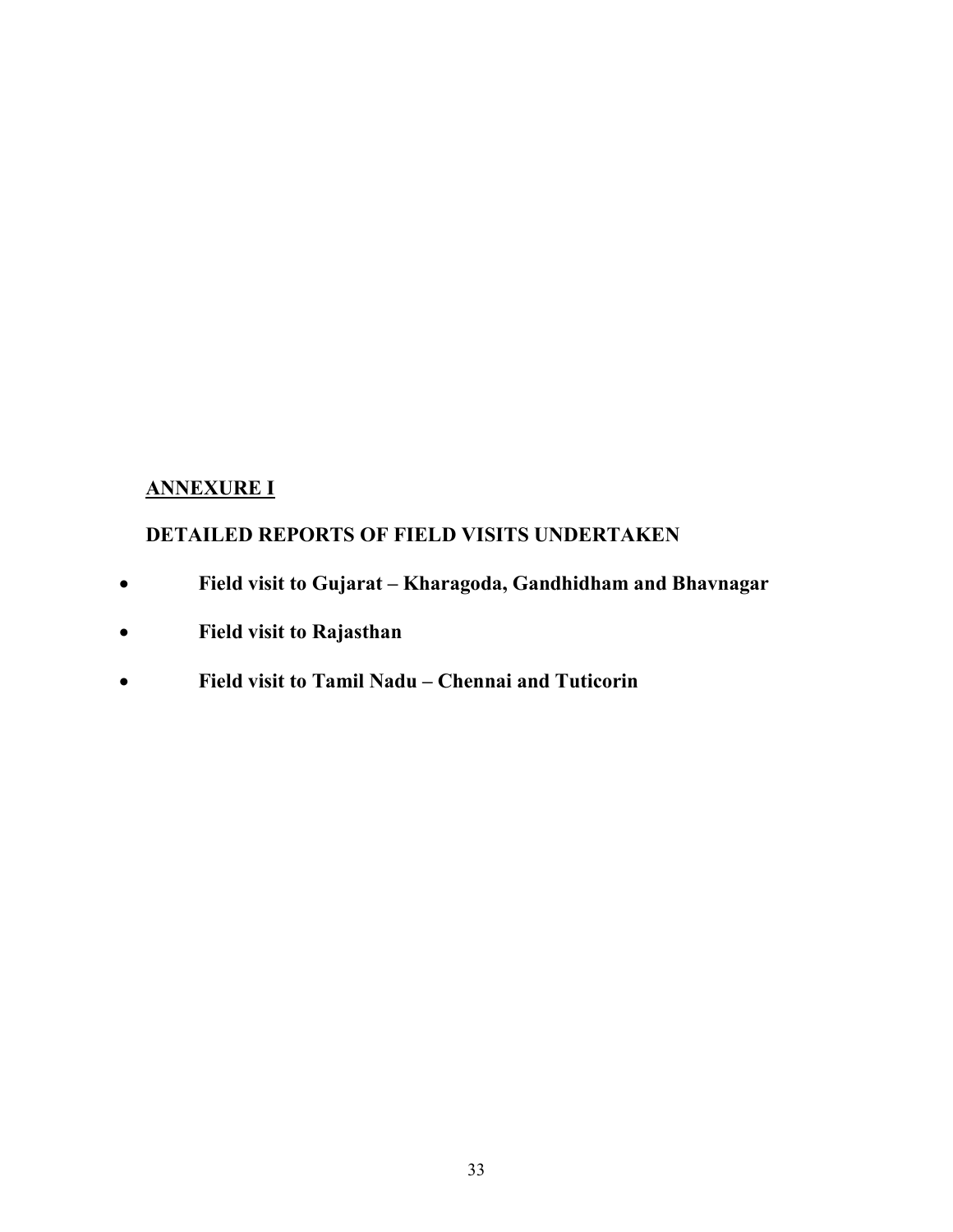## **ANNEXURE I**

## DETAILED REPORTS OF FIELD VISITS UNDERTAKEN

- **Field visit to Gujarat – Kharagoda, Gandhidham and Bhavnagar**
- **Field visit to Rajasthan**
- **Field visit to Tamil Nadu – Chennai and Tuticorin**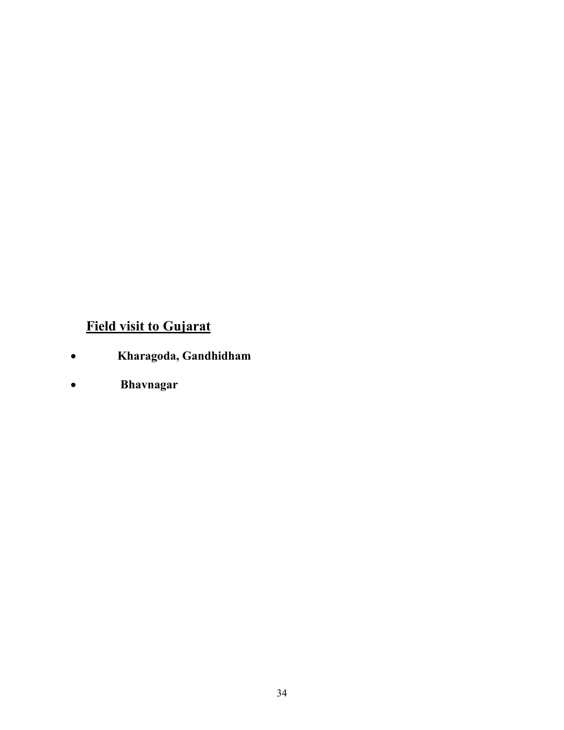## Field visit to Gujarat

- **Kharagoda, Gandhidham**
- **Bhavnagar**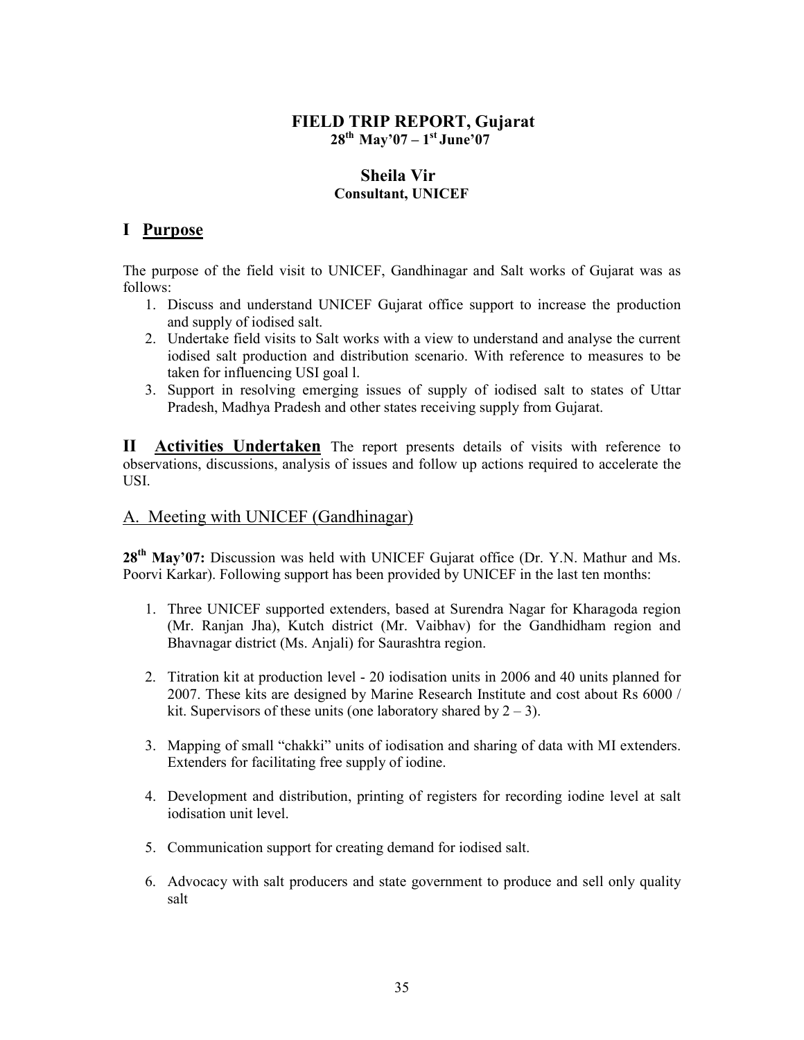# FIELD TRIP REPORT, Gujarat

**28th May'07 – 1st June'07**

**Sheila Vir**

**Consultant, UNICEF**

## I Purpose

The purpose of the field visit to UNICEF, Gandhinagar and Salt works of Gujarat was as follows:

1. Discuss and understand UNICEF Gujarat office support to increase the production and supply of iodised salt.
2. Undertake field visits to Salt works with a view to understand and analyse the current iodised salt production and distribution scenario. With reference to measures to be taken for influencing USI goal l.
3. Support in resolving emerging issues of supply of iodised salt to states of Uttar Pradesh, Madhya Pradesh and other states receiving supply from Gujarat.

## II Activities Undertaken

The report presents details of visits with reference to observations, discussions, analysis of issues and follow up actions required to accelerate the USI.

### A. Meeting with UNICEF (Gandhinagar)

**28th May'07:** Discussion was held with UNICEF Gujarat office (Dr. Y.N. Mathur and Ms. Poorvi Karkar). Following support has been provided by UNICEF in the last ten months:

1. Three UNICEF supported extenders, based at Surendra Nagar for Kharagoda region (Mr. Ranjan Jha), Kutch district (Mr. Vaibhav) for the Gandhidham region and Bhavnagar district (Ms. Anjali) for Saurashtra region.

2. Titration kit at production level - 20 iodisation units in 2006 and 40 units planned for 2007. These kits are designed by Marine Research Institute and cost about Rs 6000 / kit. Supervisors of these units (one laboratory shared by 2 – 3).

3. Mapping of small "chakki" units of iodisation and sharing of data with MI extenders. Extenders for facilitating free supply of iodine.

4. Development and distribution, printing of registers for recording iodine level at salt iodisation unit level.

5. Communication support for creating demand for iodised salt.

6. Advocacy with salt producers and state government to produce and sell only quality salt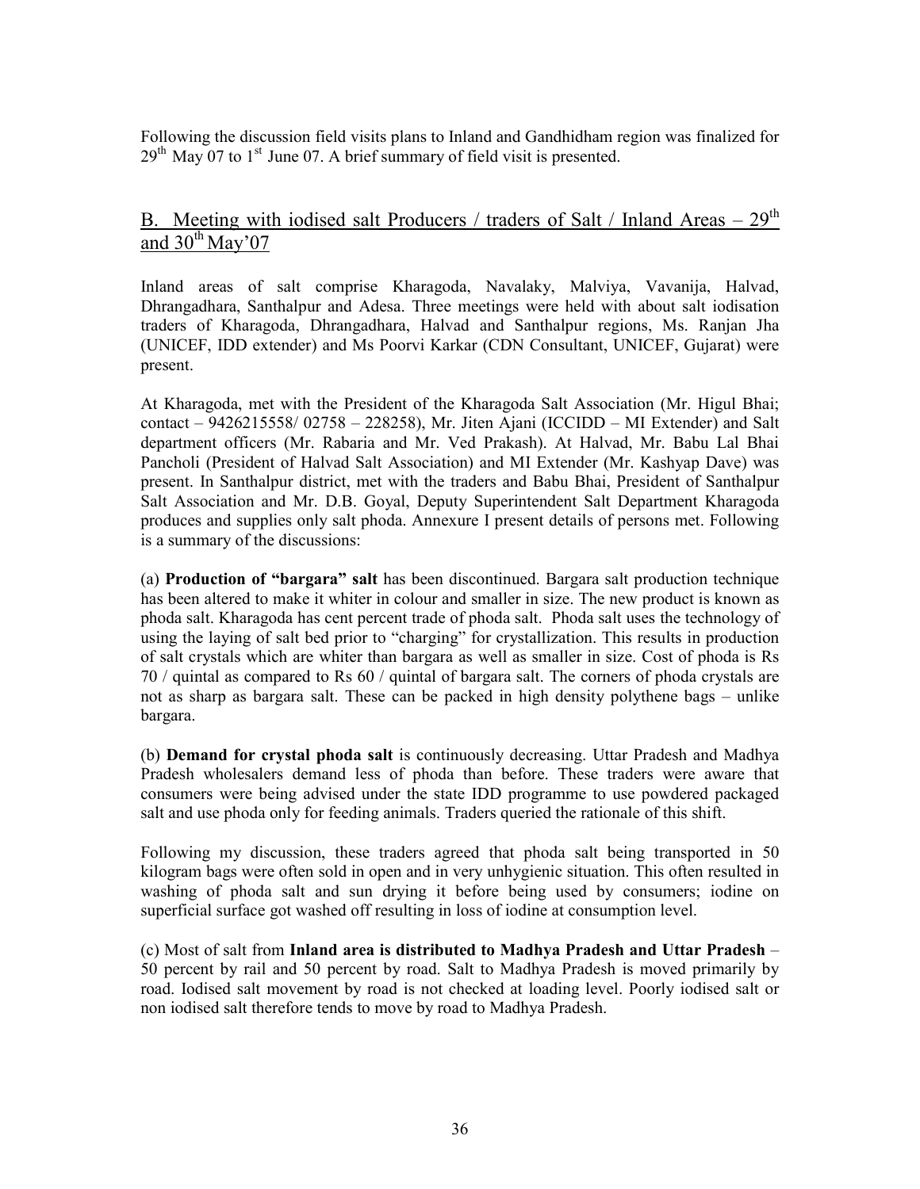Following the discussion field visits plans to Inland and Gandhidham region was finalized for 29th May 07 to 1st June 07. A brief summary of field visit is presented.

## B. Meeting with iodised salt Producers / traders of Salt / Inland Areas – 29th and 30th May'07

Inland areas of salt comprise Kharagoda, Navalaky, Malviya, Vavanija, Halvad, Dhrangadhara, Santhalpur and Adesa. Three meetings were held with about salt iodisation traders of Kharagoda, Dhrangadhara, Halvad and Santhalpur regions, Ms. Ranjan Jha (UNICEF, IDD extender) and Ms Poorvi Karkar (CDN Consultant, UNICEF, Gujarat) were present.

At Kharagoda, met with the President of the Kharagoda Salt Association (Mr. Higul Bhai; contact – 9426215558/ 02758 – 228258), Mr. Jiten Ajani (ICCIDD – MI Extender) and Salt department officers (Mr. Rabaria and Mr. Ved Prakash). At Halvad, Mr. Babu Lal Bhai Pancholi (President of Halvad Salt Association) and MI Extender (Mr. Kashyap Dave) was present. In Santhalpur district, met with the traders and Babu Bhai, President of Santhalpur Salt Association and Mr. D.B. Goyal, Deputy Superintendent Salt Department Kharagoda produces and supplies only salt phoda. Annexure I present details of persons met. Following is a summary of the discussions:

(a) **Production of "bargara" salt** has been discontinued. Bargara salt production technique has been altered to make it whiter in colour and smaller in size. The new product is known as phoda salt. Kharagoda has cent percent trade of phoda salt. Phoda salt uses the technology of using the laying of salt bed prior to "charging" for crystallization. This results in production of salt crystals which are whiter than bargara as well as smaller in size. Cost of phoda is Rs 70 / quintal as compared to Rs 60 / quintal of bargara salt. The corners of phoda crystals are not as sharp as bargara salt. These can be packed in high density polythene bags – unlike bargara.

(b) **Demand for crystal phoda salt** is continuously decreasing. Uttar Pradesh and Madhya Pradesh wholesalers demand less of phoda than before. These traders were aware that consumers were being advised under the state IDD programme to use powdered packaged salt and use phoda only for feeding animals. Traders queried the rationale of this shift.

Following my discussion, these traders agreed that phoda salt being transported in 50 kilogram bags were often sold in open and in very unhygienic situation. This often resulted in washing of phoda salt and sun drying it before being used by consumers; iodine on superficial surface got washed off resulting in loss of iodine at consumption level.

(c) Most of salt from **Inland area is distributed to Madhya Pradesh and Uttar Pradesh** – 50 percent by rail and 50 percent by road. Salt to Madhya Pradesh is moved primarily by road. Iodised salt movement by road is not checked at loading level. Poorly iodised salt or non iodised salt therefore tends to move by road to Madhya Pradesh.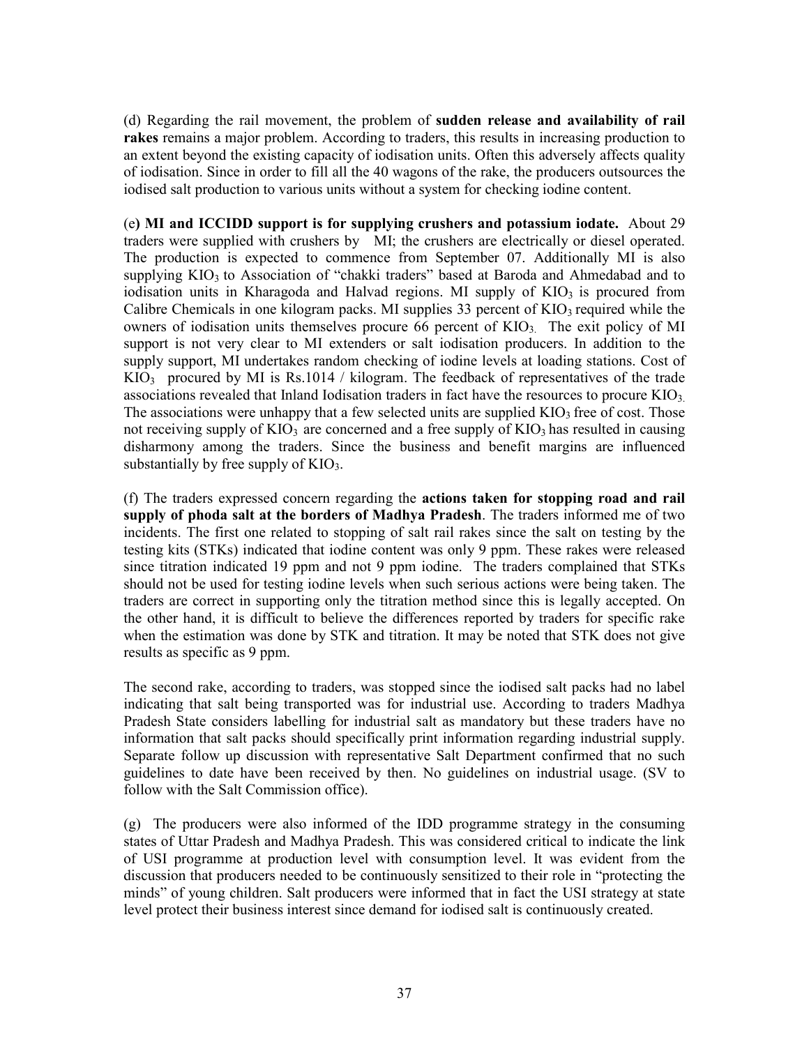(d) Regarding the rail movement, the problem of **sudden release and availability of rail rakes** remains a major problem. According to traders, this results in increasing production to an extent beyond the existing capacity of iodisation units. Often this adversely affects quality of iodisation. Since in order to fill all the 40 wagons of the rake, the producers outsources the iodised salt production to various units without a system for checking iodine content.

(e**) MI and ICCIDD support is for supplying crushers and potassium iodate.** About 29 traders were supplied with crushers by MI; the crushers are electrically or diesel operated. The production is expected to commence from September 07. Additionally MI is also supplying $KIO_3$ to Association of "chakki traders" based at Baroda and Ahmedabad and to iodisation units in Kharagoda and Halvad regions. MI supply of $KIO_3$ is procured from Calibre Chemicals in one kilogram packs. MI supplies 33 percent of $KIO_3$ required while the owners of iodisation units themselves procure 66 percent of $KIO_3$. The exit policy of MI support is not very clear to MI extenders or salt iodisation producers. In addition to the supply support, MI undertakes random checking of iodine levels at loading stations. Cost of $KIO_3$ procured by MI is Rs.1014 / kilogram. The feedback of representatives of the trade associations revealed that Inland Iodisation traders in fact have the resources to procure $KIO_3$. The associations were unhappy that a few selected units are supplied $KIO_3$ free of cost. Those not receiving supply of $KIO_3$ are concerned and a free supply of $KIO_3$ has resulted in causing disharmony among the traders. Since the business and benefit margins are influenced substantially by free supply of $KIO_3$.

(f) The traders expressed concern regarding the **actions taken for stopping road and rail supply of phoda salt at the borders of Madhya Pradesh**. The traders informed me of two incidents. The first one related to stopping of salt rail rakes since the salt on testing by the testing kits (STKs) indicated that iodine content was only 9 ppm. These rakes were released since titration indicated 19 ppm and not 9 ppm iodine. The traders complained that STKs should not be used for testing iodine levels when such serious actions were being taken. The traders are correct in supporting only the titration method since this is legally accepted. On the other hand, it is difficult to believe the differences reported by traders for specific rake when the estimation was done by STK and titration. It may be noted that STK does not give results as specific as 9 ppm.

The second rake, according to traders, was stopped since the iodised salt packs had no label indicating that salt being transported was for industrial use. According to traders Madhya Pradesh State considers labelling for industrial salt as mandatory but these traders have no information that salt packs should specifically print information regarding industrial supply. Separate follow up discussion with representative Salt Department confirmed that no such guidelines to date have been received by then. No guidelines on industrial usage. (SV to follow with the Salt Commission office).

(g) The producers were also informed of the IDD programme strategy in the consuming states of Uttar Pradesh and Madhya Pradesh. This was considered critical to indicate the link of USI programme at production level with consumption level. It was evident from the discussion that producers needed to be continuously sensitized to their role in "protecting the minds" of young children. Salt producers were informed that in fact the USI strategy at state level protect their business interest since demand for iodised salt is continuously created.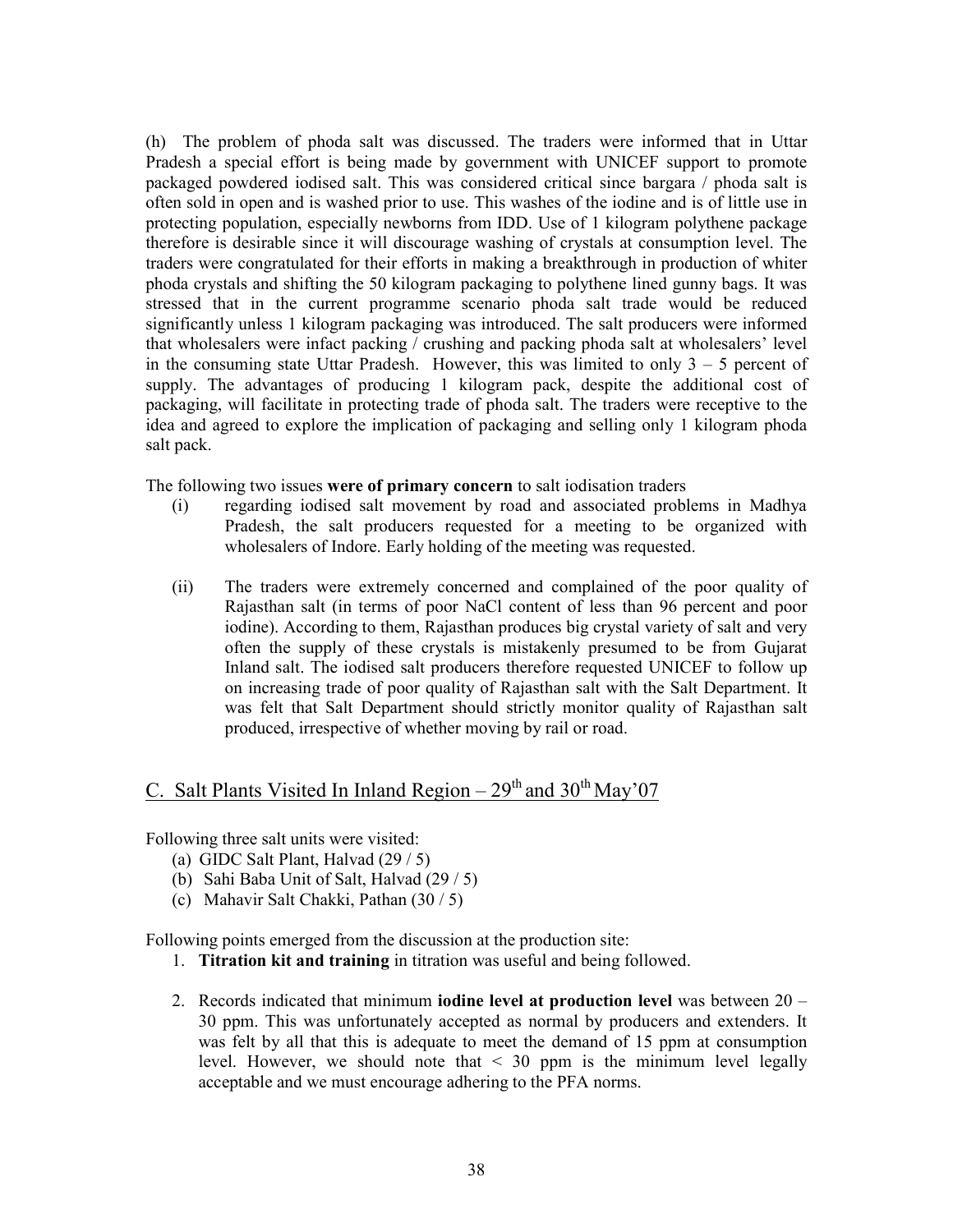(h) The problem of phoda salt was discussed. The traders were informed that in Uttar Pradesh a special effort is being made by government with UNICEF support to promote packaged powdered iodised salt. This was considered critical since bargara / phoda salt is often sold in open and is washed prior to use. This washes of the iodine and is of little use in protecting population, especially newborns from IDD. Use of 1 kilogram polythene package therefore is desirable since it will discourage washing of crystals at consumption level. The traders were congratulated for their efforts in making a breakthrough in production of whiter phoda crystals and shifting the 50 kilogram packaging to polythene lined gunny bags. It was stressed that in the current programme scenario phoda salt trade would be reduced significantly unless 1 kilogram packaging was introduced. The salt producers were informed that wholesalers were infact packing / crushing and packing phoda salt at wholesalers' level in the consuming state Uttar Pradesh. However, this was limited to only 3 – 5 percent of supply. The advantages of producing 1 kilogram pack, despite the additional cost of packaging, will facilitate in protecting trade of phoda salt. The traders were receptive to the idea and agreed to explore the implication of packaging and selling only 1 kilogram phoda salt pack.

The following two issues **were of primary concern** to salt iodisation traders

(i) regarding iodised salt movement by road and associated problems in Madhya Pradesh, the salt producers requested for a meeting to be organized with wholesalers of Indore. Early holding of the meeting was requested.

(ii) The traders were extremely concerned and complained of the poor quality of Rajasthan salt (in terms of poor NaCl content of less than 96 percent and poor iodine). According to them, Rajasthan produces big crystal variety of salt and very often the supply of these crystals is mistakenly presumed to be from Gujarat Inland salt. The iodised salt producers therefore requested UNICEF to follow up on increasing trade of poor quality of Rajasthan salt with the Salt Department. It was felt that Salt Department should strictly monitor quality of Rajasthan salt produced, irrespective of whether moving by rail or road.

## C. Salt Plants Visited In Inland Region – 29th and 30th May'07

Following three salt units were visited:

(a) GIDC Salt Plant, Halvad (29 / 5)
(b) Sahi Baba Unit of Salt, Halvad (29 / 5)
(c) Mahavir Salt Chakki, Pathan (30 / 5)

Following points emerged from the discussion at the production site:

1. **Titration kit and training** in titration was useful and being followed.

2. Records indicated that minimum **iodine level at production level** was between 20 – 30 ppm. This was unfortunately accepted as normal by producers and extenders. It was felt by all that this is adequate to meet the demand of 15 ppm at consumption level. However, we should note that < 30 ppm is the minimum level legally acceptable and we must encourage adhering to the PFA norms.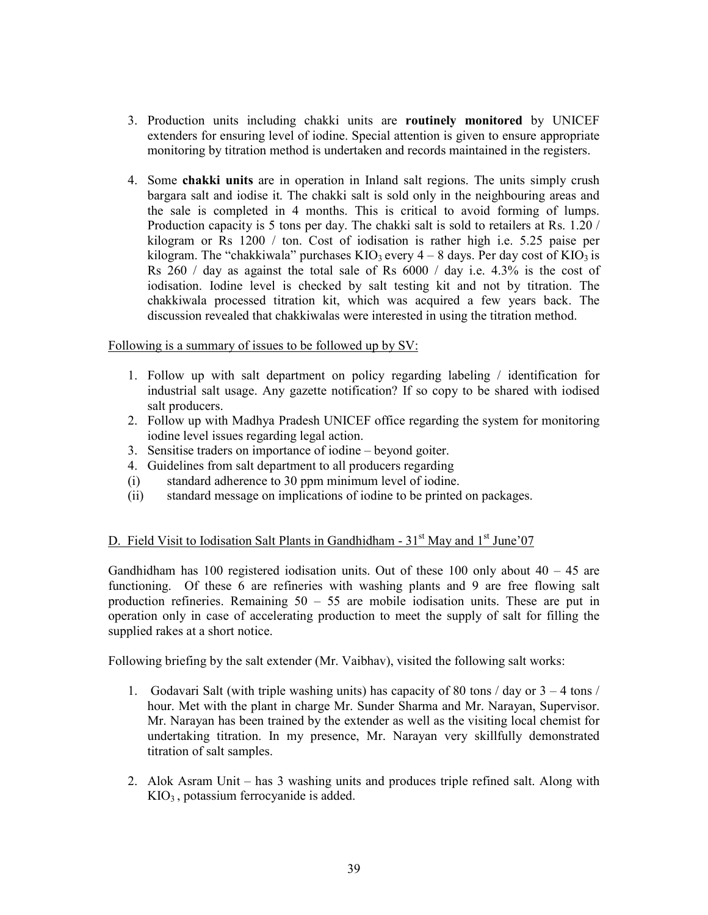3. Production units including chakki units are **routinely monitored** by UNICEF extenders for ensuring level of iodine. Special attention is given to ensure appropriate monitoring by titration method is undertaken and records maintained in the registers.

4. Some **chakki units** are in operation in Inland salt regions. The units simply crush bargara salt and iodise it. The chakki salt is sold only in the neighbouring areas and the sale is completed in 4 months. This is critical to avoid forming of lumps. Production capacity is 5 tons per day. The chakki salt is sold to retailers at Rs. 1.20 / kilogram or Rs 1200 / ton. Cost of iodisation is rather high i.e. 5.25 paise per kilogram. The "chakkiwala" purchases $KIO_3$ every 4 – 8 days. Per day cost of $KIO_3$ is Rs 260 / day as against the total sale of Rs 6000 / day i.e. 4.3% is the cost of iodisation. Iodine level is checked by salt testing kit and not by titration. The chakkiwala processed titration kit, which was acquired a few years back. The discussion revealed that chakkiwalas were interested in using the titration method.

Following is a summary of issues to be followed up by SV:

1. Follow up with salt department on policy regarding labeling / identification for industrial salt usage. Any gazette notification? If so copy to be shared with iodised salt producers.
2. Follow up with Madhya Pradesh UNICEF office regarding the system for monitoring iodine level issues regarding legal action.
3. Sensitise traders on importance of iodine – beyond goiter.
4. Guidelines from salt department to all producers regarding
   - (i) standard adherence to 30 ppm minimum level of iodine.
   - (ii) standard message on implications of iodine to be printed on packages.

D. Field Visit to Iodisation Salt Plants in Gandhidham - 31st May and 1st June'07

Gandhidham has 100 registered iodisation units. Out of these 100 only about 40 – 45 are functioning. Of these 6 are refineries with washing plants and 9 are free flowing salt production refineries. Remaining 50 – 55 are mobile iodisation units. These are put in operation only in case of accelerating production to meet the supply of salt for filling the supplied rakes at a short notice.

Following briefing by the salt extender (Mr. Vaibhav), visited the following salt works:

1. Godavari Salt (with triple washing units) has capacity of 80 tons / day or 3 – 4 tons / hour. Met with the plant in charge Mr. Sunder Sharma and Mr. Narayan, Supervisor. Mr. Narayan has been trained by the extender as well as the visiting local chemist for undertaking titration. In my presence, Mr. Narayan very skillfully demonstrated titration of salt samples.

2. Alok Asram Unit – has 3 washing units and produces triple refined salt. Along with $KIO_3$, potassium ferrocyanide is added.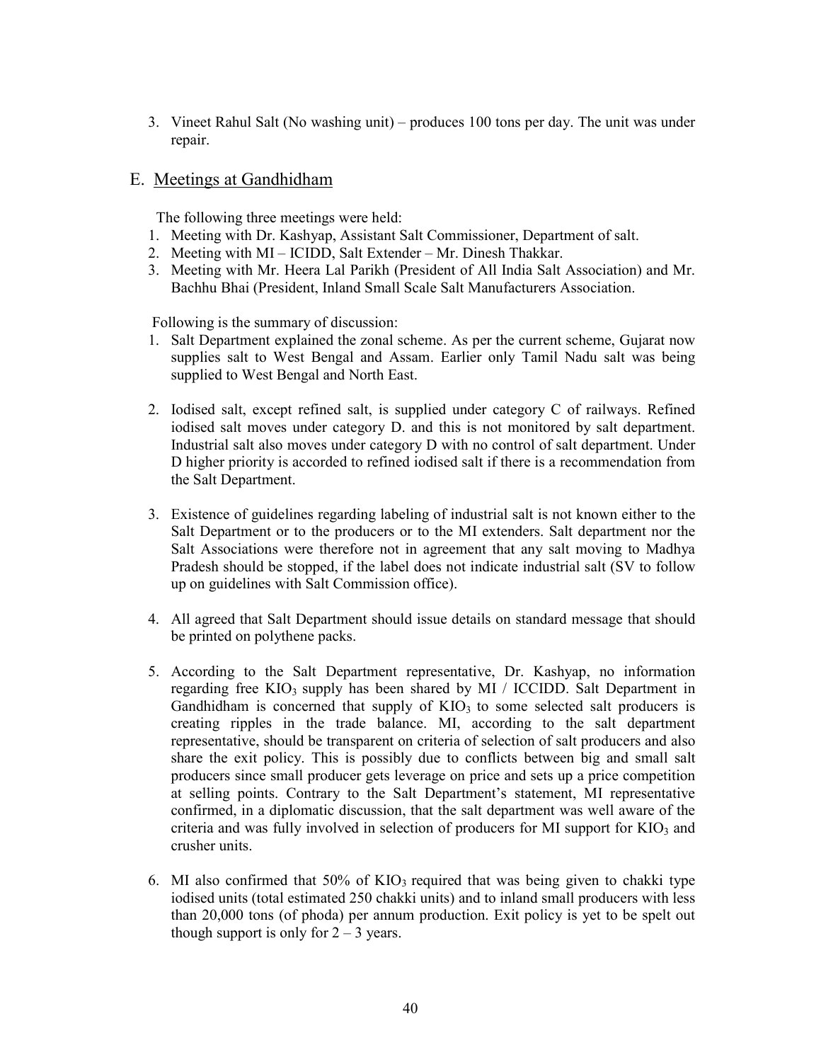3. Vineet Rahul Salt (No washing unit) – produces 100 tons per day. The unit was under repair.

## E. Meetings at Gandhidham

The following three meetings were held:

1. Meeting with Dr. Kashyap, Assistant Salt Commissioner, Department of salt.
2. Meeting with MI – ICIDD, Salt Extender – Mr. Dinesh Thakkar.
3. Meeting with Mr. Heera Lal Parikh (President of All India Salt Association) and Mr. Bachhu Bhai (President, Inland Small Scale Salt Manufacturers Association.

Following is the summary of discussion:

1. Salt Department explained the zonal scheme. As per the current scheme, Gujarat now supplies salt to West Bengal and Assam. Earlier only Tamil Nadu salt was being supplied to West Bengal and North East.

2. Iodised salt, except refined salt, is supplied under category C of railways. Refined iodised salt moves under category D. and this is not monitored by salt department. Industrial salt also moves under category D with no control of salt department. Under D higher priority is accorded to refined iodised salt if there is a recommendation from the Salt Department.

3. Existence of guidelines regarding labeling of industrial salt is not known either to the Salt Department or to the producers or to the MI extenders. Salt department nor the Salt Associations were therefore not in agreement that any salt moving to Madhya Pradesh should be stopped, if the label does not indicate industrial salt (SV to follow up on guidelines with Salt Commission office).

4. All agreed that Salt Department should issue details on standard message that should be printed on polythene packs.

5. According to the Salt Department representative, Dr. Kashyap, no information regarding free $KIO_3$ supply has been shared by MI / ICCIDD. Salt Department in Gandhidham is concerned that supply of $KIO_3$ to some selected salt producers is creating ripples in the trade balance. MI, according to the salt department representative, should be transparent on criteria of selection of salt producers and also share the exit policy. This is possibly due to conflicts between big and small salt producers since small producer gets leverage on price and sets up a price competition at selling points. Contrary to the Salt Department's statement, MI representative confirmed, in a diplomatic discussion, that the salt department was well aware of the criteria and was fully involved in selection of producers for MI support for $KIO_3$ and crusher units.

6. MI also confirmed that 50% of $KIO_3$ required that was being given to chakki type iodised units (total estimated 250 chakki units) and to inland small producers with less than 20,000 tons (of phoda) per annum production. Exit policy is yet to be spelt out though support is only for 2 – 3 years.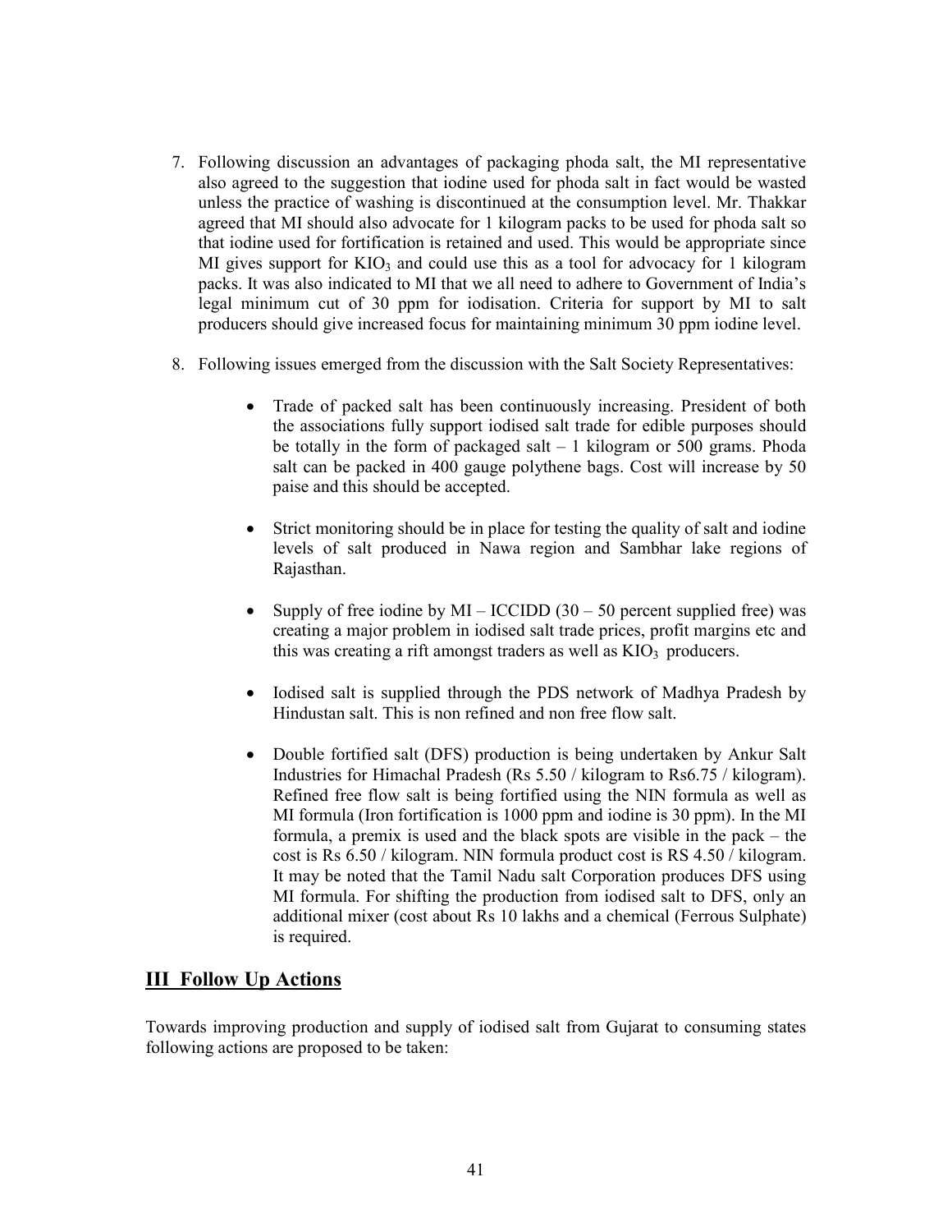7. Following discussion an advantages of packaging phoda salt, the MI representative also agreed to the suggestion that iodine used for phoda salt in fact would be wasted unless the practice of washing is discontinued at the consumption level. Mr. Thakkar agreed that MI should also advocate for 1 kilogram packs to be used for phoda salt so that iodine used for fortification is retained and used. This would be appropriate since MI gives support for $KIO_3$ and could use this as a tool for advocacy for 1 kilogram packs. It was also indicated to MI that we all need to adhere to Government of India's legal minimum cut of 30 ppm for iodisation. Criteria for support by MI to salt producers should give increased focus for maintaining minimum 30 ppm iodine level.

8. Following issues emerged from the discussion with the Salt Society Representatives:

    - Trade of packed salt has been continuously increasing. President of both the associations fully support iodised salt trade for edible purposes should be totally in the form of packaged salt – 1 kilogram or 500 grams. Phoda salt can be packed in 400 gauge polythene bags. Cost will increase by 50 paise and this should be accepted.

    - Strict monitoring should be in place for testing the quality of salt and iodine levels of salt produced in Nawa region and Sambhar lake regions of Rajasthan.

    - Supply of free iodine by MI – ICCIDD (30 – 50 percent supplied free) was creating a major problem in iodised salt trade prices, profit margins etc and this was creating a rift amongst traders as well as $KIO_3$ producers.

    - Iodised salt is supplied through the PDS network of Madhya Pradesh by Hindustan salt. This is non refined and non free flow salt.

    - Double fortified salt (DFS) production is being undertaken by Ankur Salt Industries for Himachal Pradesh (Rs 5.50 / kilogram to Rs6.75 / kilogram). Refined free flow salt is being fortified using the NIN formula as well as MI formula (Iron fortification is 1000 ppm and iodine is 30 ppm). In the MI formula, a premix is used and the black spots are visible in the pack – the cost is Rs 6.50 / kilogram. NIN formula product cost is RS 4.50 / kilogram. It may be noted that the Tamil Nadu salt Corporation produces DFS using MI formula. For shifting the production from iodised salt to DFS, only an additional mixer (cost about Rs 10 lakhs and a chemical (Ferrous Sulphate) is required.

## III Follow Up Actions

Towards improving production and supply of iodised salt from Gujarat to consuming states following actions are proposed to be taken: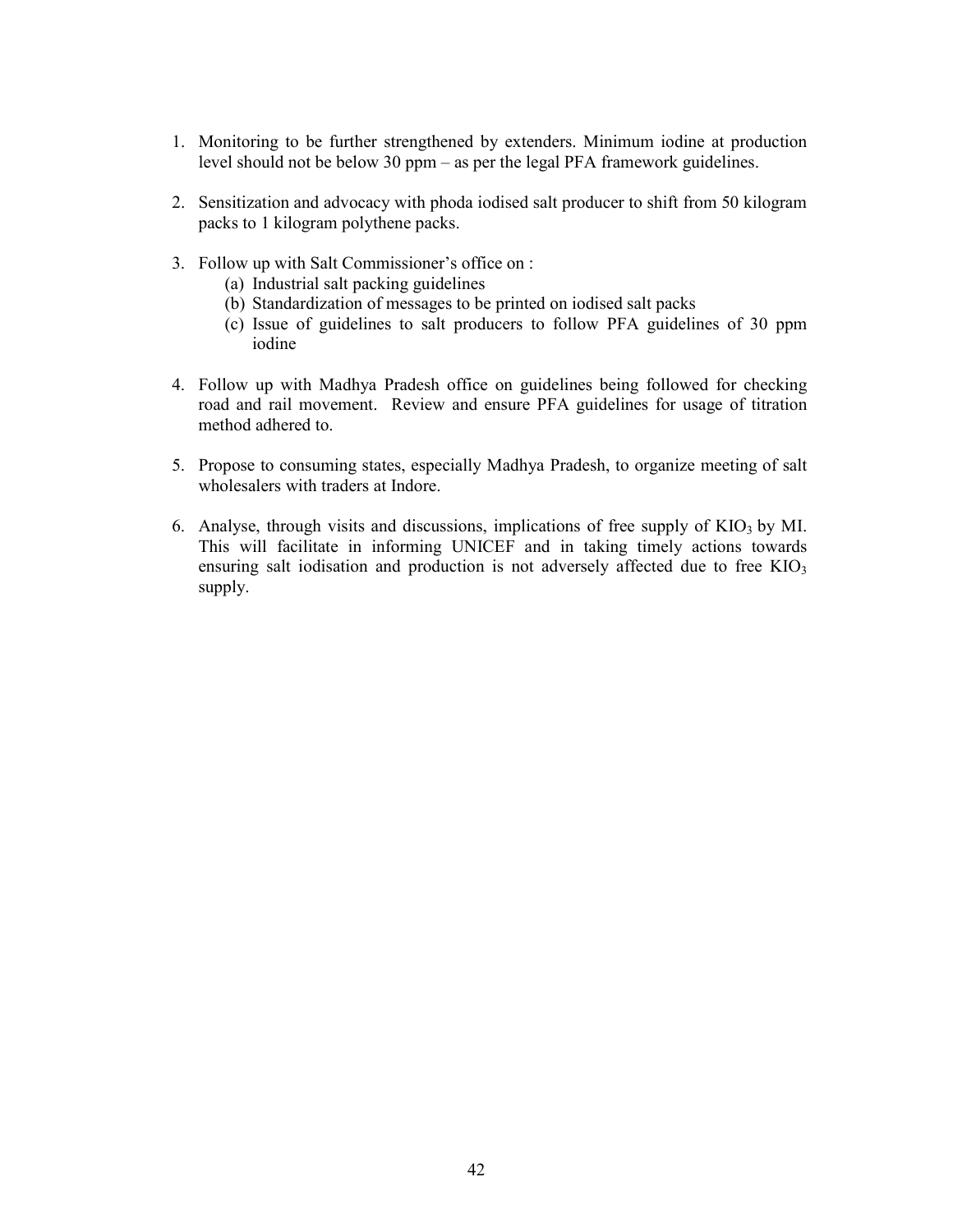1. Monitoring to be further strengthened by extenders. Minimum iodine at production level should not be below 30 ppm – as per the legal PFA framework guidelines.

2. Sensitization and advocacy with phoda iodised salt producer to shift from 50 kilogram packs to 1 kilogram polythene packs.

3. Follow up with Salt Commissioner's office on :
   (a) Industrial salt packing guidelines
   (b) Standardization of messages to be printed on iodised salt packs
   (c) Issue of guidelines to salt producers to follow PFA guidelines of 30 ppm iodine

4. Follow up with Madhya Pradesh office on guidelines being followed for checking road and rail movement. Review and ensure PFA guidelines for usage of titration method adhered to.

5. Propose to consuming states, especially Madhya Pradesh, to organize meeting of salt wholesalers with traders at Indore.

6. Analyse, through visits and discussions, implications of free supply of $KIO_3$ by MI. This will facilitate in informing UNICEF and in taking timely actions towards ensuring salt iodisation and production is not adversely affected due to free $KIO_3$ supply.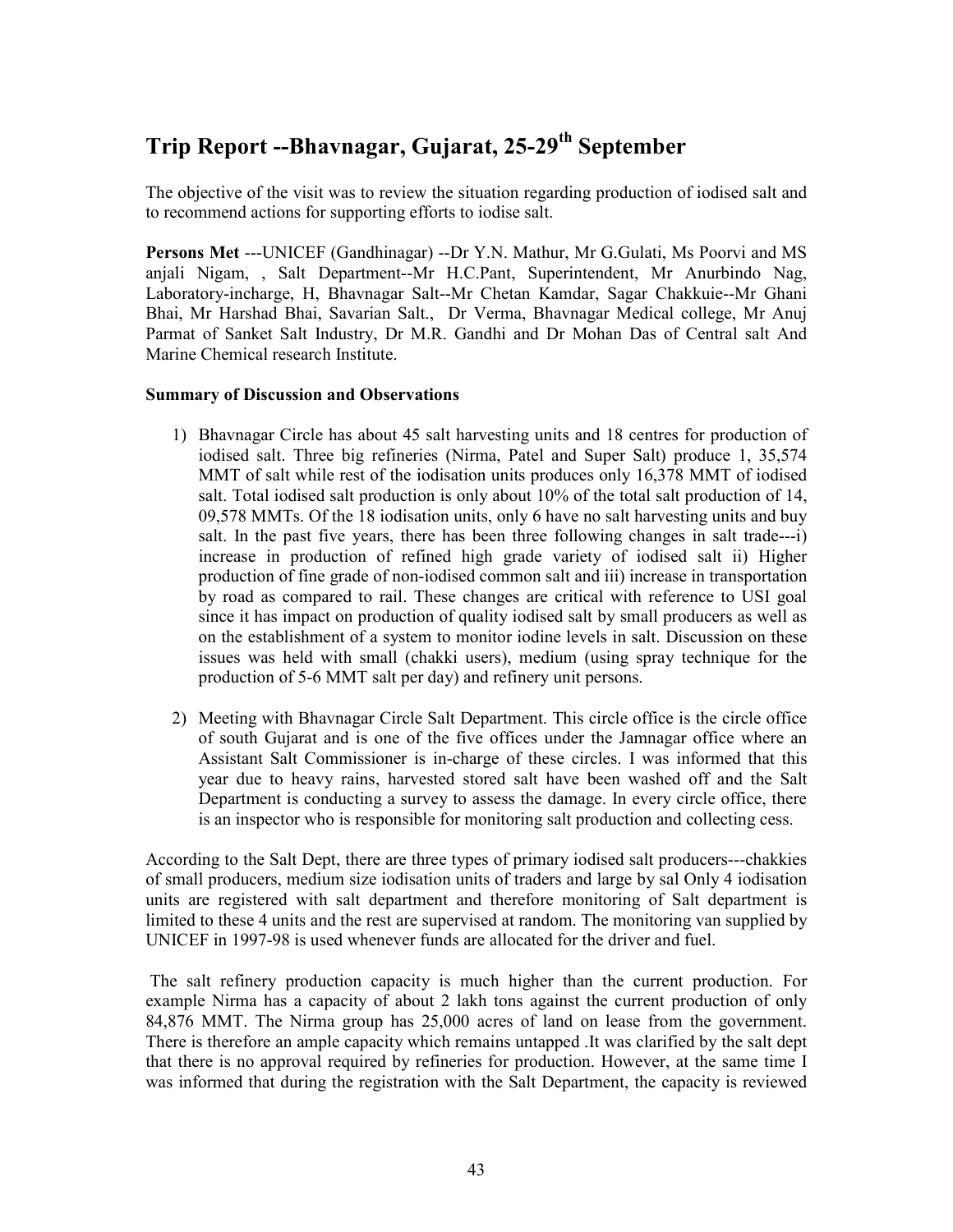# Trip Report --Bhavnagar, Gujarat, 25-29th September

The objective of the visit was to review the situation regarding production of iodised salt and to recommend actions for supporting efforts to iodise salt.

**Persons Met** ---UNICEF (Gandhinagar) --Dr Y.N. Mathur, Mr G.Gulati, Ms Poorvi and MS anjali Nigam, , Salt Department--Mr H.C.Pant, Superintendent, Mr Anurbindo Nag, Laboratory-incharge, H, Bhavnagar Salt--Mr Chetan Kamdar, Sagar Chakkuie--Mr Ghani Bhai, Mr Harshad Bhai, Savarian Salt., Dr Verma, Bhavnagar Medical college, Mr Anuj Parmat of Sanket Salt Industry, Dr M.R. Gandhi and Dr Mohan Das of Central salt And Marine Chemical research Institute.

**Summary of Discussion and Observations**

1) Bhavnagar Circle has about 45 salt harvesting units and 18 centres for production of iodised salt. Three big refineries (Nirma, Patel and Super Salt) produce 1, 35,574 MMT of salt while rest of the iodisation units produces only 16,378 MMT of iodised salt. Total iodised salt production is only about 10% of the total salt production of 14, 09,578 MMTs. Of the 18 iodisation units, only 6 have no salt harvesting units and buy salt. In the past five years, there has been three following changes in salt trade---i) increase in production of refined high grade variety of iodised salt ii) Higher production of fine grade of non-iodised common salt and iii) increase in transportation by road as compared to rail. These changes are critical with reference to USI goal since it has impact on production of quality iodised salt by small producers as well as on the establishment of a system to monitor iodine levels in salt. Discussion on these issues was held with small (chakki users), medium (using spray technique for the production of 5-6 MMT salt per day) and refinery unit persons.

2) Meeting with Bhavnagar Circle Salt Department. This circle office is the circle office of south Gujarat and is one of the five offices under the Jamnagar office where an Assistant Salt Commissioner is in-charge of these circles. I was informed that this year due to heavy rains, harvested stored salt have been washed off and the Salt Department is conducting a survey to assess the damage. In every circle office, there is an inspector who is responsible for monitoring salt production and collecting cess.

According to the Salt Dept, there are three types of primary iodised salt producers---chakkies of small producers, medium size iodisation units of traders and large by sal Only 4 iodisation units are registered with salt department and therefore monitoring of Salt department is limited to these 4 units and the rest are supervised at random. The monitoring van supplied by UNICEF in 1997-98 is used whenever funds are allocated for the driver and fuel.

The salt refinery production capacity is much higher than the current production. For example Nirma has a capacity of about 2 lakh tons against the current production of only 84,876 MMT. The Nirma group has 25,000 acres of land on lease from the government. There is therefore an ample capacity which remains untapped .It was clarified by the salt dept that there is no approval required by refineries for production. However, at the same time I was informed that during the registration with the Salt Department, the capacity is reviewed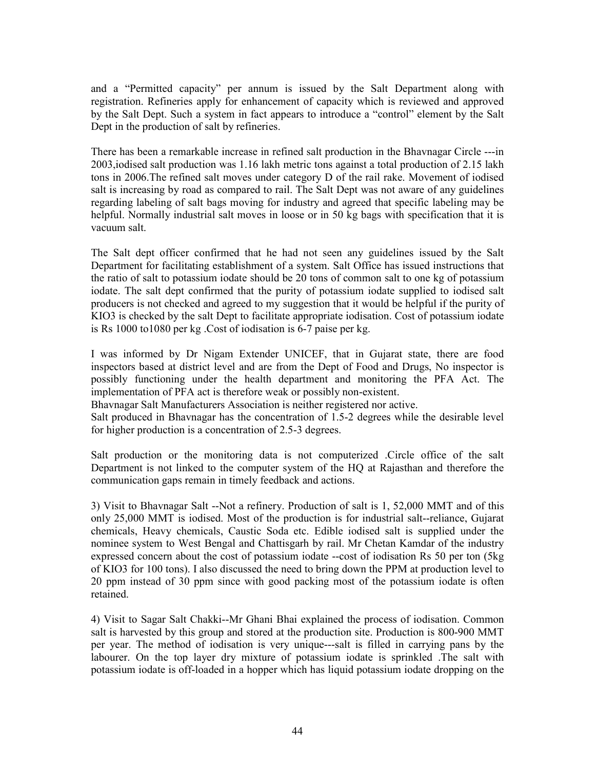and a "Permitted capacity" per annum is issued by the Salt Department along with registration. Refineries apply for enhancement of capacity which is reviewed and approved by the Salt Dept. Such a system in fact appears to introduce a "control" element by the Salt Dept in the production of salt by refineries.

There has been a remarkable increase in refined salt production in the Bhavnagar Circle ---in 2003,iodised salt production was 1.16 lakh metric tons against a total production of 2.15 lakh tons in 2006.The refined salt moves under category D of the rail rake. Movement of iodised salt is increasing by road as compared to rail. The Salt Dept was not aware of any guidelines regarding labeling of salt bags moving for industry and agreed that specific labeling may be helpful. Normally industrial salt moves in loose or in 50 kg bags with specification that it is vacuum salt.

The Salt dept officer confirmed that he had not seen any guidelines issued by the Salt Department for facilitating establishment of a system. Salt Office has issued instructions that the ratio of salt to potassium iodate should be 20 tons of common salt to one kg of potassium iodate. The salt dept confirmed that the purity of potassium iodate supplied to iodised salt producers is not checked and agreed to my suggestion that it would be helpful if the purity of $KIO_3$ is checked by the salt Dept to facilitate appropriate iodisation. Cost of potassium iodate is Rs 1000 to1080 per kg .Cost of iodisation is 6-7 paise per kg.

I was informed by Dr Nigam Extender UNICEF, that in Gujarat state, there are food inspectors based at district level and are from the Dept of Food and Drugs, No inspector is possibly functioning under the health department and monitoring the PFA Act. The implementation of PFA act is therefore weak or possibly non-existent.

Bhavnagar Salt Manufacturers Association is neither registered nor active.

Salt produced in Bhavnagar has the concentration of 1.5-2 degrees while the desirable level for higher production is a concentration of 2.5-3 degrees.

Salt production or the monitoring data is not computerized .Circle office of the salt Department is not linked to the computer system of the HQ at Rajasthan and therefore the communication gaps remain in timely feedback and actions.

3) Visit to Bhavnagar Salt --Not a refinery. Production of salt is 1, 52,000 MMT and of this only 25,000 MMT is iodised. Most of the production is for industrial salt--reliance, Gujarat chemicals, Heavy chemicals, Caustic Soda etc. Edible iodised salt is supplied under the nominee system to West Bengal and Chattisgarh by rail. Mr Chetan Kamdar of the industry expressed concern about the cost of potassium iodate --cost of iodisation Rs 50 per ton (5kg of $KIO_3$ for 100 tons). I also discussed the need to bring down the PPM at production level to 20 ppm instead of 30 ppm since with good packing most of the potassium iodate is often retained.

4) Visit to Sagar Salt Chakki--Mr Ghani Bhai explained the process of iodisation. Common salt is harvested by this group and stored at the production site. Production is 800-900 MMT per year. The method of iodisation is very unique---salt is filled in carrying pans by the labourer. On the top layer dry mixture of potassium iodate is sprinkled .The salt with potassium iodate is off-loaded in a hopper which has liquid potassium iodate dropping on the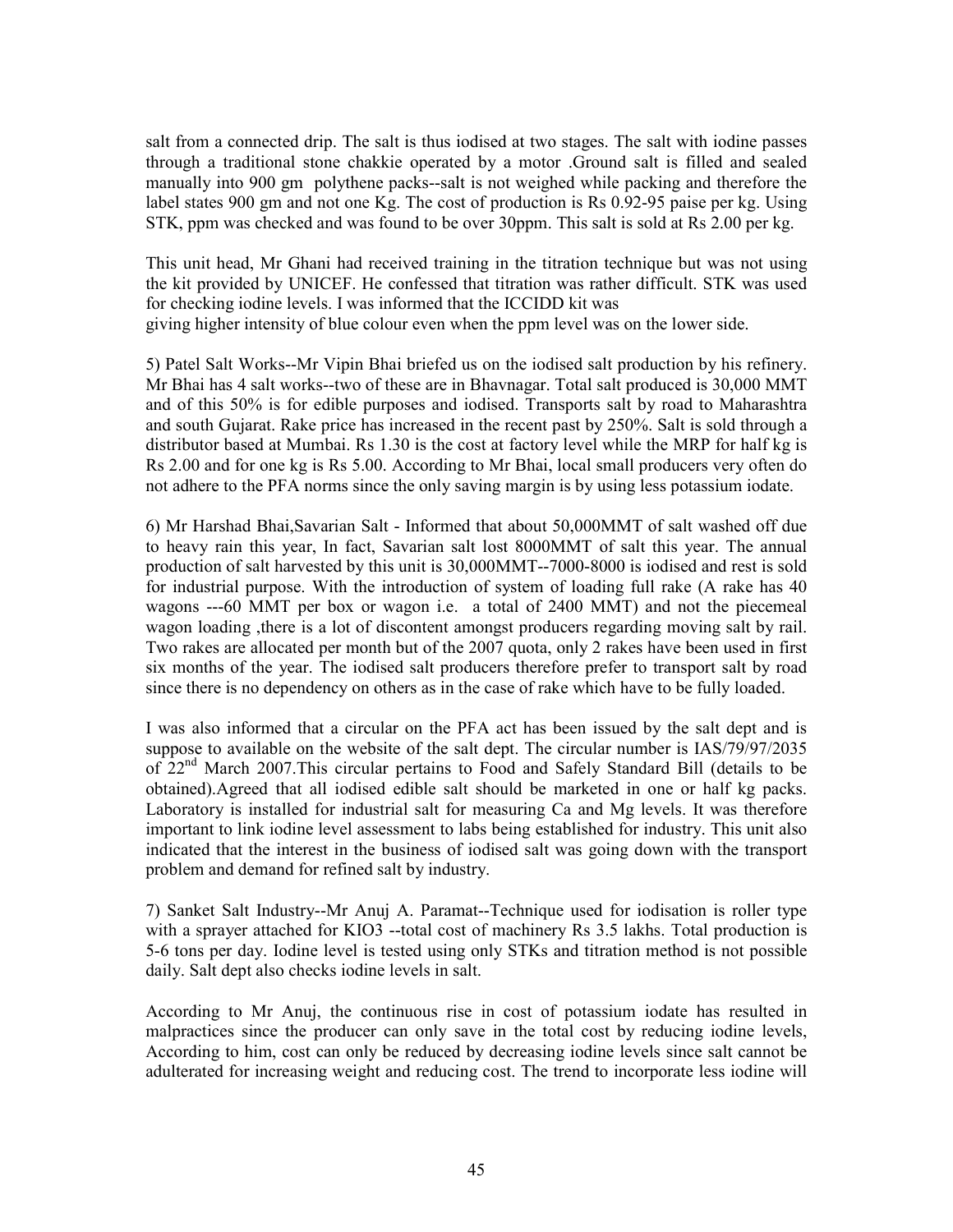salt from a connected drip. The salt is thus iodised at two stages. The salt with iodine passes through a traditional stone chakkie operated by a motor .Ground salt is filled and sealed manually into 900 gm polythene packs--salt is not weighed while packing and therefore the label states 900 gm and not one Kg. The cost of production is Rs 0.92-95 paise per kg. Using STK, ppm was checked and was found to be over 30ppm. This salt is sold at Rs 2.00 per kg.

This unit head, Mr Ghani had received training in the titration technique but was not using the kit provided by UNICEF. He confessed that titration was rather difficult. STK was used for checking iodine levels. I was informed that the ICCIDD kit was
giving higher intensity of blue colour even when the ppm level was on the lower side.

5) Patel Salt Works--Mr Vipin Bhai briefed us on the iodised salt production by his refinery. Mr Bhai has 4 salt works--two of these are in Bhavnagar. Total salt produced is 30,000 MMT and of this 50% is for edible purposes and iodised. Transports salt by road to Maharashtra and south Gujarat. Rake price has increased in the recent past by 250%. Salt is sold through a distributor based at Mumbai. Rs 1.30 is the cost at factory level while the MRP for half kg is Rs 2.00 and for one kg is Rs 5.00. According to Mr Bhai, local small producers very often do not adhere to the PFA norms since the only saving margin is by using less potassium iodate.

6) Mr Harshad Bhai,Savarian Salt - Informed that about 50,000MMT of salt washed off due to heavy rain this year, In fact, Savarian salt lost 8000MMT of salt this year. The annual production of salt harvested by this unit is 30,000MMT--7000-8000 is iodised and rest is sold for industrial purpose. With the introduction of system of loading full rake (A rake has 40 wagons ---60 MMT per box or wagon i.e. a total of 2400 MMT) and not the piecemeal wagon loading ,there is a lot of discontent amongst producers regarding moving salt by rail. Two rakes are allocated per month but of the 2007 quota, only 2 rakes have been used in first six months of the year. The iodised salt producers therefore prefer to transport salt by road since there is no dependency on others as in the case of rake which have to be fully loaded.

I was also informed that a circular on the PFA act has been issued by the salt dept and is suppose to available on the website of the salt dept. The circular number is IAS/79/97/2035 of 22nd March 2007.This circular pertains to Food and Safely Standard Bill (details to be obtained).Agreed that all iodised edible salt should be marketed in one or half kg packs. Laboratory is installed for industrial salt for measuring Ca and Mg levels. It was therefore important to link iodine level assessment to labs being established for industry. This unit also indicated that the interest in the business of iodised salt was going down with the transport problem and demand for refined salt by industry.

7) Sanket Salt Industry--Mr Anuj A. Paramat--Technique used for iodisation is roller type with a sprayer attached for $KIO_3$ --total cost of machinery Rs 3.5 lakhs. Total production is 5-6 tons per day. Iodine level is tested using only STKs and titration method is not possible daily. Salt dept also checks iodine levels in salt.

According to Mr Anuj, the continuous rise in cost of potassium iodate has resulted in malpractices since the producer can only save in the total cost by reducing iodine levels, According to him, cost can only be reduced by decreasing iodine levels since salt cannot be adulterated for increasing weight and reducing cost. The trend to incorporate less iodine will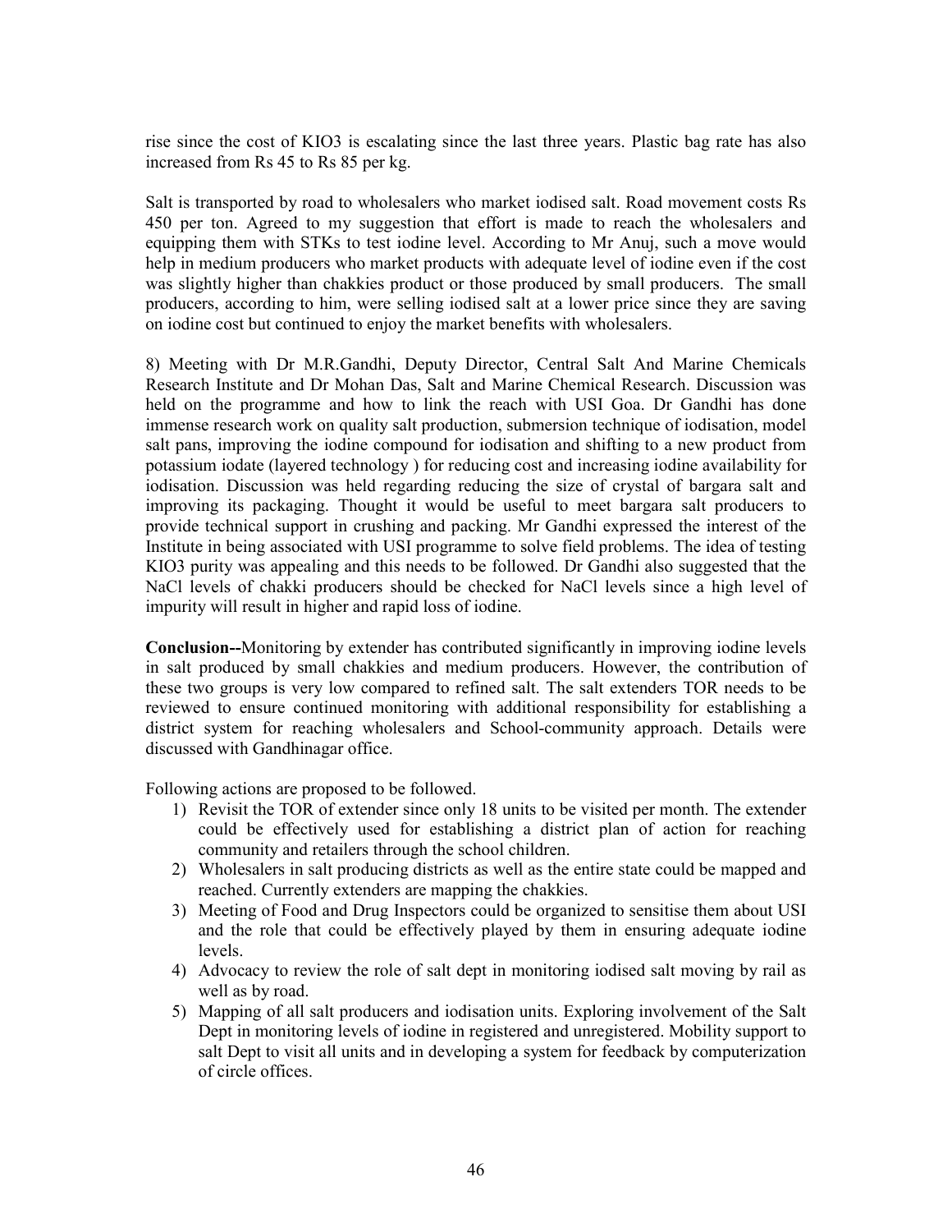rise since the cost of $KIO_3$ is escalating since the last three years. Plastic bag rate has also increased from Rs 45 to Rs 85 per kg.

Salt is transported by road to wholesalers who market iodised salt. Road movement costs Rs 450 per ton. Agreed to my suggestion that effort is made to reach the wholesalers and equipping them with STKs to test iodine level. According to Mr Anuj, such a move would help in medium producers who market products with adequate level of iodine even if the cost was slightly higher than chakkies product or those produced by small producers. The small producers, according to him, were selling iodised salt at a lower price since they are saving on iodine cost but continued to enjoy the market benefits with wholesalers.

8) Meeting with Dr M.R.Gandhi, Deputy Director, Central Salt And Marine Chemicals Research Institute and Dr Mohan Das, Salt and Marine Chemical Research. Discussion was held on the programme and how to link the reach with USI Goa. Dr Gandhi has done immense research work on quality salt production, submersion technique of iodisation, model salt pans, improving the iodine compound for iodisation and shifting to a new product from potassium iodate (layered technology ) for reducing cost and increasing iodine availability for iodisation. Discussion was held regarding reducing the size of crystal of bargara salt and improving its packaging. Thought it would be useful to meet bargara salt producers to provide technical support in crushing and packing. Mr Gandhi expressed the interest of the Institute in being associated with USI programme to solve field problems. The idea of testing $KIO_3$ purity was appealing and this needs to be followed. Dr Gandhi also suggested that the NaCl levels of chakki producers should be checked for NaCl levels since a high level of impurity will result in higher and rapid loss of iodine.

**Conclusion--**Monitoring by extender has contributed significantly in improving iodine levels in salt produced by small chakkies and medium producers. However, the contribution of these two groups is very low compared to refined salt. The salt extenders TOR needs to be reviewed to ensure continued monitoring with additional responsibility for establishing a district system for reaching wholesalers and School-community approach. Details were discussed with Gandhinagar office.

Following actions are proposed to be followed.

1) Revisit the TOR of extender since only 18 units to be visited per month. The extender could be effectively used for establishing a district plan of action for reaching community and retailers through the school children.
2) Wholesalers in salt producing districts as well as the entire state could be mapped and reached. Currently extenders are mapping the chakkies.
3) Meeting of Food and Drug Inspectors could be organized to sensitise them about USI and the role that could be effectively played by them in ensuring adequate iodine levels.
4) Advocacy to review the role of salt dept in monitoring iodised salt moving by rail as well as by road.
5) Mapping of all salt producers and iodisation units. Exploring involvement of the Salt Dept in monitoring levels of iodine in registered and unregistered. Mobility support to salt Dept to visit all units and in developing a system for feedback by computerization of circle offices.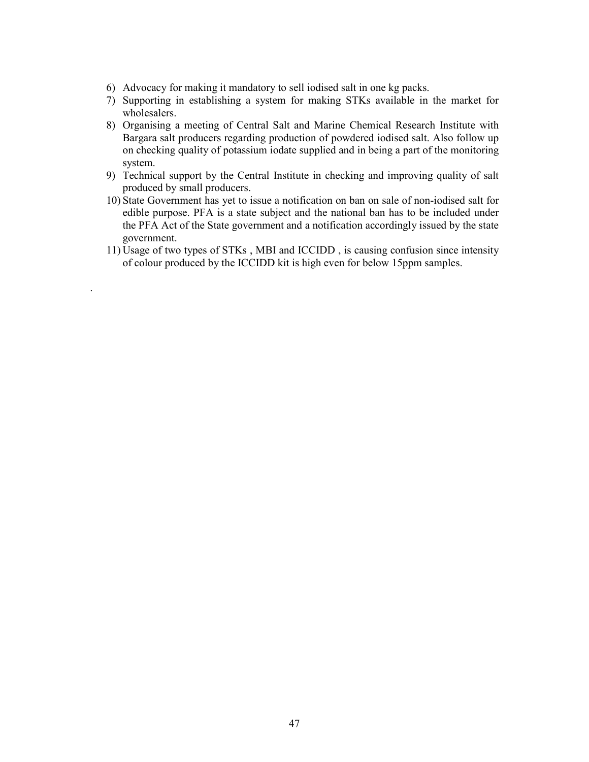6) Advocacy for making it mandatory to sell iodised salt in one kg packs.
7) Supporting in establishing a system for making STKs available in the market for wholesalers.
8) Organising a meeting of Central Salt and Marine Chemical Research Institute with Bargara salt producers regarding production of powdered iodised salt. Also follow up on checking quality of potassium iodate supplied and in being a part of the monitoring system.
9) Technical support by the Central Institute in checking and improving quality of salt produced by small producers.
10) State Government has yet to issue a notification on ban on sale of non-iodised salt for edible purpose. PFA is a state subject and the national ban has to be included under the PFA Act of the State government and a notification accordingly issued by the state government.
11) Usage of two types of STKs , MBI and ICCIDD , is causing confusion since intensity of colour produced by the ICCIDD kit is high even for below 15ppm samples.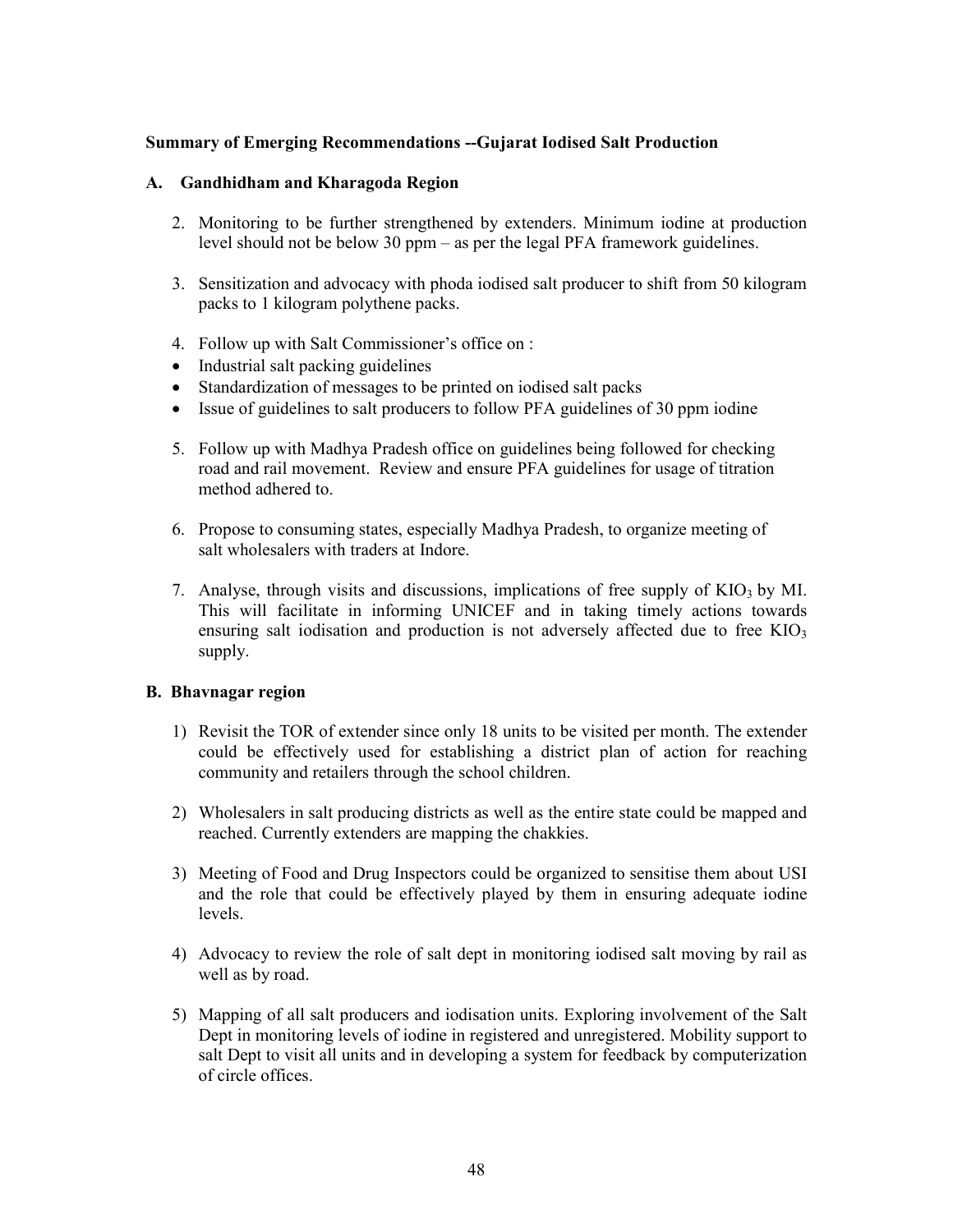**Summary of Emerging Recommendations --Gujarat Iodised Salt Production**

**A. Gandhidham and Kharagoda Region**

2. Monitoring to be further strengthened by extenders. Minimum iodine at production level should not be below 30 ppm – as per the legal PFA framework guidelines.

3. Sensitization and advocacy with phoda iodised salt producer to shift from 50 kilogram packs to 1 kilogram polythene packs.

4. Follow up with Salt Commissioner's office on :
   - Industrial salt packing guidelines
   - Standardization of messages to be printed on iodised salt packs
   - Issue of guidelines to salt producers to follow PFA guidelines of 30 ppm iodine

5. Follow up with Madhya Pradesh office on guidelines being followed for checking road and rail movement. Review and ensure PFA guidelines for usage of titration method adhered to.

6. Propose to consuming states, especially Madhya Pradesh, to organize meeting of salt wholesalers with traders at Indore.

7. Analyse, through visits and discussions, implications of free supply of $KIO_3$ by MI. This will facilitate in informing UNICEF and in taking timely actions towards ensuring salt iodisation and production is not adversely affected due to free $KIO_3$ supply.

**B. Bhavnagar region**

1) Revisit the TOR of extender since only 18 units to be visited per month. The extender could be effectively used for establishing a district plan of action for reaching community and retailers through the school children.

2) Wholesalers in salt producing districts as well as the entire state could be mapped and reached. Currently extenders are mapping the chakkies.

3) Meeting of Food and Drug Inspectors could be organized to sensitise them about USI and the role that could be effectively played by them in ensuring adequate iodine levels.

4) Advocacy to review the role of salt dept in monitoring iodised salt moving by rail as well as by road.

5) Mapping of all salt producers and iodisation units. Exploring involvement of the Salt Dept in monitoring levels of iodine in registered and unregistered. Mobility support to salt Dept to visit all units and in developing a system for feedback by computerization of circle offices.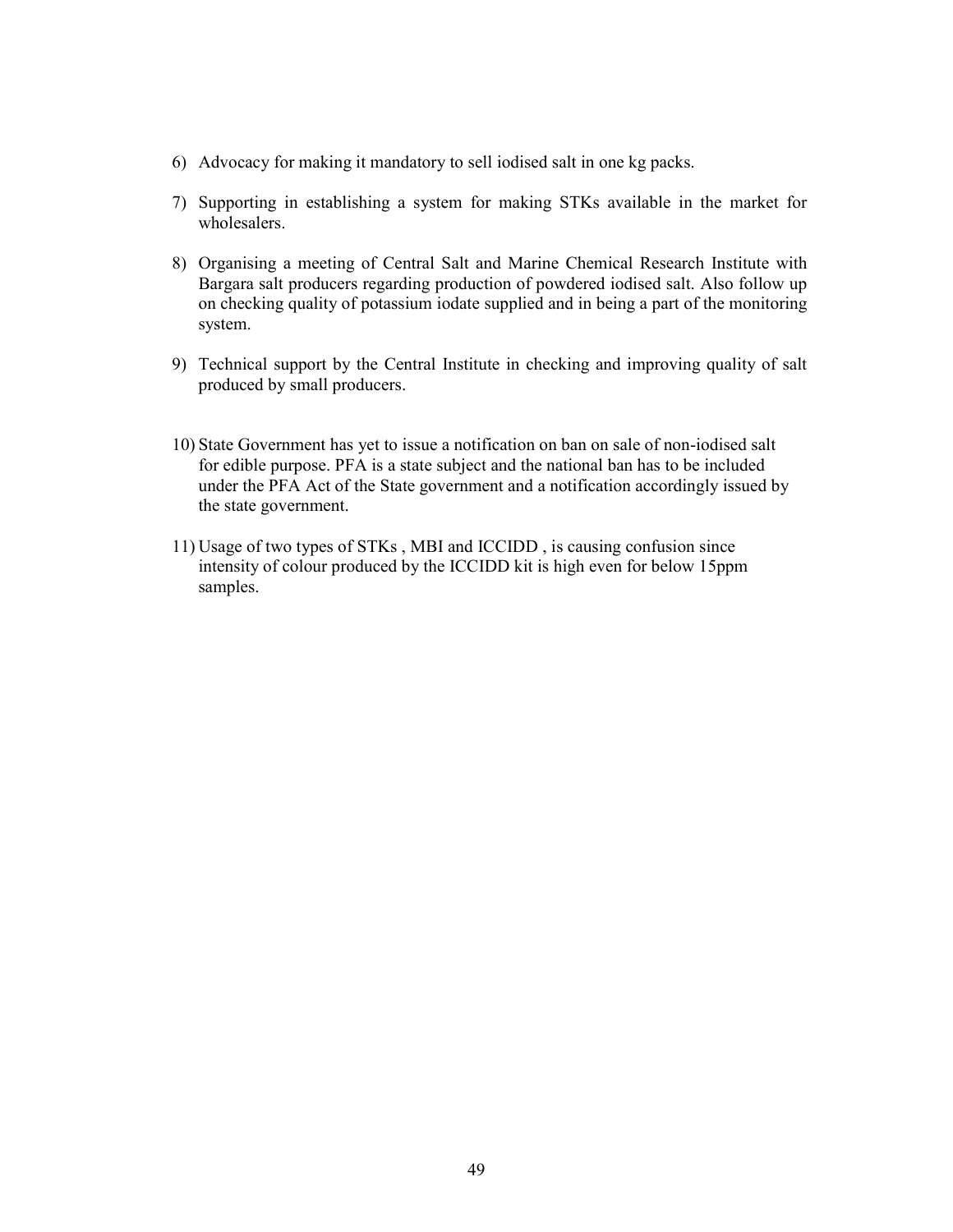6) Advocacy for making it mandatory to sell iodised salt in one kg packs.

7) Supporting in establishing a system for making STKs available in the market for wholesalers.

8) Organising a meeting of Central Salt and Marine Chemical Research Institute with Bargara salt producers regarding production of powdered iodised salt. Also follow up on checking quality of potassium iodate supplied and in being a part of the monitoring system.

9) Technical support by the Central Institute in checking and improving quality of salt produced by small producers.

10) State Government has yet to issue a notification on ban on sale of non-iodised salt for edible purpose. PFA is a state subject and the national ban has to be included under the PFA Act of the State government and a notification accordingly issued by the state government.

11) Usage of two types of STKs , MBI and ICCIDD , is causing confusion since intensity of colour produced by the ICCIDD kit is high even for below 15ppm samples.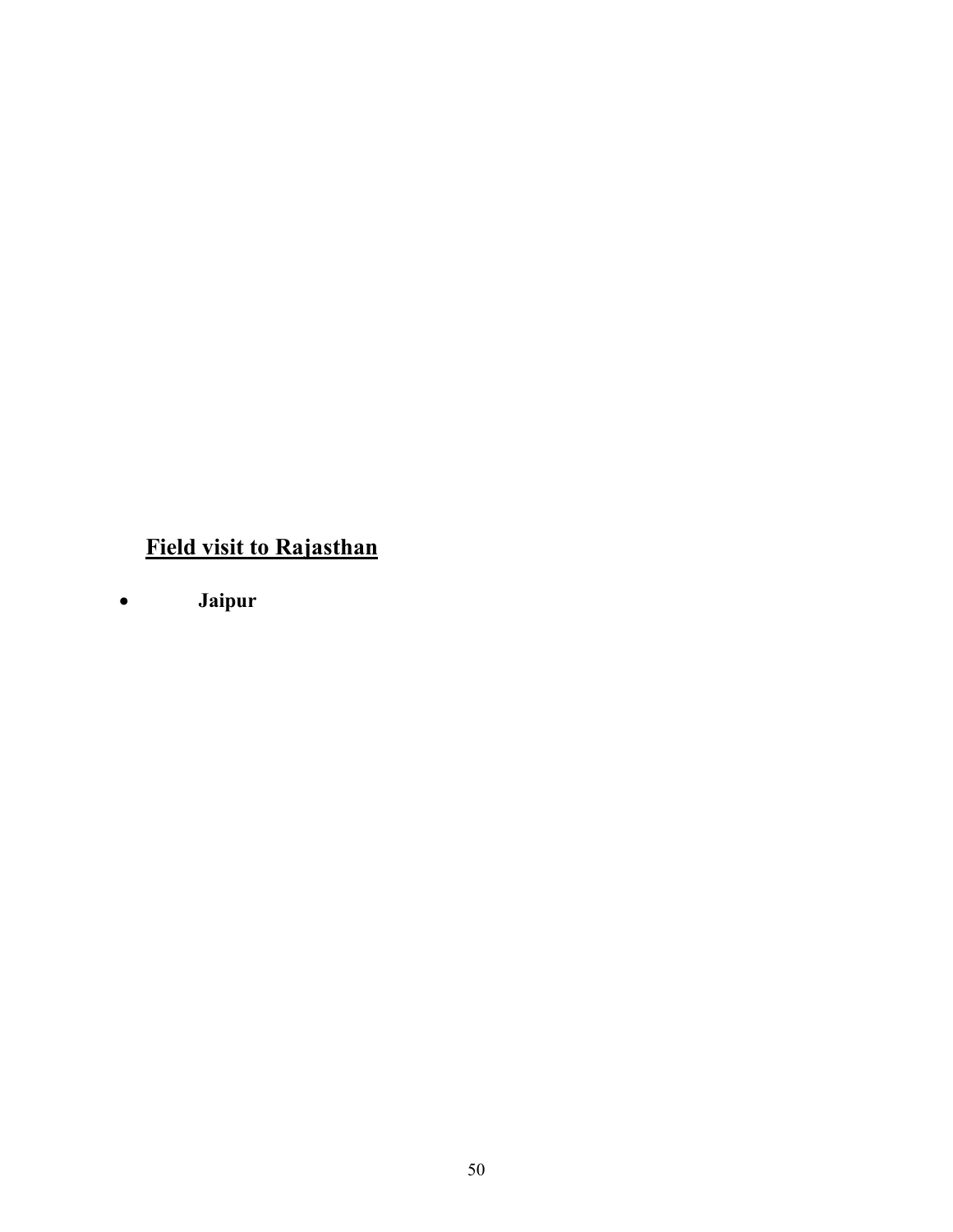## Field visit to Rajasthan

- **Jaipur**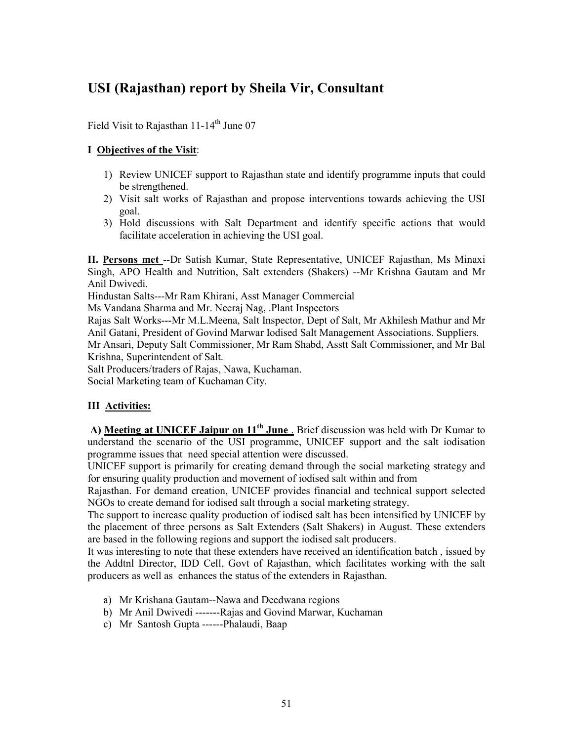# USI (Rajasthan) report by Sheila Vir, Consultant

Field Visit to Rajasthan 11-14th June 07

**I Objectives of the Visit**:

1) Review UNICEF support to Rajasthan state and identify programme inputs that could be strengthened.
2) Visit salt works of Rajasthan and propose interventions towards achieving the USI goal.
3) Hold discussions with Salt Department and identify specific actions that would facilitate acceleration in achieving the USI goal.

**II. Persons met** --Dr Satish Kumar, State Representative, UNICEF Rajasthan, Ms Minaxi Singh, APO Health and Nutrition, Salt extenders (Shakers) --Mr Krishna Gautam and Mr Anil Dwivedi.

Hindustan Salts---Mr Ram Khirani, Asst Manager Commercial

Ms Vandana Sharma and Mr. Neeraj Nag, .Plant Inspectors

Rajas Salt Works---Mr M.L.Meena, Salt Inspector, Dept of Salt, Mr Akhilesh Mathur and Mr Anil Gatani, President of Govind Marwar Iodised Salt Management Associations. Suppliers.

Mr Ansari, Deputy Salt Commissioner, Mr Ram Shabd, Asstt Salt Commissioner, and Mr Bal Krishna, Superintendent of Salt.

Salt Producers/traders of Rajas, Nawa, Kuchaman.

Social Marketing team of Kuchaman City.

**III Activities:**

**A) Meeting at UNICEF Jaipur on 11th June** . Brief discussion was held with Dr Kumar to understand the scenario of the USI programme, UNICEF support and the salt iodisation programme issues that need special attention were discussed.

UNICEF support is primarily for creating demand through the social marketing strategy and for ensuring quality production and movement of iodised salt within and from Rajasthan. For demand creation, UNICEF provides financial and technical support selected NGOs to create demand for iodised salt through a social marketing strategy.

The support to increase quality production of iodised salt has been intensified by UNICEF by the placement of three persons as Salt Extenders (Salt Shakers) in August. These extenders are based in the following regions and support the iodised salt producers.

It was interesting to note that these extenders have received an identification batch , issued by the Addtnl Director, IDD Cell, Govt of Rajasthan, which facilitates working with the salt producers as well as enhances the status of the extenders in Rajasthan.

a) Mr Krishana Gautam--Nawa and Deedwana regions
b) Mr Anil Dwivedi -------Rajas and Govind Marwar, Kuchaman
c) Mr Santosh Gupta ------Phalaudi, Baap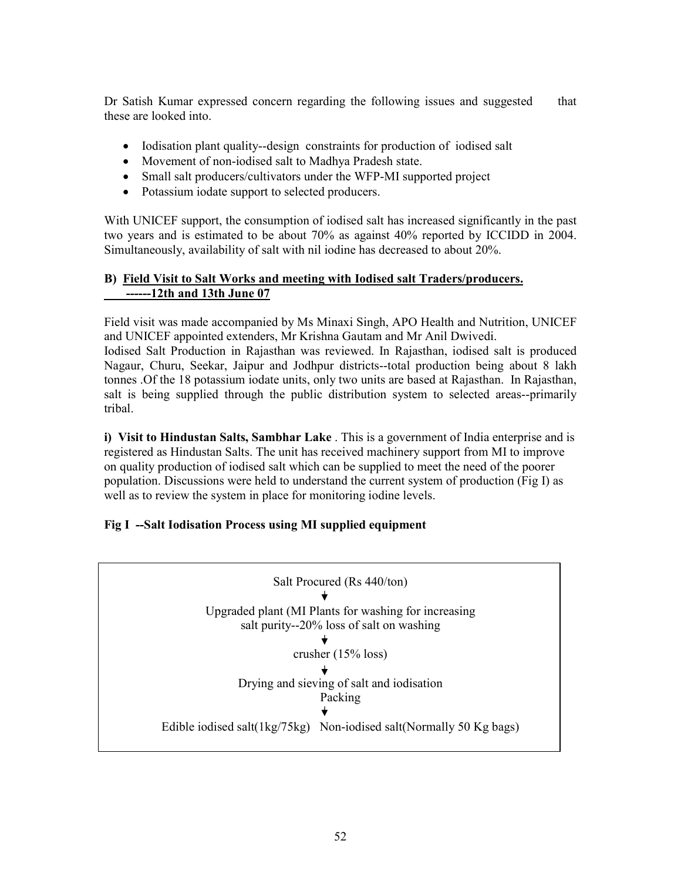Dr Satish Kumar expressed concern regarding the following issues and suggested that these are looked into.

- Iodisation plant quality--design constraints for production of iodised salt
- Movement of non-iodised salt to Madhya Pradesh state.
- Small salt producers/cultivators under the WFP-MI supported project
- Potassium iodate support to selected producers.

With UNICEF support, the consumption of iodised salt has increased significantly in the past two years and is estimated to be about 70% as against 40% reported by ICCIDD in 2004. Simultaneously, availability of salt with nil iodine has decreased to about 20%.

**B) <u>Field Visit to Salt Works and meeting with Iodised salt Traders/producers. ------12th and 13th June 07</u>**

Field visit was made accompanied by Ms Minaxi Singh, APO Health and Nutrition, UNICEF and UNICEF appointed extenders, Mr Krishna Gautam and Mr Anil Dwivedi.
Iodised Salt Production in Rajasthan was reviewed. In Rajasthan, iodised salt is produced Nagaur, Churu, Seekar, Jaipur and Jodhpur districts--total production being about 8 lakh tonnes .Of the 18 potassium iodate units, only two units are based at Rajasthan. In Rajasthan, salt is being supplied through the public distribution system to selected areas--primarily tribal.

**i) Visit to Hindustan Salts, Sambhar Lake** . This is a government of India enterprise and is registered as Hindustan Salts. The unit has received machinery support from MI to improve on quality production of iodised salt which can be supplied to meet the need of the poorer population. Discussions were held to understand the current system of production (Fig I) as well as to review the system in place for monitoring iodine levels.

**Fig I --Salt Iodisation Process using MI supplied equipment**

Salt Procured (Rs 440/ton)
↓
Upgraded plant (MI Plants for washing for increasing salt purity--20% loss of salt on washing
↓
crusher (15% loss)
↓
Drying and sieving of salt and iodisation
Packing
↓
Edible iodised salt(1kg/75kg) Non-iodised salt(Normally 50 Kg bags)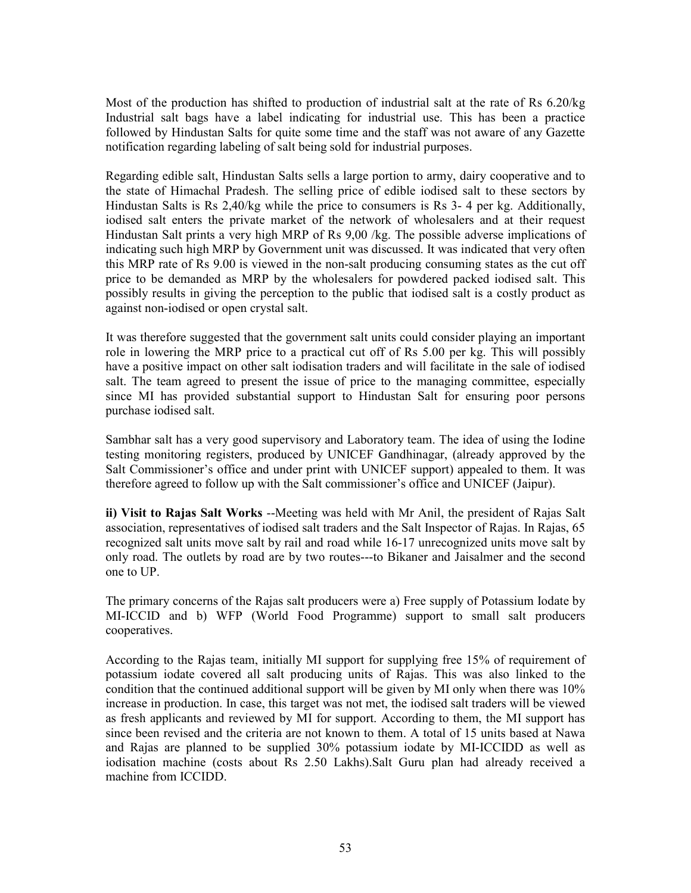Most of the production has shifted to production of industrial salt at the rate of Rs 6.20/kg Industrial salt bags have a label indicating for industrial use. This has been a practice followed by Hindustan Salts for quite some time and the staff was not aware of any Gazette notification regarding labeling of salt being sold for industrial purposes.

Regarding edible salt, Hindustan Salts sells a large portion to army, dairy cooperative and to the state of Himachal Pradesh. The selling price of edible iodised salt to these sectors by Hindustan Salts is Rs 2,40/kg while the price to consumers is Rs 3- 4 per kg. Additionally, iodised salt enters the private market of the network of wholesalers and at their request Hindustan Salt prints a very high MRP of Rs 9,00 /kg. The possible adverse implications of indicating such high MRP by Government unit was discussed. It was indicated that very often this MRP rate of Rs 9.00 is viewed in the non-salt producing consuming states as the cut off price to be demanded as MRP by the wholesalers for powdered packed iodised salt. This possibly results in giving the perception to the public that iodised salt is a costly product as against non-iodised or open crystal salt.

It was therefore suggested that the government salt units could consider playing an important role in lowering the MRP price to a practical cut off of Rs 5.00 per kg. This will possibly have a positive impact on other salt iodisation traders and will facilitate in the sale of iodised salt. The team agreed to present the issue of price to the managing committee, especially since MI has provided substantial support to Hindustan Salt for ensuring poor persons purchase iodised salt.

Sambhar salt has a very good supervisory and Laboratory team. The idea of using the Iodine testing monitoring registers, produced by UNICEF Gandhinagar, (already approved by the Salt Commissioner's office and under print with UNICEF support) appealed to them. It was therefore agreed to follow up with the Salt commissioner's office and UNICEF (Jaipur).

**ii) Visit to Rajas Salt Works** --Meeting was held with Mr Anil, the president of Rajas Salt association, representatives of iodised salt traders and the Salt Inspector of Rajas. In Rajas, 65 recognized salt units move salt by rail and road while 16-17 unrecognized units move salt by only road. The outlets by road are by two routes---to Bikaner and Jaisalmer and the second one to UP.

The primary concerns of the Rajas salt producers were a) Free supply of Potassium Iodate by MI-ICCID and b) WFP (World Food Programme) support to small salt producers cooperatives.

According to the Rajas team, initially MI support for supplying free 15% of requirement of potassium iodate covered all salt producing units of Rajas. This was also linked to the condition that the continued additional support will be given by MI only when there was 10% increase in production. In case, this target was not met, the iodised salt traders will be viewed as fresh applicants and reviewed by MI for support. According to them, the MI support has since been revised and the criteria are not known to them. A total of 15 units based at Nawa and Rajas are planned to be supplied 30% potassium iodate by MI-ICCIDD as well as iodisation machine (costs about Rs 2.50 Lakhs).Salt Guru plan had already received a machine from ICCIDD.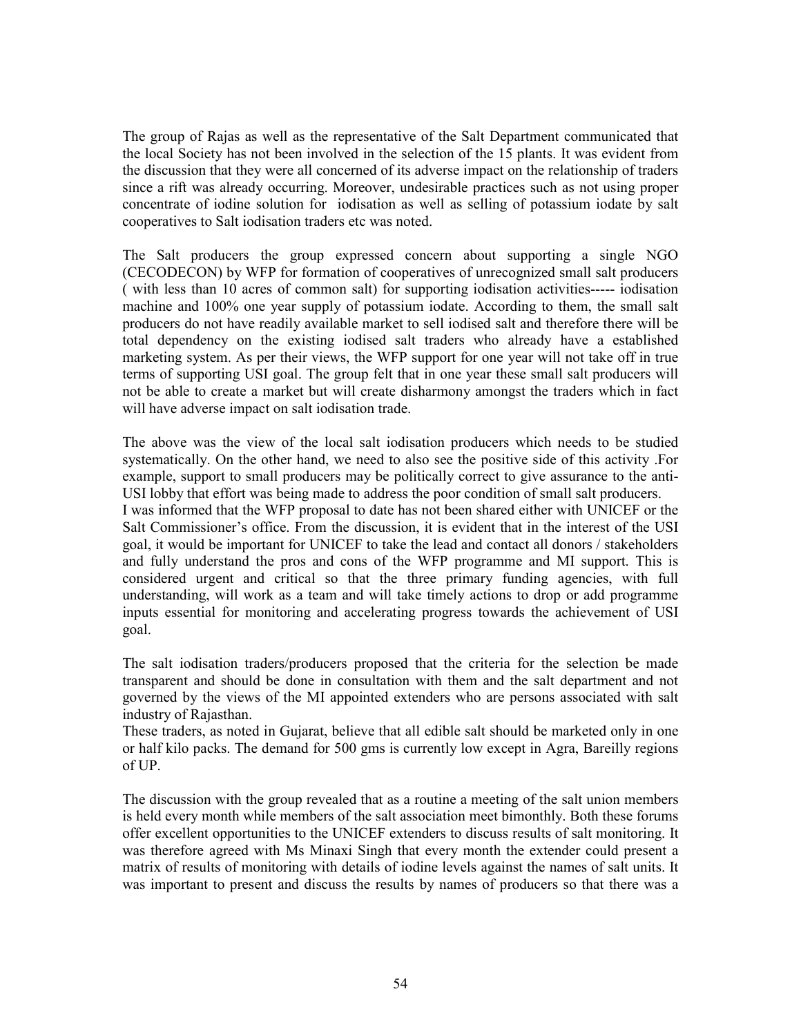The group of Rajas as well as the representative of the Salt Department communicated that the local Society has not been involved in the selection of the 15 plants. It was evident from the discussion that they were all concerned of its adverse impact on the relationship of traders since a rift was already occurring. Moreover, undesirable practices such as not using proper concentrate of iodine solution for iodisation as well as selling of potassium iodate by salt cooperatives to Salt iodisation traders etc was noted.

The Salt producers the group expressed concern about supporting a single NGO (CECODECON) by WFP for formation of cooperatives of unrecognized small salt producers ( with less than 10 acres of common salt) for supporting iodisation activities----- iodisation machine and 100% one year supply of potassium iodate. According to them, the small salt producers do not have readily available market to sell iodised salt and therefore there will be total dependency on the existing iodised salt traders who already have a established marketing system. As per their views, the WFP support for one year will not take off in true terms of supporting USI goal. The group felt that in one year these small salt producers will not be able to create a market but will create disharmony amongst the traders which in fact will have adverse impact on salt iodisation trade.

The above was the view of the local salt iodisation producers which needs to be studied systematically. On the other hand, we need to also see the positive side of this activity .For example, support to small producers may be politically correct to give assurance to the anti-USI lobby that effort was being made to address the poor condition of small salt producers.
I was informed that the WFP proposal to date has not been shared either with UNICEF or the Salt Commissioner's office. From the discussion, it is evident that in the interest of the USI goal, it would be important for UNICEF to take the lead and contact all donors / stakeholders and fully understand the pros and cons of the WFP programme and MI support. This is considered urgent and critical so that the three primary funding agencies, with full understanding, will work as a team and will take timely actions to drop or add programme inputs essential for monitoring and accelerating progress towards the achievement of USI goal.

The salt iodisation traders/producers proposed that the criteria for the selection be made transparent and should be done in consultation with them and the salt department and not governed by the views of the MI appointed extenders who are persons associated with salt industry of Rajasthan.
These traders, as noted in Gujarat, believe that all edible salt should be marketed only in one or half kilo packs. The demand for 500 gms is currently low except in Agra, Bareilly regions of UP.

The discussion with the group revealed that as a routine a meeting of the salt union members is held every month while members of the salt association meet bimonthly. Both these forums offer excellent opportunities to the UNICEF extenders to discuss results of salt monitoring. It was therefore agreed with Ms Minaxi Singh that every month the extender could present a matrix of results of monitoring with details of iodine levels against the names of salt units. It was important to present and discuss the results by names of producers so that there was a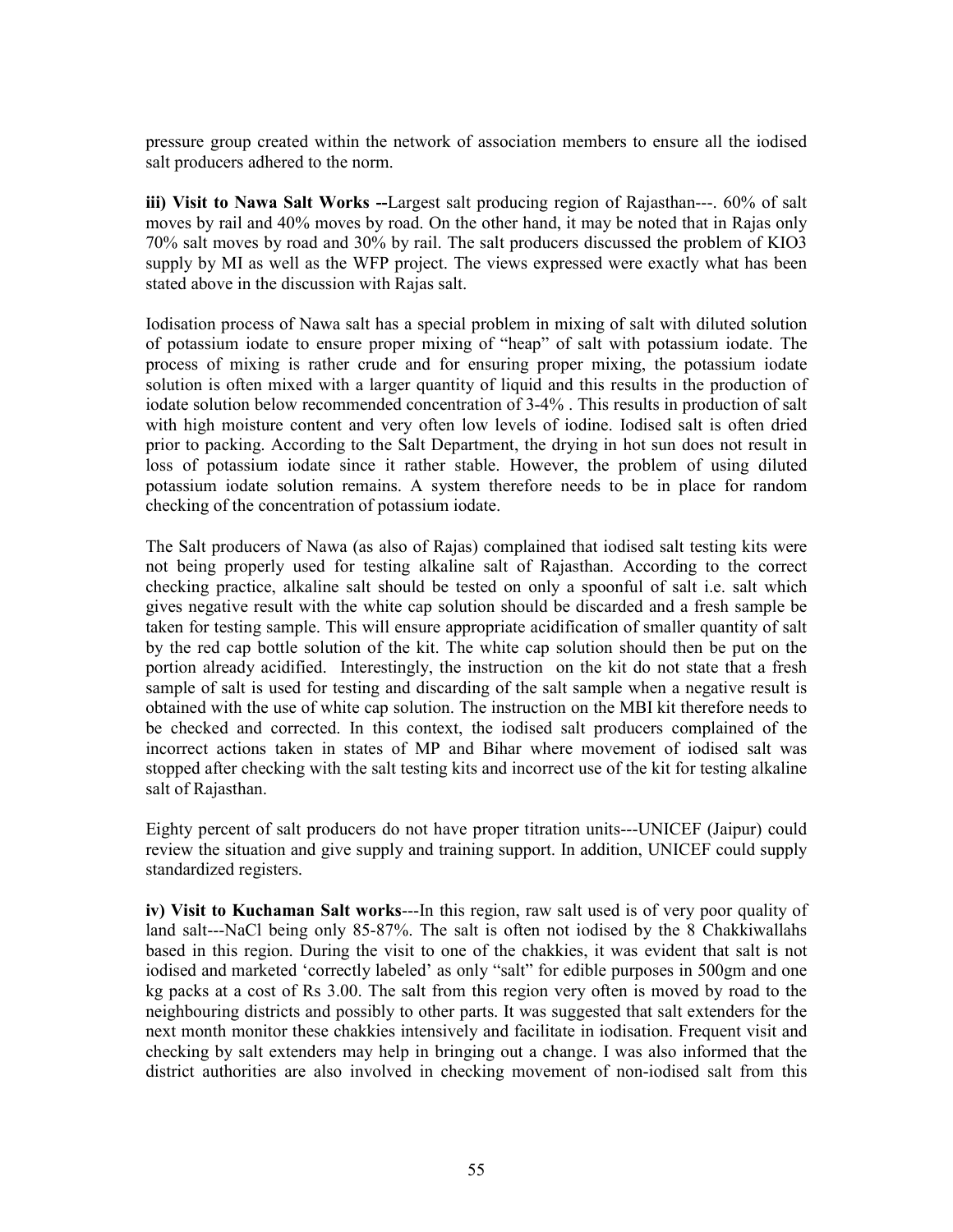pressure group created within the network of association members to ensure all the iodised salt producers adhered to the norm.

**iii) Visit to Nawa Salt Works --**Largest salt producing region of Rajasthan---. 60% of salt moves by rail and 40% moves by road. On the other hand, it may be noted that in Rajas only 70% salt moves by road and 30% by rail. The salt producers discussed the problem of KIO3 supply by MI as well as the WFP project. The views expressed were exactly what has been stated above in the discussion with Rajas salt.

Iodisation process of Nawa salt has a special problem in mixing of salt with diluted solution of potassium iodate to ensure proper mixing of "heap" of salt with potassium iodate. The process of mixing is rather crude and for ensuring proper mixing, the potassium iodate solution is often mixed with a larger quantity of liquid and this results in the production of iodate solution below recommended concentration of 3-4% . This results in production of salt with high moisture content and very often low levels of iodine. Iodised salt is often dried prior to packing. According to the Salt Department, the drying in hot sun does not result in loss of potassium iodate since it rather stable. However, the problem of using diluted potassium iodate solution remains. A system therefore needs to be in place for random checking of the concentration of potassium iodate.

The Salt producers of Nawa (as also of Rajas) complained that iodised salt testing kits were not being properly used for testing alkaline salt of Rajasthan. According to the correct checking practice, alkaline salt should be tested on only a spoonful of salt i.e. salt which gives negative result with the white cap solution should be discarded and a fresh sample be taken for testing sample. This will ensure appropriate acidification of smaller quantity of salt by the red cap bottle solution of the kit. The white cap solution should then be put on the portion already acidified. Interestingly, the instruction on the kit do not state that a fresh sample of salt is used for testing and discarding of the salt sample when a negative result is obtained with the use of white cap solution. The instruction on the MBI kit therefore needs to be checked and corrected. In this context, the iodised salt producers complained of the incorrect actions taken in states of MP and Bihar where movement of iodised salt was stopped after checking with the salt testing kits and incorrect use of the kit for testing alkaline salt of Rajasthan.

Eighty percent of salt producers do not have proper titration units---UNICEF (Jaipur) could review the situation and give supply and training support. In addition, UNICEF could supply standardized registers.

**iv) Visit to Kuchaman Salt works**---In this region, raw salt used is of very poor quality of land salt---NaCl being only 85-87%. The salt is often not iodised by the 8 Chakkiwallahs based in this region. During the visit to one of the chakkies, it was evident that salt is not iodised and marketed 'correctly labeled' as only "salt" for edible purposes in 500gm and one kg packs at a cost of Rs 3.00. The salt from this region very often is moved by road to the neighbouring districts and possibly to other parts. It was suggested that salt extenders for the next month monitor these chakkies intensively and facilitate in iodisation. Frequent visit and checking by salt extenders may help in bringing out a change. I was also informed that the district authorities are also involved in checking movement of non-iodised salt from this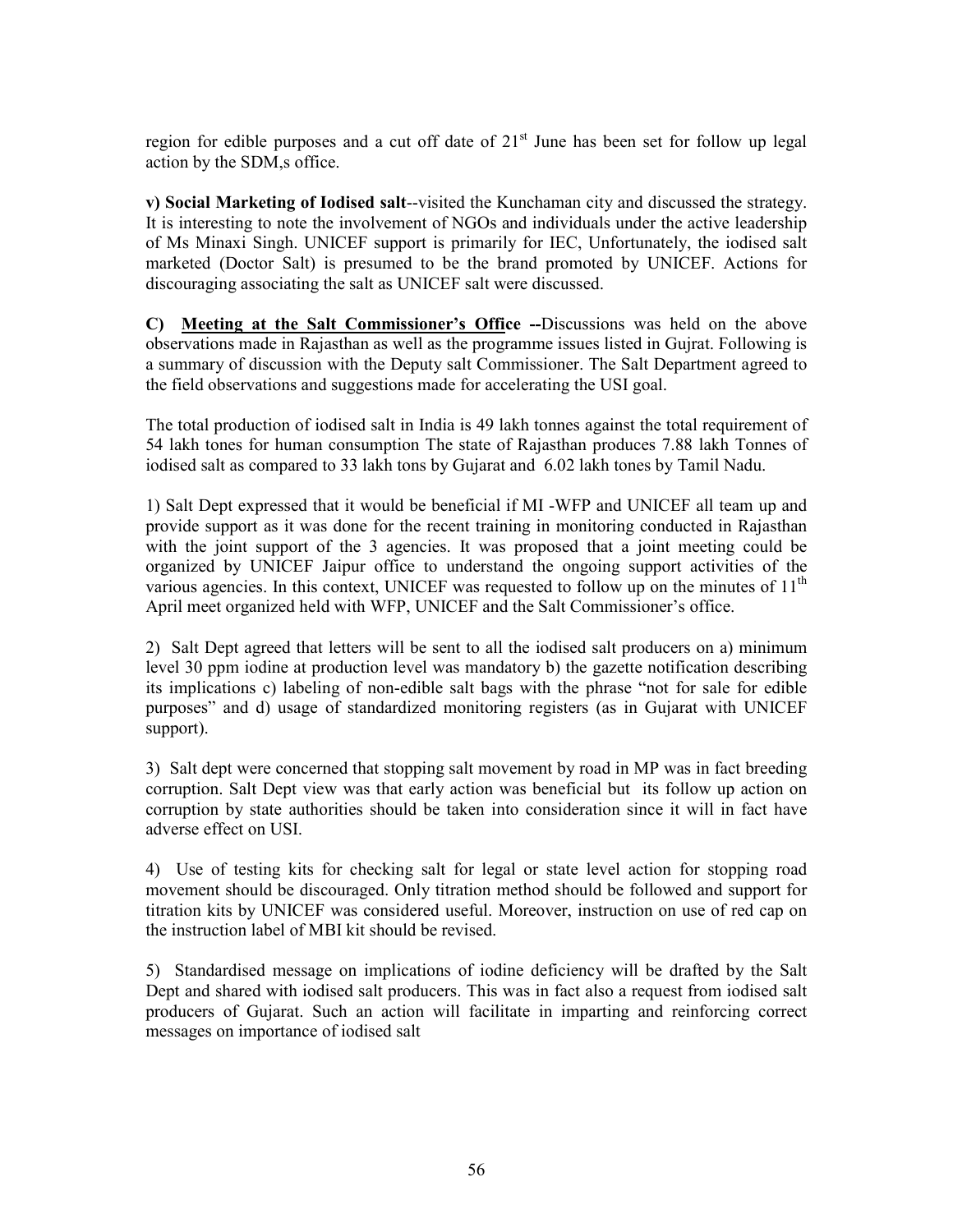region for edible purposes and a cut off date of 21st June has been set for follow up legal action by the SDM,s office.

**v) Social Marketing of Iodised salt**--visited the Kunchaman city and discussed the strategy. It is interesting to note the involvement of NGOs and individuals under the active leadership of Ms Minaxi Singh. UNICEF support is primarily for IEC, Unfortunately, the iodised salt marketed (Doctor Salt) is presumed to be the brand promoted by UNICEF. Actions for discouraging associating the salt as UNICEF salt were discussed.

**C) <u>Meeting at the Salt Commissioner's Office</u> --**Discussions was held on the above observations made in Rajasthan as well as the programme issues listed in Gujrat. Following is a summary of discussion with the Deputy salt Commissioner. The Salt Department agreed to the field observations and suggestions made for accelerating the USI goal.

The total production of iodised salt in India is 49 lakh tonnes against the total requirement of 54 lakh tones for human consumption The state of Rajasthan produces 7.88 lakh Tonnes of iodised salt as compared to 33 lakh tons by Gujarat and 6.02 lakh tones by Tamil Nadu.

1) Salt Dept expressed that it would be beneficial if MI -WFP and UNICEF all team up and provide support as it was done for the recent training in monitoring conducted in Rajasthan with the joint support of the 3 agencies. It was proposed that a joint meeting could be organized by UNICEF Jaipur office to understand the ongoing support activities of the various agencies. In this context, UNICEF was requested to follow up on the minutes of 11th April meet organized held with WFP, UNICEF and the Salt Commissioner's office.

2) Salt Dept agreed that letters will be sent to all the iodised salt producers on a) minimum level 30 ppm iodine at production level was mandatory b) the gazette notification describing its implications c) labeling of non-edible salt bags with the phrase "not for sale for edible purposes" and d) usage of standardized monitoring registers (as in Gujarat with UNICEF support).

3) Salt dept were concerned that stopping salt movement by road in MP was in fact breeding corruption. Salt Dept view was that early action was beneficial but its follow up action on corruption by state authorities should be taken into consideration since it will in fact have adverse effect on USI.

4) Use of testing kits for checking salt for legal or state level action for stopping road movement should be discouraged. Only titration method should be followed and support for titration kits by UNICEF was considered useful. Moreover, instruction on use of red cap on the instruction label of MBI kit should be revised.

5) Standardised message on implications of iodine deficiency will be drafted by the Salt Dept and shared with iodised salt producers. This was in fact also a request from iodised salt producers of Gujarat. Such an action will facilitate in imparting and reinforcing correct messages on importance of iodised salt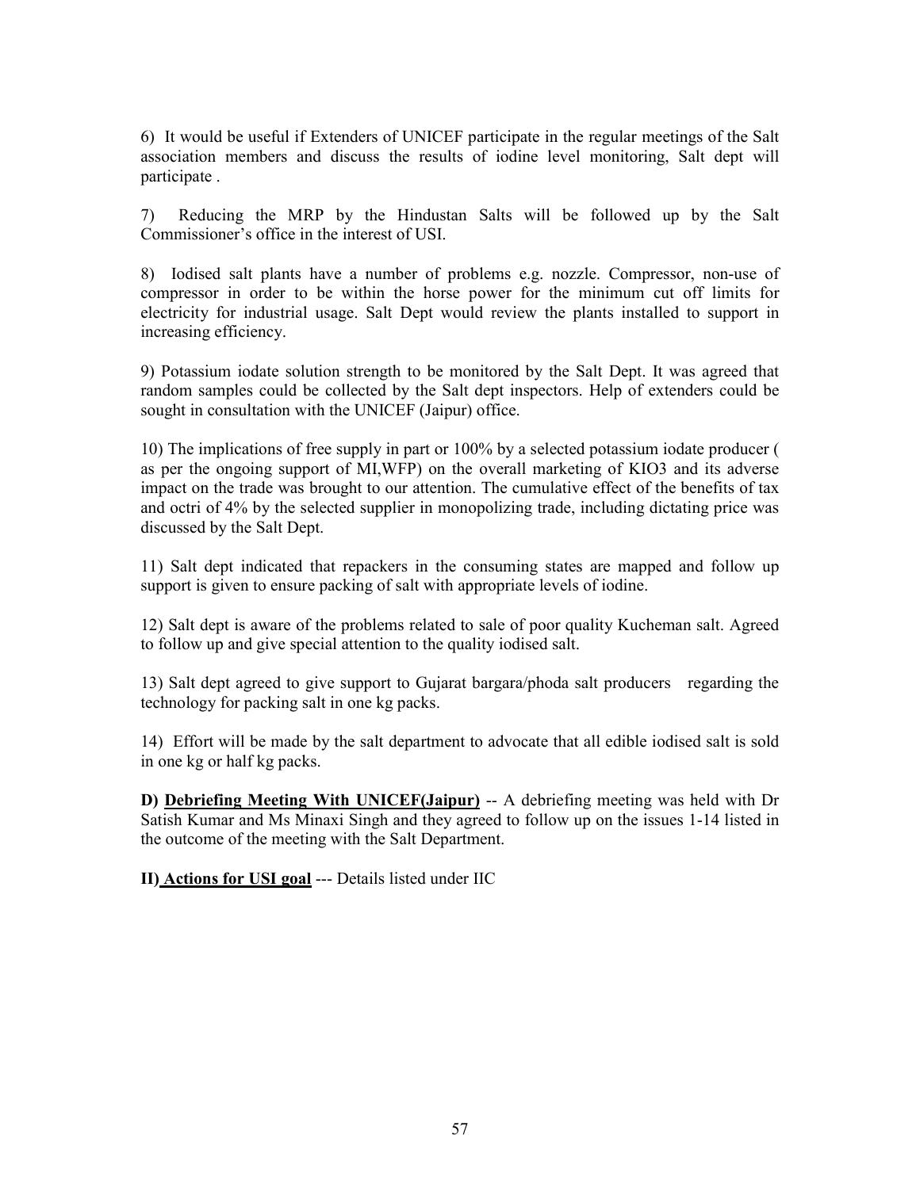6) It would be useful if Extenders of UNICEF participate in the regular meetings of the Salt association members and discuss the results of iodine level monitoring, Salt dept will participate .

7) Reducing the MRP by the Hindustan Salts will be followed up by the Salt Commissioner's office in the interest of USI.

8) Iodised salt plants have a number of problems e.g. nozzle. Compressor, non-use of compressor in order to be within the horse power for the minimum cut off limits for electricity for industrial usage. Salt Dept would review the plants installed to support in increasing efficiency.

9) Potassium iodate solution strength to be monitored by the Salt Dept. It was agreed that random samples could be collected by the Salt dept inspectors. Help of extenders could be sought in consultation with the UNICEF (Jaipur) office.

10) The implications of free supply in part or 100% by a selected potassium iodate producer ( as per the ongoing support of MI,WFP) on the overall marketing of KIO3 and its adverse impact on the trade was brought to our attention. The cumulative effect of the benefits of tax and octri of 4% by the selected supplier in monopolizing trade, including dictating price was discussed by the Salt Dept.

11) Salt dept indicated that repackers in the consuming states are mapped and follow up support is given to ensure packing of salt with appropriate levels of iodine.

12) Salt dept is aware of the problems related to sale of poor quality Kucheman salt. Agreed to follow up and give special attention to the quality iodised salt.

13) Salt dept agreed to give support to Gujarat bargara/phoda salt producers regarding the technology for packing salt in one kg packs.

14) Effort will be made by the salt department to advocate that all edible iodised salt is sold in one kg or half kg packs.

**D) <u>Debriefing Meeting With UNICEF(Jaipur)</u>** -- A debriefing meeting was held with Dr Satish Kumar and Ms Minaxi Singh and they agreed to follow up on the issues 1-14 listed in the outcome of the meeting with the Salt Department.

**II) <u>Actions for USI goal</u>** --- Details listed under IIC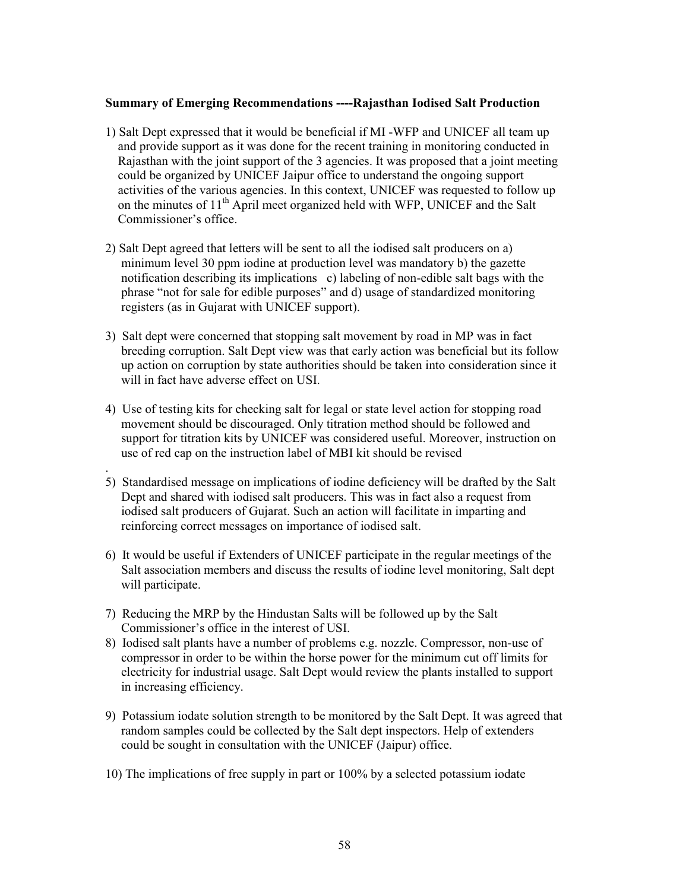**Summary of Emerging Recommendations ----Rajasthan Iodised Salt Production**

1) Salt Dept expressed that it would be beneficial if MI -WFP and UNICEF all team up and provide support as it was done for the recent training in monitoring conducted in Rajasthan with the joint support of the 3 agencies. It was proposed that a joint meeting could be organized by UNICEF Jaipur office to understand the ongoing support activities of the various agencies. In this context, UNICEF was requested to follow up on the minutes of 11th April meet organized held with WFP, UNICEF and the Salt Commissioner's office.

2) Salt Dept agreed that letters will be sent to all the iodised salt producers on a) minimum level 30 ppm iodine at production level was mandatory b) the gazette notification describing its implications c) labeling of non-edible salt bags with the phrase "not for sale for edible purposes" and d) usage of standardized monitoring registers (as in Gujarat with UNICEF support).

3) Salt dept were concerned that stopping salt movement by road in MP was in fact breeding corruption. Salt Dept view was that early action was beneficial but its follow up action on corruption by state authorities should be taken into consideration since it will in fact have adverse effect on USI.

4) Use of testing kits for checking salt for legal or state level action for stopping road movement should be discouraged. Only titration method should be followed and support for titration kits by UNICEF was considered useful. Moreover, instruction on use of red cap on the instruction label of MBI kit should be revised

.

5) Standardised message on implications of iodine deficiency will be drafted by the Salt Dept and shared with iodised salt producers. This was in fact also a request from iodised salt producers of Gujarat. Such an action will facilitate in imparting and reinforcing correct messages on importance of iodised salt.

6) It would be useful if Extenders of UNICEF participate in the regular meetings of the Salt association members and discuss the results of iodine level monitoring, Salt dept will participate.

7) Reducing the MRP by the Hindustan Salts will be followed up by the Salt Commissioner's office in the interest of USI.

8) Iodised salt plants have a number of problems e.g. nozzle. Compressor, non-use of compressor in order to be within the horse power for the minimum cut off limits for electricity for industrial usage. Salt Dept would review the plants installed to support in increasing efficiency.

9) Potassium iodate solution strength to be monitored by the Salt Dept. It was agreed that random samples could be collected by the Salt dept inspectors. Help of extenders could be sought in consultation with the UNICEF (Jaipur) office.

10) The implications of free supply in part or 100% by a selected potassium iodate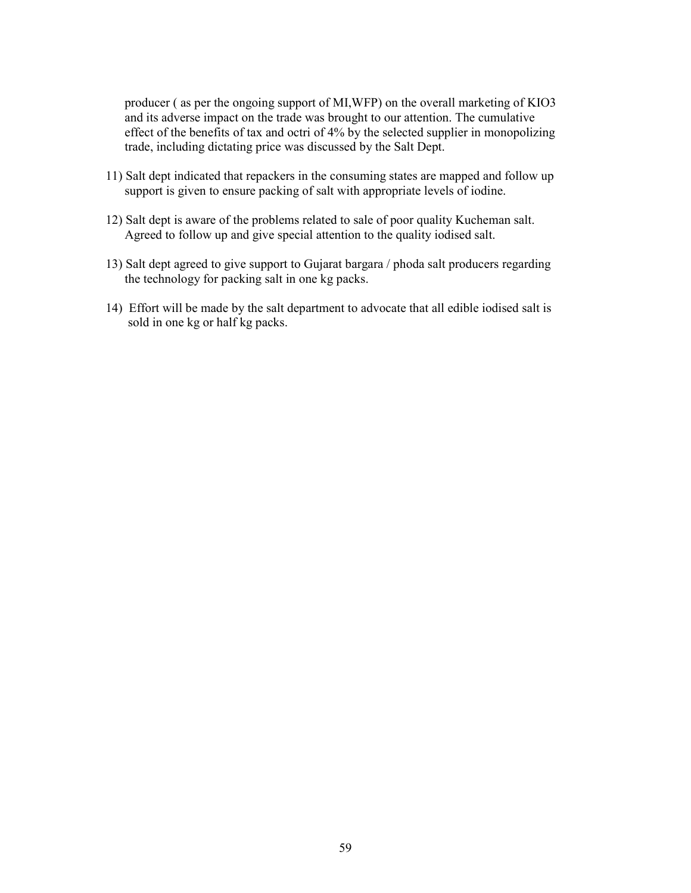producer ( as per the ongoing support of MI,WFP) on the overall marketing of $KIO_3$ and its adverse impact on the trade was brought to our attention. The cumulative effect of the benefits of tax and octri of 4% by the selected supplier in monopolizing trade, including dictating price was discussed by the Salt Dept.

11) Salt dept indicated that repackers in the consuming states are mapped and follow up support is given to ensure packing of salt with appropriate levels of iodine.

12) Salt dept is aware of the problems related to sale of poor quality Kucheman salt. Agreed to follow up and give special attention to the quality iodised salt.

13) Salt dept agreed to give support to Gujarat bargara / phoda salt producers regarding the technology for packing salt in one kg packs.

14) Effort will be made by the salt department to advocate that all edible iodised salt is sold in one kg or half kg packs.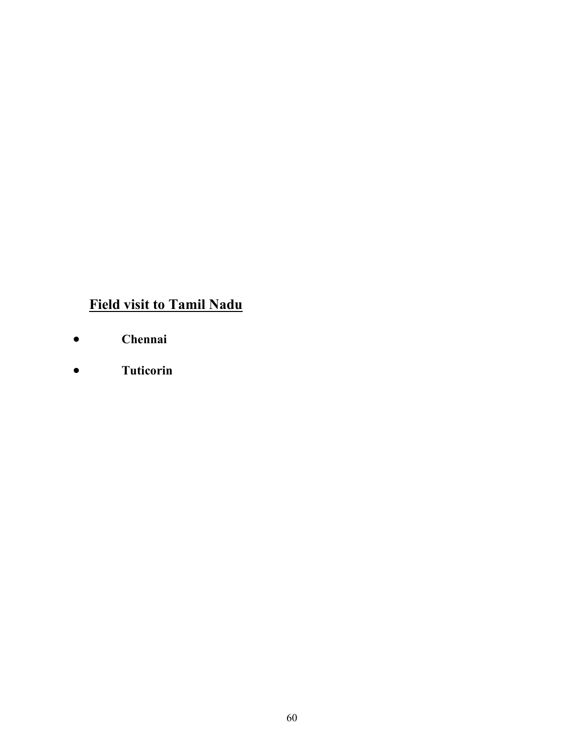## Field visit to Tamil Nadu

- **Chennai**
- **Tuticorin**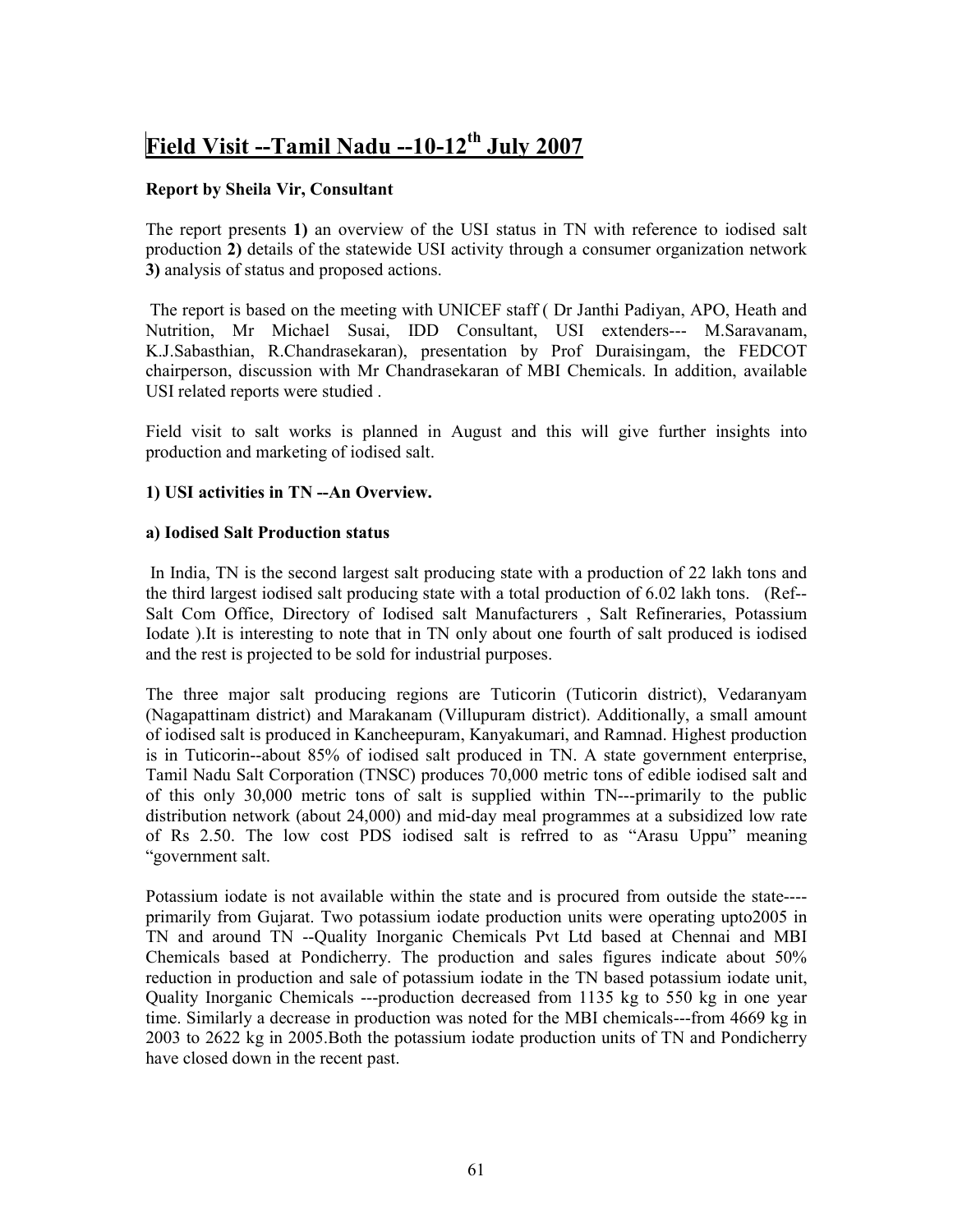# Field Visit --Tamil Nadu --10-12th July 2007

**Report by Sheila Vir, Consultant**

The report presents **1)** an overview of the USI status in TN with reference to iodised salt production **2)** details of the statewide USI activity through a consumer organization network **3)** analysis of status and proposed actions.

The report is based on the meeting with UNICEF staff ( Dr Janthi Padiyan, APO, Heath and Nutrition, Mr Michael Susai, IDD Consultant, USI extenders--- M.Saravanam, K.J.Sabasthian, R.Chandrasekaran), presentation by Prof Duraisingam, the FEDCOT chairperson, discussion with Mr Chandrasekaran of MBI Chemicals. In addition, available USI related reports were studied .

Field visit to salt works is planned in August and this will give further insights into production and marketing of iodised salt.

**1) USI activities in TN --An Overview.**

**a) Iodised Salt Production status**

In India, TN is the second largest salt producing state with a production of 22 lakh tons and the third largest iodised salt producing state with a total production of 6.02 lakh tons. (Ref--Salt Com Office, Directory of Iodised salt Manufacturers , Salt Refineraries, Potassium Iodate ).It is interesting to note that in TN only about one fourth of salt produced is iodised and the rest is projected to be sold for industrial purposes.

The three major salt producing regions are Tuticorin (Tuticorin district), Vedaranyam (Nagapattinam district) and Marakanam (Villupuram district). Additionally, a small amount of iodised salt is produced in Kancheepuram, Kanyakumari, and Ramnad. Highest production is in Tuticorin--about 85% of iodised salt produced in TN. A state government enterprise, Tamil Nadu Salt Corporation (TNSC) produces 70,000 metric tons of edible iodised salt and of this only 30,000 metric tons of salt is supplied within TN---primarily to the public distribution network (about 24,000) and mid-day meal programmes at a subsidized low rate of Rs 2.50. The low cost PDS iodised salt is refrred to as "Arasu Uppu" meaning "government salt.

Potassium iodate is not available within the state and is procured from outside the state----primarily from Gujarat. Two potassium iodate production units were operating upto2005 in TN and around TN --Quality Inorganic Chemicals Pvt Ltd based at Chennai and MBI Chemicals based at Pondicherry. The production and sales figures indicate about 50% reduction in production and sale of potassium iodate in the TN based potassium iodate unit, Quality Inorganic Chemicals ---production decreased from 1135 kg to 550 kg in one year time. Similarly a decrease in production was noted for the MBI chemicals---from 4669 kg in 2003 to 2622 kg in 2005.Both the potassium iodate production units of TN and Pondicherry have closed down in the recent past.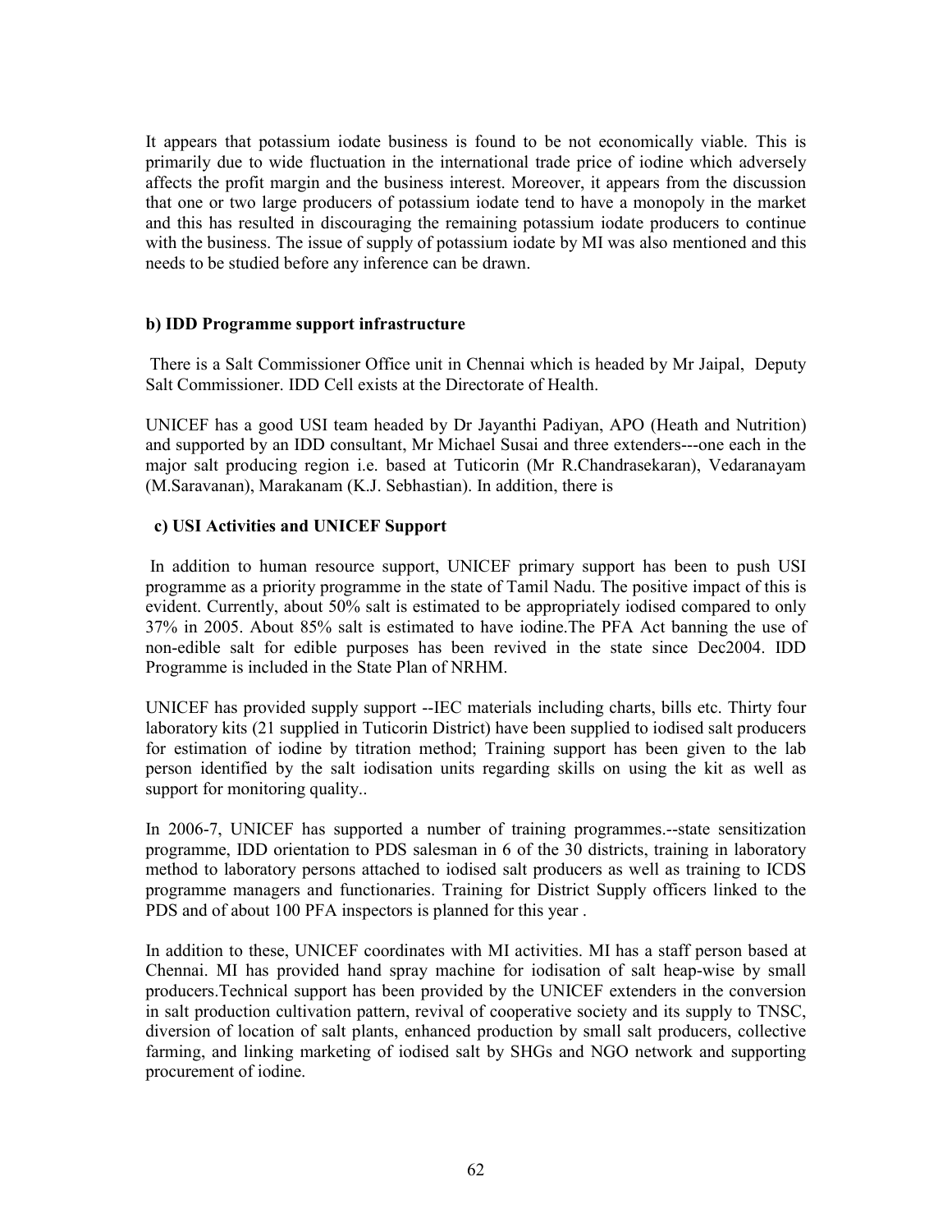It appears that potassium iodate business is found to be not economically viable. This is primarily due to wide fluctuation in the international trade price of iodine which adversely affects the profit margin and the business interest. Moreover, it appears from the discussion that one or two large producers of potassium iodate tend to have a monopoly in the market and this has resulted in discouraging the remaining potassium iodate producers to continue with the business. The issue of supply of potassium iodate by MI was also mentioned and this needs to be studied before any inference can be drawn.

**b) IDD Programme support infrastructure**

There is a Salt Commissioner Office unit in Chennai which is headed by Mr Jaipal, Deputy Salt Commissioner. IDD Cell exists at the Directorate of Health.

UNICEF has a good USI team headed by Dr Jayanthi Padiyan, APO (Heath and Nutrition) and supported by an IDD consultant, Mr Michael Susai and three extenders---one each in the major salt producing region i.e. based at Tuticorin (Mr R.Chandrasekaran), Vedaranayam (M.Saravanan), Marakanam (K.J. Sebhastian). In addition, there is

**c) USI Activities and UNICEF Support**

In addition to human resource support, UNICEF primary support has been to push USI programme as a priority programme in the state of Tamil Nadu. The positive impact of this is evident. Currently, about 50% salt is estimated to be appropriately iodised compared to only 37% in 2005. About 85% salt is estimated to have iodine.The PFA Act banning the use of non-edible salt for edible purposes has been revived in the state since Dec2004. IDD Programme is included in the State Plan of NRHM.

UNICEF has provided supply support --IEC materials including charts, bills etc. Thirty four laboratory kits (21 supplied in Tuticorin District) have been supplied to iodised salt producers for estimation of iodine by titration method; Training support has been given to the lab person identified by the salt iodisation units regarding skills on using the kit as well as support for monitoring quality..

In 2006-7, UNICEF has supported a number of training programmes.--state sensitization programme, IDD orientation to PDS salesman in 6 of the 30 districts, training in laboratory method to laboratory persons attached to iodised salt producers as well as training to ICDS programme managers and functionaries. Training for District Supply officers linked to the PDS and of about 100 PFA inspectors is planned for this year .

In addition to these, UNICEF coordinates with MI activities. MI has a staff person based at Chennai. MI has provided hand spray machine for iodisation of salt heap-wise by small producers.Technical support has been provided by the UNICEF extenders in the conversion in salt production cultivation pattern, revival of cooperative society and its supply to TNSC, diversion of location of salt plants, enhanced production by small salt producers, collective farming, and linking marketing of iodised salt by SHGs and NGO network and supporting procurement of iodine.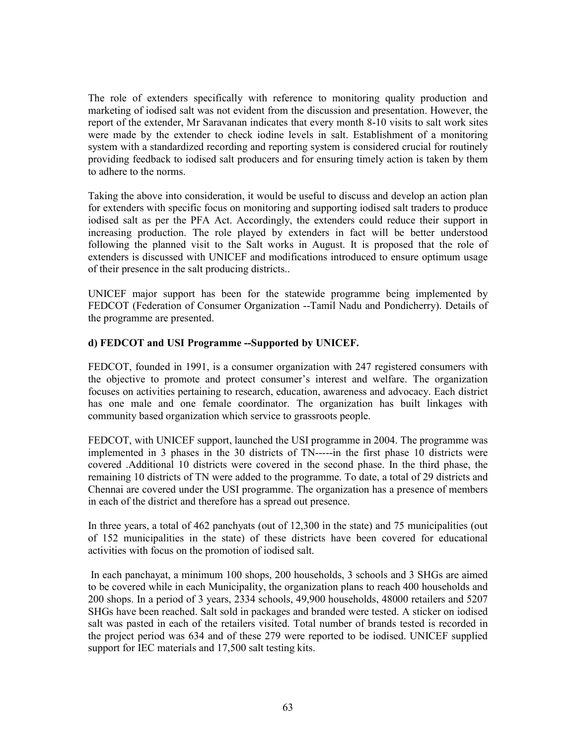The role of extenders specifically with reference to monitoring quality production and marketing of iodised salt was not evident from the discussion and presentation. However, the report of the extender, Mr Saravanan indicates that every month 8-10 visits to salt work sites were made by the extender to check iodine levels in salt. Establishment of a monitoring system with a standardized recording and reporting system is considered crucial for routinely providing feedback to iodised salt producers and for ensuring timely action is taken by them to adhere to the norms.

Taking the above into consideration, it would be useful to discuss and develop an action plan for extenders with specific focus on monitoring and supporting iodised salt traders to produce iodised salt as per the PFA Act. Accordingly, the extenders could reduce their support in increasing production. The role played by extenders in fact will be better understood following the planned visit to the Salt works in August. It is proposed that the role of extenders is discussed with UNICEF and modifications introduced to ensure optimum usage of their presence in the salt producing districts..

UNICEF major support has been for the statewide programme being implemented by FEDCOT (Federation of Consumer Organization --Tamil Nadu and Pondicherry). Details of the programme are presented.

**d) FEDCOT and USI Programme --Supported by UNICEF.**

FEDCOT, founded in 1991, is a consumer organization with 247 registered consumers with the objective to promote and protect consumer's interest and welfare. The organization focuses on activities pertaining to research, education, awareness and advocacy. Each district has one male and one female coordinator. The organization has built linkages with community based organization which service to grassroots people.

FEDCOT, with UNICEF support, launched the USI programme in 2004. The programme was implemented in 3 phases in the 30 districts of TN-----in the first phase 10 districts were covered .Additional 10 districts were covered in the second phase. In the third phase, the remaining 10 districts of TN were added to the programme. To date, a total of 29 districts and Chennai are covered under the USI programme. The organization has a presence of members in each of the district and therefore has a spread out presence.

In three years, a total of 462 panchyats (out of 12,300 in the state) and 75 municipalities (out of 152 municipalities in the state) of these districts have been covered for educational activities with focus on the promotion of iodised salt.

In each panchayat, a minimum 100 shops, 200 households, 3 schools and 3 SHGs are aimed to be covered while in each Municipality, the organization plans to reach 400 households and 200 shops. In a period of 3 years, 2334 schools, 49,900 households, 48000 retailers and 5207 SHGs have been reached. Salt sold in packages and branded were tested. A sticker on iodised salt was pasted in each of the retailers visited. Total number of brands tested is recorded in the project period was 634 and of these 279 were reported to be iodised. UNICEF supplied support for IEC materials and 17,500 salt testing kits.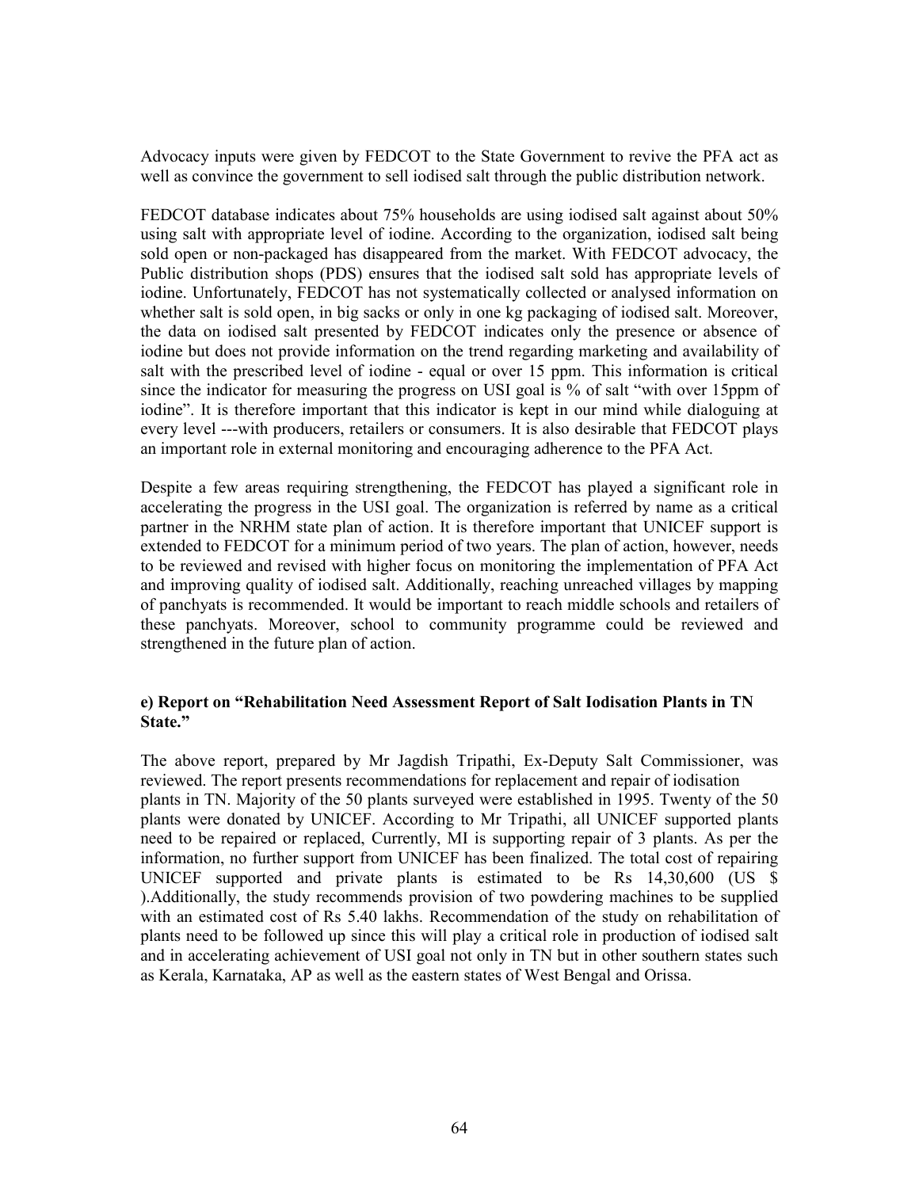Advocacy inputs were given by FEDCOT to the State Government to revive the PFA act as well as convince the government to sell iodised salt through the public distribution network.

FEDCOT database indicates about 75% households are using iodised salt against about 50% using salt with appropriate level of iodine. According to the organization, iodised salt being sold open or non-packaged has disappeared from the market. With FEDCOT advocacy, the Public distribution shops (PDS) ensures that the iodised salt sold has appropriate levels of iodine. Unfortunately, FEDCOT has not systematically collected or analysed information on whether salt is sold open, in big sacks or only in one kg packaging of iodised salt. Moreover, the data on iodised salt presented by FEDCOT indicates only the presence or absence of iodine but does not provide information on the trend regarding marketing and availability of salt with the prescribed level of iodine - equal or over 15 ppm. This information is critical since the indicator for measuring the progress on USI goal is % of salt "with over 15ppm of iodine". It is therefore important that this indicator is kept in our mind while dialoguing at every level ---with producers, retailers or consumers. It is also desirable that FEDCOT plays an important role in external monitoring and encouraging adherence to the PFA Act.

Despite a few areas requiring strengthening, the FEDCOT has played a significant role in accelerating the progress in the USI goal. The organization is referred by name as a critical partner in the NRHM state plan of action. It is therefore important that UNICEF support is extended to FEDCOT for a minimum period of two years. The plan of action, however, needs to be reviewed and revised with higher focus on monitoring the implementation of PFA Act and improving quality of iodised salt. Additionally, reaching unreached villages by mapping of panchyats is recommended. It would be important to reach middle schools and retailers of these panchyats. Moreover, school to community programme could be reviewed and strengthened in the future plan of action.

#### e) Report on "Rehabilitation Need Assessment Report of Salt Iodisation Plants in TN State."

The above report, prepared by Mr Jagdish Tripathi, Ex-Deputy Salt Commissioner, was reviewed. The report presents recommendations for replacement and repair of iodisation plants in TN. Majority of the 50 plants surveyed were established in 1995. Twenty of the 50 plants were donated by UNICEF. According to Mr Tripathi, all UNICEF supported plants need to be repaired or replaced, Currently, MI is supporting repair of 3 plants. As per the information, no further support from UNICEF has been finalized. The total cost of repairing UNICEF supported and private plants is estimated to be Rs 14,30,600 (US $ ).Additionally, the study recommends provision of two powdering machines to be supplied with an estimated cost of Rs 5.40 lakhs. Recommendation of the study on rehabilitation of plants need to be followed up since this will play a critical role in production of iodised salt and in accelerating achievement of USI goal not only in TN but in other southern states such as Kerala, Karnataka, AP as well as the eastern states of West Bengal and Orissa.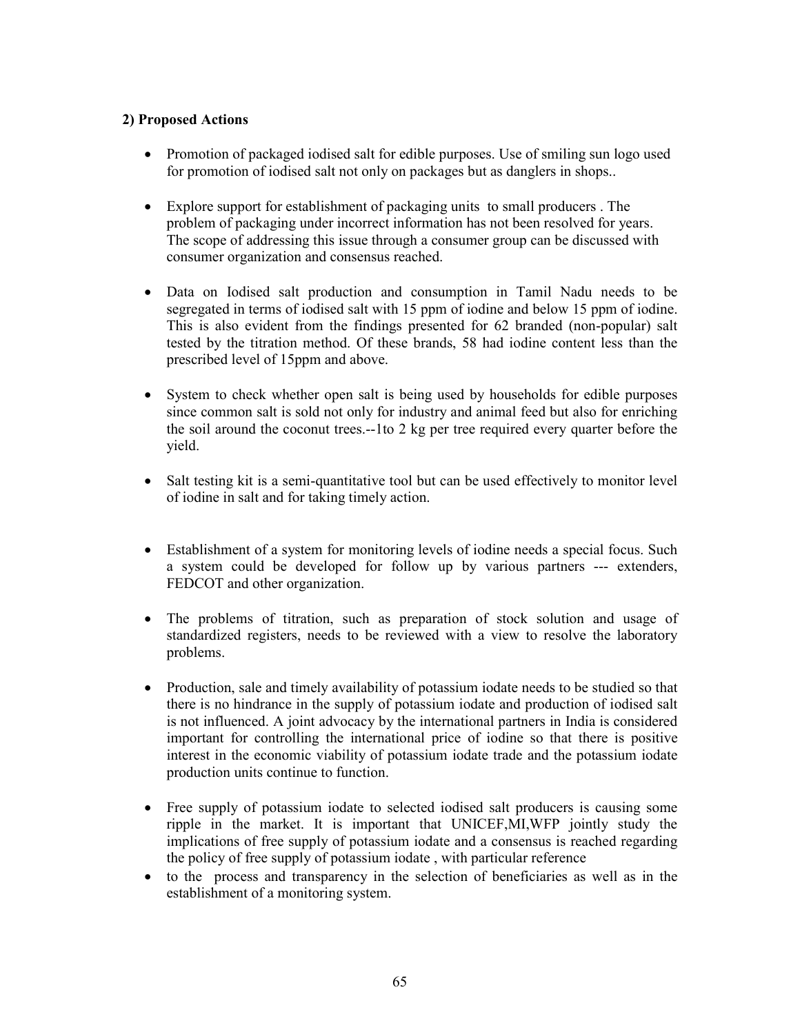**2) Proposed Actions**

- Promotion of packaged iodised salt for edible purposes. Use of smiling sun logo used for promotion of iodised salt not only on packages but as danglers in shops..

- Explore support for establishment of packaging units to small producers . The problem of packaging under incorrect information has not been resolved for years. The scope of addressing this issue through a consumer group can be discussed with consumer organization and consensus reached.

- Data on Iodised salt production and consumption in Tamil Nadu needs to be segregated in terms of iodised salt with 15 ppm of iodine and below 15 ppm of iodine. This is also evident from the findings presented for 62 branded (non-popular) salt tested by the titration method. Of these brands, 58 had iodine content less than the prescribed level of 15ppm and above.

- System to check whether open salt is being used by households for edible purposes since common salt is sold not only for industry and animal feed but also for enriching the soil around the coconut trees.--1to 2 kg per tree required every quarter before the yield.

- Salt testing kit is a semi-quantitative tool but can be used effectively to monitor level of iodine in salt and for taking timely action.

- Establishment of a system for monitoring levels of iodine needs a special focus. Such a system could be developed for follow up by various partners --- extenders, FEDCOT and other organization.

- The problems of titration, such as preparation of stock solution and usage of standardized registers, needs to be reviewed with a view to resolve the laboratory problems.

- Production, sale and timely availability of potassium iodate needs to be studied so that there is no hindrance in the supply of potassium iodate and production of iodised salt is not influenced. A joint advocacy by the international partners in India is considered important for controlling the international price of iodine so that there is positive interest in the economic viability of potassium iodate trade and the potassium iodate production units continue to function.

- Free supply of potassium iodate to selected iodised salt producers is causing some ripple in the market. It is important that UNICEF,MI,WFP jointly study the implications of free supply of potassium iodate and a consensus is reached regarding the policy of free supply of potassium iodate , with particular reference
- to the process and transparency in the selection of beneficiaries as well as in the establishment of a monitoring system.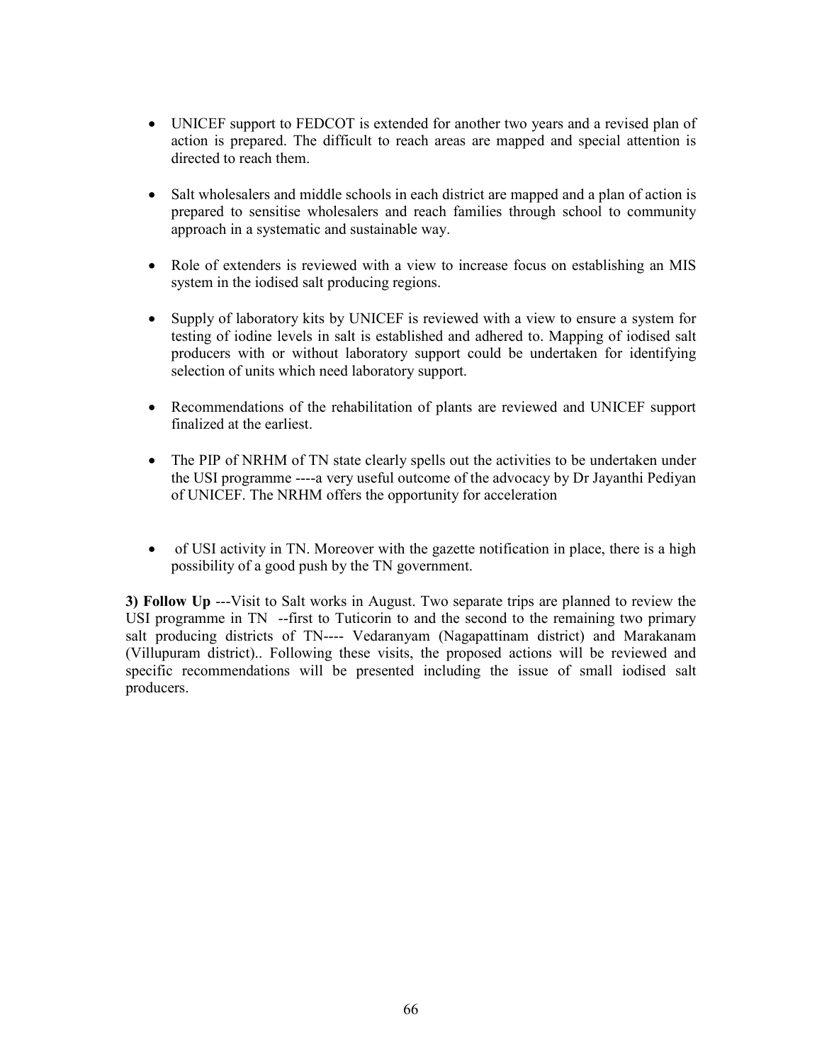- UNICEF support to FEDCOT is extended for another two years and a revised plan of action is prepared. The difficult to reach areas are mapped and special attention is directed to reach them.

- Salt wholesalers and middle schools in each district are mapped and a plan of action is prepared to sensitise wholesalers and reach families through school to community approach in a systematic and sustainable way.

- Role of extenders is reviewed with a view to increase focus on establishing an MIS system in the iodised salt producing regions.

- Supply of laboratory kits by UNICEF is reviewed with a view to ensure a system for testing of iodine levels in salt is established and adhered to. Mapping of iodised salt producers with or without laboratory support could be undertaken for identifying selection of units which need laboratory support.

- Recommendations of the rehabilitation of plants are reviewed and UNICEF support finalized at the earliest.

- The PIP of NRHM of TN state clearly spells out the activities to be undertaken under the USI programme ----a very useful outcome of the advocacy by Dr Jayanthi Pediyan of UNICEF. The NRHM offers the opportunity for acceleration

- of USI activity in TN. Moreover with the gazette notification in place, there is a high possibility of a good push by the TN government.

**3) Follow Up** ---Visit to Salt works in August. Two separate trips are planned to review the USI programme in TN --first to Tuticorin to and the second to the remaining two primary salt producing districts of TN---- Vedaranyam (Nagapattinam district) and Marakanam (Villupuram district).. Following these visits, the proposed actions will be reviewed and specific recommendations will be presented including the issue of small iodised salt producers.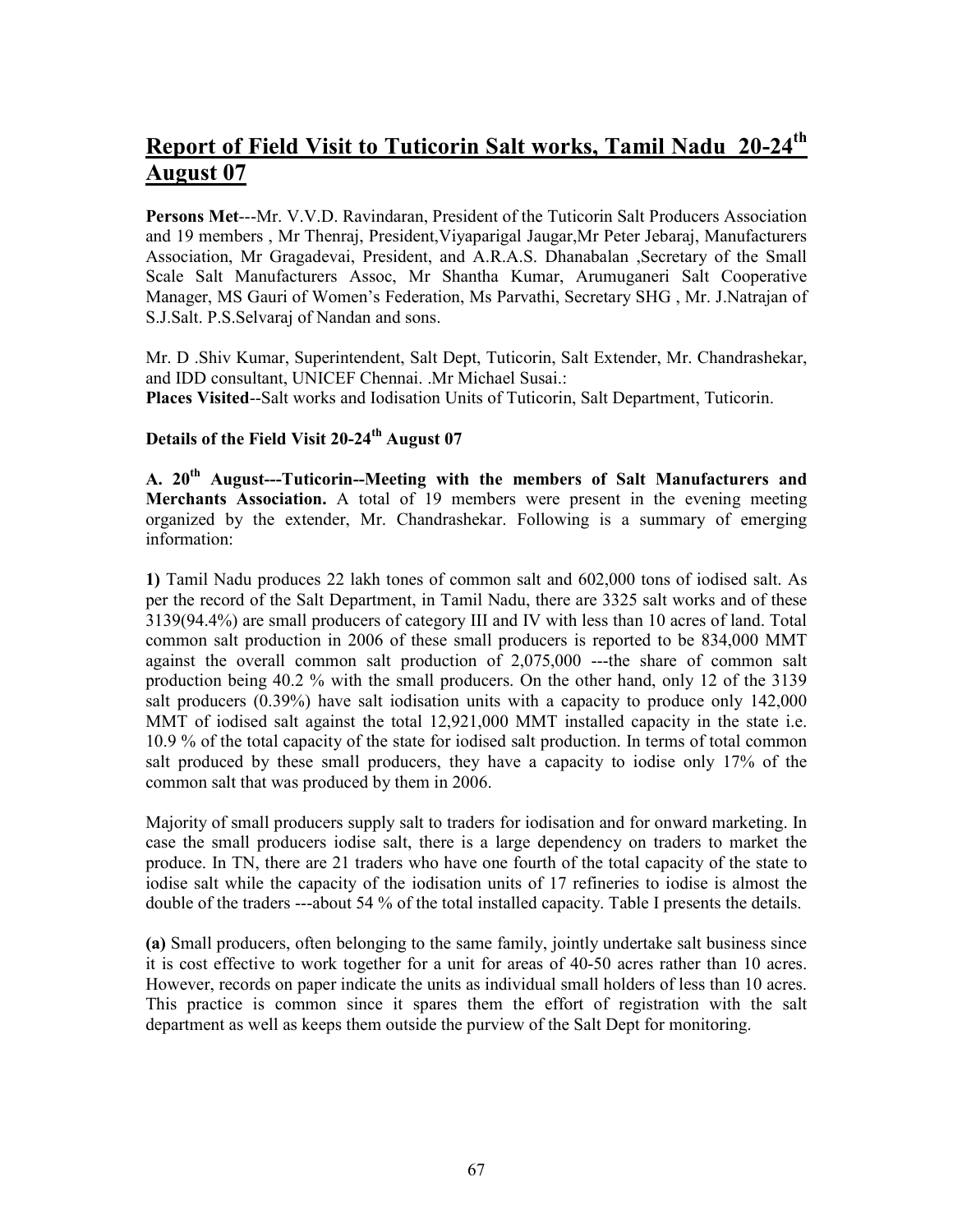# Report of Field Visit to Tuticorin Salt works, Tamil Nadu 20-24th August 07

**Persons Met**---Mr. V.V.D. Ravindaran, President of the Tuticorin Salt Producers Association and 19 members , Mr Thenraj, President,Viyaparigal Jaugar,Mr Peter Jebaraj, Manufacturers Association, Mr Gragadevai, President, and A.R.A.S. Dhanabalan ,Secretary of the Small Scale Salt Manufacturers Assoc, Mr Shantha Kumar, Arumuganeri Salt Cooperative Manager, MS Gauri of Women's Federation, Ms Parvathi, Secretary SHG , Mr. J.Natrajan of S.J.Salt. P.S.Selvaraj of Nandan and sons.

Mr. D .Shiv Kumar, Superintendent, Salt Dept, Tuticorin, Salt Extender, Mr. Chandrashekar, and IDD consultant, UNICEF Chennai. .Mr Michael Susai.:

**Places Visited**--Salt works and Iodisation Units of Tuticorin, Salt Department, Tuticorin.

### Details of the Field Visit 20-24th August 07

**A. 20th August---Tuticorin--Meeting with the members of Salt Manufacturers and Merchants Association.** A total of 19 members were present in the evening meeting organized by the extender, Mr. Chandrashekar. Following is a summary of emerging information:

**1)** Tamil Nadu produces 22 lakh tones of common salt and 602,000 tons of iodised salt. As per the record of the Salt Department, in Tamil Nadu, there are 3325 salt works and of these 3139(94.4%) are small producers of category III and IV with less than 10 acres of land. Total common salt production in 2006 of these small producers is reported to be 834,000 MMT against the overall common salt production of 2,075,000 ---the share of common salt production being 40.2 % with the small producers. On the other hand, only 12 of the 3139 salt producers (0.39%) have salt iodisation units with a capacity to produce only 142,000 MMT of iodised salt against the total 12,921,000 MMT installed capacity in the state i.e. 10.9 % of the total capacity of the state for iodised salt production. In terms of total common salt produced by these small producers, they have a capacity to iodise only 17% of the common salt that was produced by them in 2006.

Majority of small producers supply salt to traders for iodisation and for onward marketing. In case the small producers iodise salt, there is a large dependency on traders to market the produce. In TN, there are 21 traders who have one fourth of the total capacity of the state to iodise salt while the capacity of the iodisation units of 17 refineries to iodise is almost the double of the traders ---about 54 % of the total installed capacity. Table I presents the details.

**(a)** Small producers, often belonging to the same family, jointly undertake salt business since it is cost effective to work together for a unit for areas of 40-50 acres rather than 10 acres. However, records on paper indicate the units as individual small holders of less than 10 acres. This practice is common since it spares them the effort of registration with the salt department as well as keeps them outside the purview of the Salt Dept for monitoring.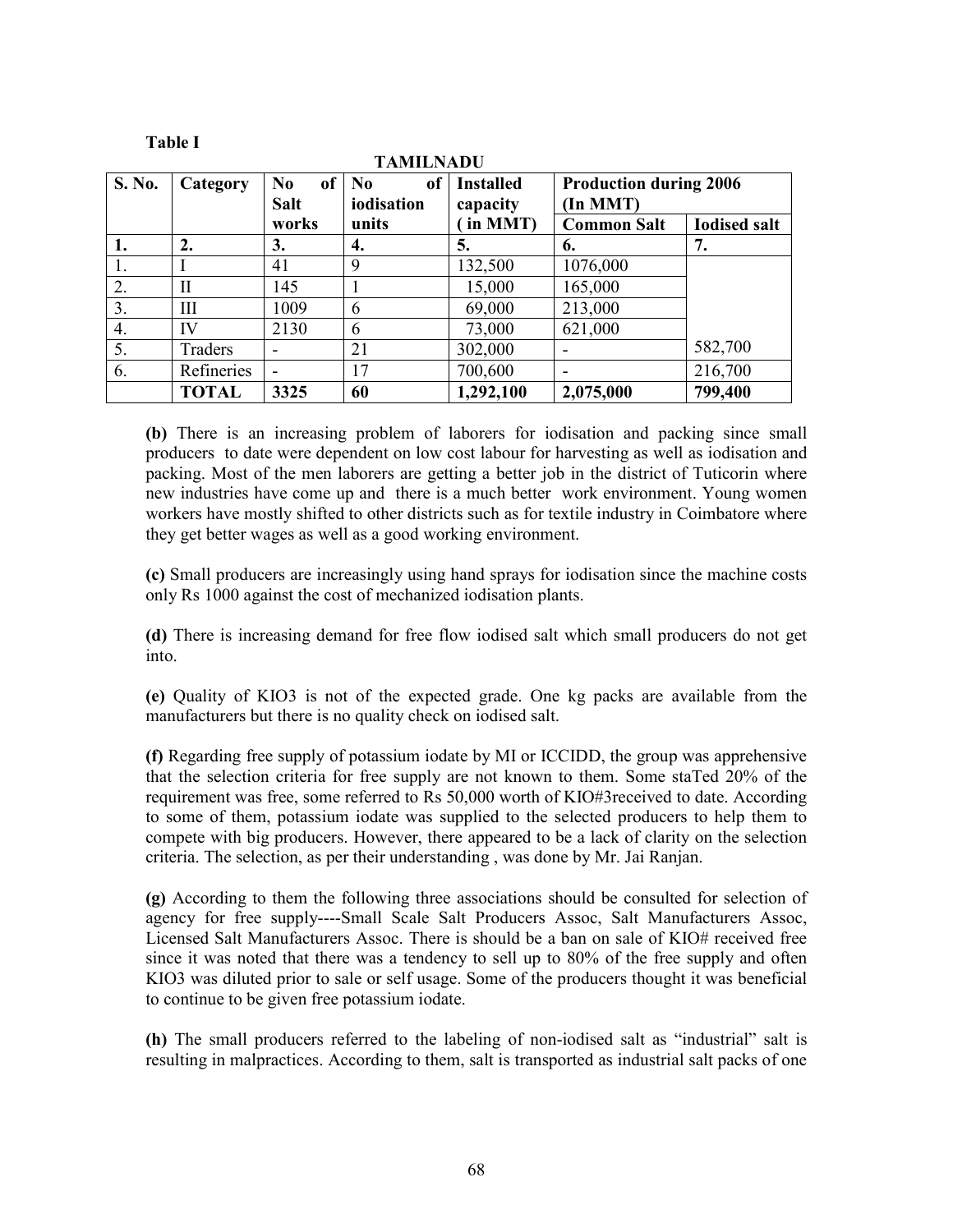**Table I**

**TAMILNADU**

| S. No. | Category | No of Salt works | No of iodisation units | Installed capacity ( in MMT) | Production during 2006 (In MMT) | |
|---|---|---|---|---|---|---|
| | | | | | Common Salt | Iodised salt |
| 1. | 2. | 3. | 4. | 5. | 6. | 7. |
| 1. | I | 41 | 9 | 132,500 | 1076,000 | |
| 2. | II | 145 | 1 | 15,000 | 165,000 | |
| 3. | III | 1009 | 6 | 69,000 | 213,000 | |
| 4. | IV | 2130 | 6 | 73,000 | 621,000 | |
| 5. | Traders | - | 21 | 302,000 | - | 582,700 |
| 6. | Refineries | - | 17 | 700,600 | - | 216,700 |
| | **TOTAL** | **3325** | **60** | **1,292,100** | **2,075,000** | **799,400** |

**(b)** There is an increasing problem of laborers for iodisation and packing since small producers to date were dependent on low cost labour for harvesting as well as iodisation and packing. Most of the men laborers are getting a better job in the district of Tuticorin where new industries have come up and there is a much better work environment. Young women workers have mostly shifted to other districts such as for textile industry in Coimbatore where they get better wages as well as a good working environment.

**(c)** Small producers are increasingly using hand sprays for iodisation since the machine costs only Rs 1000 against the cost of mechanized iodisation plants.

**(d)** There is increasing demand for free flow iodised salt which small producers do not get into.

**(e)** Quality of KIO3 is not of the expected grade. One kg packs are available from the manufacturers but there is no quality check on iodised salt.

**(f)** Regarding free supply of potassium iodate by MI or ICCIDD, the group was apprehensive that the selection criteria for free supply are not known to them. Some staTed 20% of the requirement was free, some referred to Rs 50,000 worth of KIO#3received to date. According to some of them, potassium iodate was supplied to the selected producers to help them to compete with big producers. However, there appeared to be a lack of clarity on the selection criteria. The selection, as per their understanding , was done by Mr. Jai Ranjan.

**(g)** According to them the following three associations should be consulted for selection of agency for free supply----Small Scale Salt Producers Assoc, Salt Manufacturers Assoc, Licensed Salt Manufacturers Assoc. There is should be a ban on sale of KIO# received free since it was noted that there was a tendency to sell up to 80% of the free supply and often KIO3 was diluted prior to sale or self usage. Some of the producers thought it was beneficial to continue to be given free potassium iodate.

**(h)** The small producers referred to the labeling of non-iodised salt as "industrial" salt is resulting in malpractices. According to them, salt is transported as industrial salt packs of one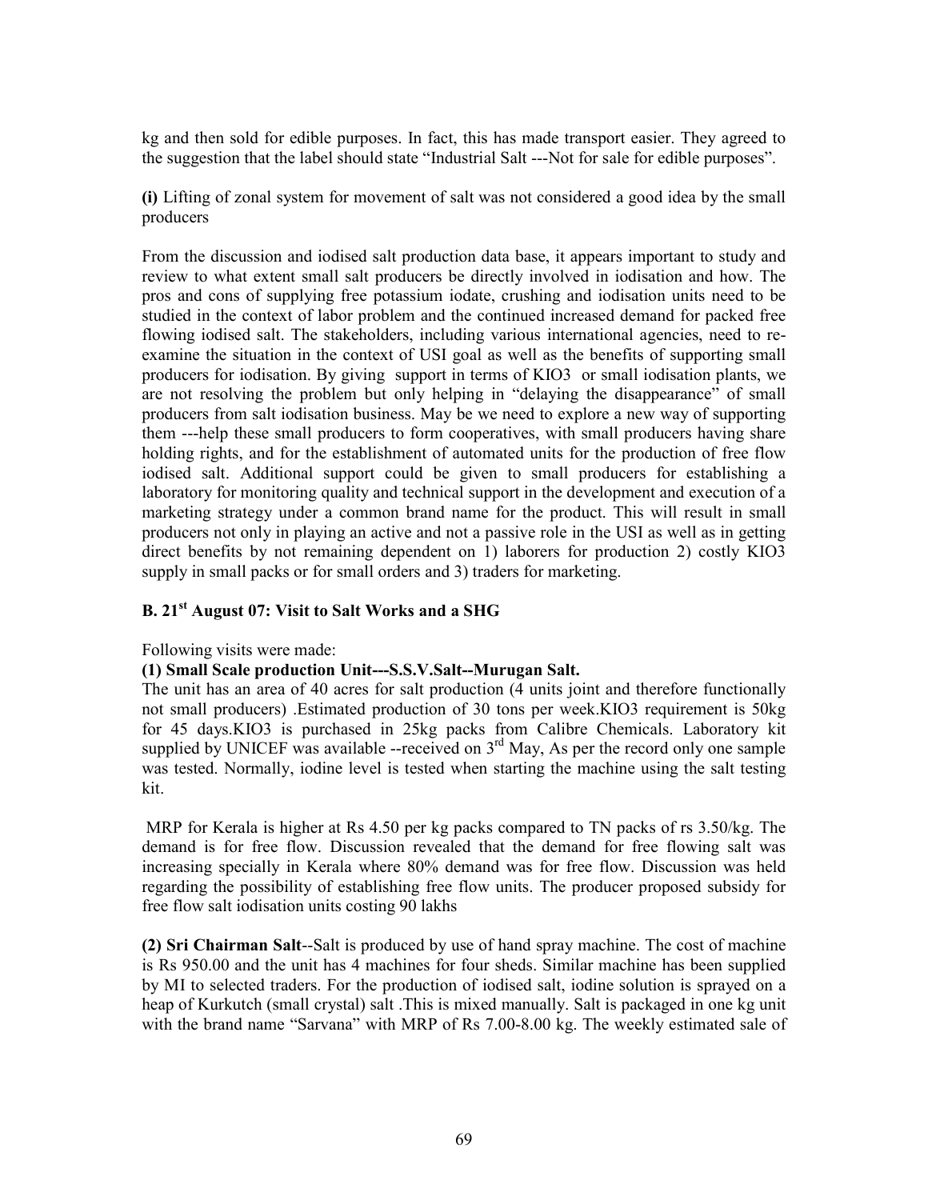kg and then sold for edible purposes. In fact, this has made transport easier. They agreed to the suggestion that the label should state "Industrial Salt ---Not for sale for edible purposes".

**(i)** Lifting of zonal system for movement of salt was not considered a good idea by the small producers

From the discussion and iodised salt production data base, it appears important to study and review to what extent small salt producers be directly involved in iodisation and how. The pros and cons of supplying free potassium iodate, crushing and iodisation units need to be studied in the context of labor problem and the continued increased demand for packed free flowing iodised salt. The stakeholders, including various international agencies, need to re-examine the situation in the context of USI goal as well as the benefits of supporting small producers for iodisation. By giving support in terms of KIO3 or small iodisation plants, we are not resolving the problem but only helping in "delaying the disappearance" of small producers from salt iodisation business. May be we need to explore a new way of supporting them ---help these small producers to form cooperatives, with small producers having share holding rights, and for the establishment of automated units for the production of free flow iodised salt. Additional support could be given to small producers for establishing a laboratory for monitoring quality and technical support in the development and execution of a marketing strategy under a common brand name for the product. This will result in small producers not only in playing an active and not a passive role in the USI as well as in getting direct benefits by not remaining dependent on 1) laborers for production 2) costly KIO3 supply in small packs or for small orders and 3) traders for marketing.

### B. 21st August 07: Visit to Salt Works and a SHG

Following visits were made:

**(1) Small Scale production Unit---S.S.V.Salt--Murugan Salt.**

The unit has an area of 40 acres for salt production (4 units joint and therefore functionally not small producers) .Estimated production of 30 tons per week.KIO3 requirement is 50kg for 45 days.KIO3 is purchased in 25kg packs from Calibre Chemicals. Laboratory kit supplied by UNICEF was available --received on 3rd May, As per the record only one sample was tested. Normally, iodine level is tested when starting the machine using the salt testing kit.

MRP for Kerala is higher at Rs 4.50 per kg packs compared to TN packs of rs 3.50/kg. The demand is for free flow. Discussion revealed that the demand for free flowing salt was increasing specially in Kerala where 80% demand was for free flow. Discussion was held regarding the possibility of establishing free flow units. The producer proposed subsidy for free flow salt iodisation units costing 90 lakhs

**(2) Sri Chairman Salt**--Salt is produced by use of hand spray machine. The cost of machine is Rs 950.00 and the unit has 4 machines for four sheds. Similar machine has been supplied by MI to selected traders. For the production of iodised salt, iodine solution is sprayed on a heap of Kurkutch (small crystal) salt .This is mixed manually. Salt is packaged in one kg unit with the brand name "Sarvana" with MRP of Rs 7.00-8.00 kg. The weekly estimated sale of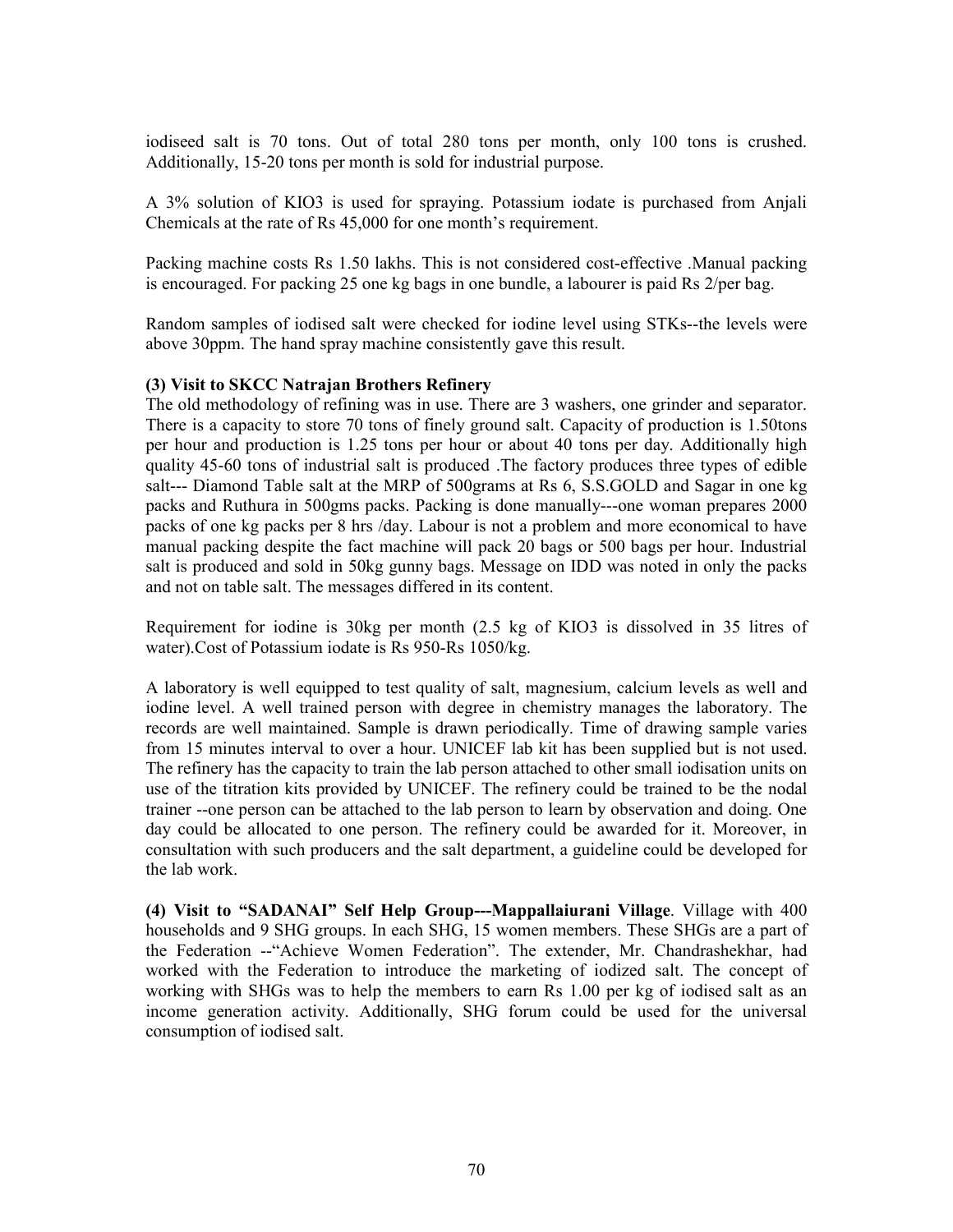iodiseed salt is 70 tons. Out of total 280 tons per month, only 100 tons is crushed. Additionally, 15-20 tons per month is sold for industrial purpose.

A 3% solution of $KIO_3$ is used for spraying. Potassium iodate is purchased from Anjali Chemicals at the rate of Rs 45,000 for one month's requirement.

Packing machine costs Rs 1.50 lakhs. This is not considered cost-effective .Manual packing is encouraged. For packing 25 one kg bags in one bundle, a labourer is paid Rs 2/per bag.

Random samples of iodised salt were checked for iodine level using STKs--the levels were above 30ppm. The hand spray machine consistently gave this result.

**(3) Visit to SKCC Natrajan Brothers Refinery**

The old methodology of refining was in use. There are 3 washers, one grinder and separator. There is a capacity to store 70 tons of finely ground salt. Capacity of production is 1.50tons per hour and production is 1.25 tons per hour or about 40 tons per day. Additionally high quality 45-60 tons of industrial salt is produced .The factory produces three types of edible salt--- Diamond Table salt at the MRP of 500grams at Rs 6, S.S.GOLD and Sagar in one kg packs and Ruthura in 500gms packs. Packing is done manually---one woman prepares 2000 packs of one kg packs per 8 hrs /day. Labour is not a problem and more economical to have manual packing despite the fact machine will pack 20 bags or 500 bags per hour. Industrial salt is produced and sold in 50kg gunny bags. Message on IDD was noted in only the packs and not on table salt. The messages differed in its content.

Requirement for iodine is 30kg per month (2.5 kg of $KIO_3$ is dissolved in 35 litres of water).Cost of Potassium iodate is Rs 950-Rs 1050/kg.

A laboratory is well equipped to test quality of salt, magnesium, calcium levels as well and iodine level. A well trained person with degree in chemistry manages the laboratory. The records are well maintained. Sample is drawn periodically. Time of drawing sample varies from 15 minutes interval to over a hour. UNICEF lab kit has been supplied but is not used. The refinery has the capacity to train the lab person attached to other small iodisation units on use of the titration kits provided by UNICEF. The refinery could be trained to be the nodal trainer --one person can be attached to the lab person to learn by observation and doing. One day could be allocated to one person. The refinery could be awarded for it. Moreover, in consultation with such producers and the salt department, a guideline could be developed for the lab work.

**(4) Visit to "SADANAI" Self Help Group---Mappallaiurani Village**. Village with 400 households and 9 SHG groups. In each SHG, 15 women members. These SHGs are a part of the Federation --"Achieve Women Federation". The extender, Mr. Chandrashekhar, had worked with the Federation to introduce the marketing of iodized salt. The concept of working with SHGs was to help the members to earn Rs 1.00 per kg of iodised salt as an income generation activity. Additionally, SHG forum could be used for the universal consumption of iodised salt.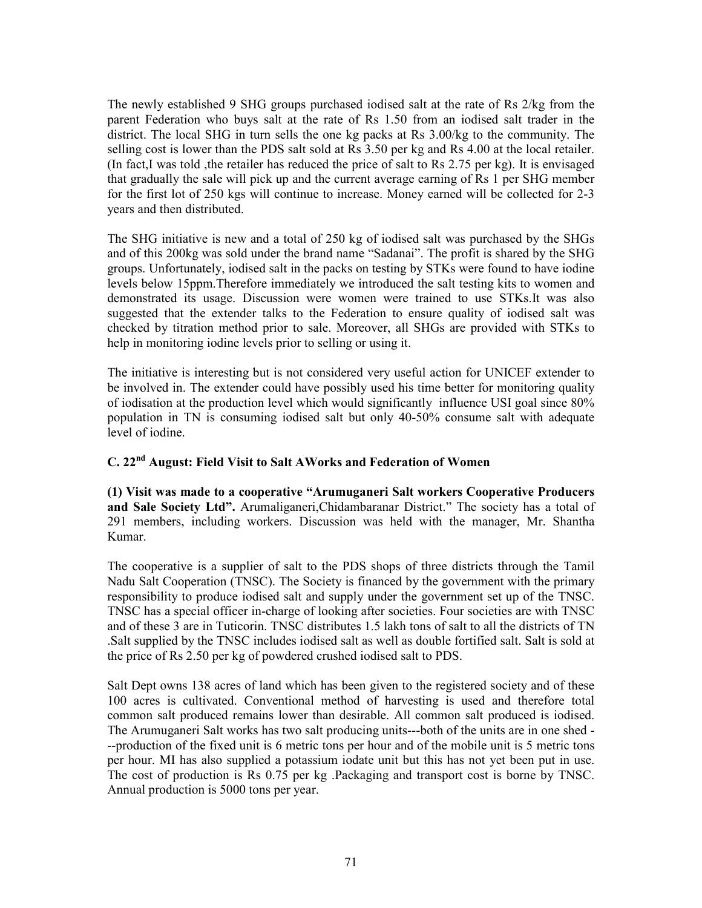The newly established 9 SHG groups purchased iodised salt at the rate of Rs 2/kg from the parent Federation who buys salt at the rate of Rs 1.50 from an iodised salt trader in the district. The local SHG in turn sells the one kg packs at Rs 3.00/kg to the community. The selling cost is lower than the PDS salt sold at Rs 3.50 per kg and Rs 4.00 at the local retailer. (In fact,I was told ,the retailer has reduced the price of salt to Rs 2.75 per kg). It is envisaged that gradually the sale will pick up and the current average earning of Rs 1 per SHG member for the first lot of 250 kgs will continue to increase. Money earned will be collected for 2-3 years and then distributed.

The SHG initiative is new and a total of 250 kg of iodised salt was purchased by the SHGs and of this 200kg was sold under the brand name "Sadanai". The profit is shared by the SHG groups. Unfortunately, iodised salt in the packs on testing by STKs were found to have iodine levels below 15ppm.Therefore immediately we introduced the salt testing kits to women and demonstrated its usage. Discussion were women were trained to use STKs.It was also suggested that the extender talks to the Federation to ensure quality of iodised salt was checked by titration method prior to sale. Moreover, all SHGs are provided with STKs to help in monitoring iodine levels prior to selling or using it.

The initiative is interesting but is not considered very useful action for UNICEF extender to be involved in. The extender could have possibly used his time better for monitoring quality of iodisation at the production level which would significantly influence USI goal since 80% population in TN is consuming iodised salt but only 40-50% consume salt with adequate level of iodine.

### C. 22nd August: Field Visit to Salt AWorks and Federation of Women

**(1) Visit was made to a cooperative "Arumuganeri Salt workers Cooperative Producers and Sale Society Ltd".** Arumaliganeri,Chidambaranar District." The society has a total of 291 members, including workers. Discussion was held with the manager, Mr. Shantha Kumar.

The cooperative is a supplier of salt to the PDS shops of three districts through the Tamil Nadu Salt Cooperation (TNSC). The Society is financed by the government with the primary responsibility to produce iodised salt and supply under the government set up of the TNSC. TNSC has a special officer in-charge of looking after societies. Four societies are with TNSC and of these 3 are in Tuticorin. TNSC distributes 1.5 lakh tons of salt to all the districts of TN .Salt supplied by the TNSC includes iodised salt as well as double fortified salt. Salt is sold at the price of Rs 2.50 per kg of powdered crushed iodised salt to PDS.

Salt Dept owns 138 acres of land which has been given to the registered society and of these 100 acres is cultivated. Conventional method of harvesting is used and therefore total common salt produced remains lower than desirable. All common salt produced is iodised. The Arumuganeri Salt works has two salt producing units---both of the units are in one shed ---production of the fixed unit is 6 metric tons per hour and of the mobile unit is 5 metric tons per hour. MI has also supplied a potassium iodate unit but this has not yet been put in use. The cost of production is Rs 0.75 per kg .Packaging and transport cost is borne by TNSC. Annual production is 5000 tons per year.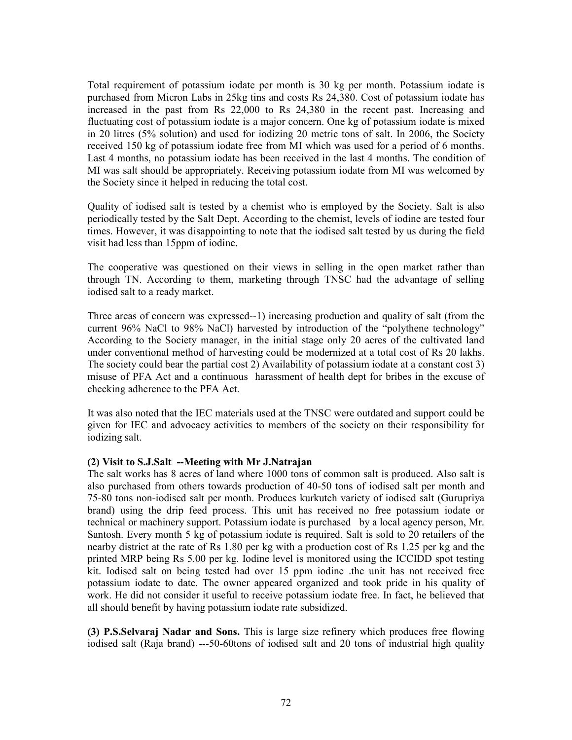Total requirement of potassium iodate per month is 30 kg per month. Potassium iodate is purchased from Micron Labs in 25kg tins and costs Rs 24,380. Cost of potassium iodate has increased in the past from Rs 22,000 to Rs 24,380 in the recent past. Increasing and fluctuating cost of potassium iodate is a major concern. One kg of potassium iodate is mixed in 20 litres (5% solution) and used for iodizing 20 metric tons of salt. In 2006, the Society received 150 kg of potassium iodate free from MI which was used for a period of 6 months. Last 4 months, no potassium iodate has been received in the last 4 months. The condition of MI was salt should be appropriately. Receiving potassium iodate from MI was welcomed by the Society since it helped in reducing the total cost.

Quality of iodised salt is tested by a chemist who is employed by the Society. Salt is also periodically tested by the Salt Dept. According to the chemist, levels of iodine are tested four times. However, it was disappointing to note that the iodised salt tested by us during the field visit had less than 15ppm of iodine.

The cooperative was questioned on their views in selling in the open market rather than through TN. According to them, marketing through TNSC had the advantage of selling iodised salt to a ready market.

Three areas of concern was expressed--1) increasing production and quality of salt (from the current 96% NaCl to 98% NaCl) harvested by introduction of the "polythene technology" According to the Society manager, in the initial stage only 20 acres of the cultivated land under conventional method of harvesting could be modernized at a total cost of Rs 20 lakhs. The society could bear the partial cost 2) Availability of potassium iodate at a constant cost 3) misuse of PFA Act and a continuous harassment of health dept for bribes in the excuse of checking adherence to the PFA Act.

It was also noted that the IEC materials used at the TNSC were outdated and support could be given for IEC and advocacy activities to members of the society on their responsibility for iodizing salt.

**(2) Visit to S.J.Salt --Meeting with Mr J.Natrajan**

The salt works has 8 acres of land where 1000 tons of common salt is produced. Also salt is also purchased from others towards production of 40-50 tons of iodised salt per month and 75-80 tons non-iodised salt per month. Produces kurkutch variety of iodised salt (Gurupriya brand) using the drip feed process. This unit has received no free potassium iodate or technical or machinery support. Potassium iodate is purchased by a local agency person, Mr. Santosh. Every month 5 kg of potassium iodate is required. Salt is sold to 20 retailers of the nearby district at the rate of Rs 1.80 per kg with a production cost of Rs 1.25 per kg and the printed MRP being Rs 5.00 per kg. Iodine level is monitored using the ICCIDD spot testing kit. Iodised salt on being tested had over 15 ppm iodine .the unit has not received free potassium iodate to date. The owner appeared organized and took pride in his quality of work. He did not consider it useful to receive potassium iodate free. In fact, he believed that all should benefit by having potassium iodate rate subsidized.

**(3) P.S.Selvaraj Nadar and Sons.** This is large size refinery which produces free flowing iodised salt (Raja brand) ---50-60tons of iodised salt and 20 tons of industrial high quality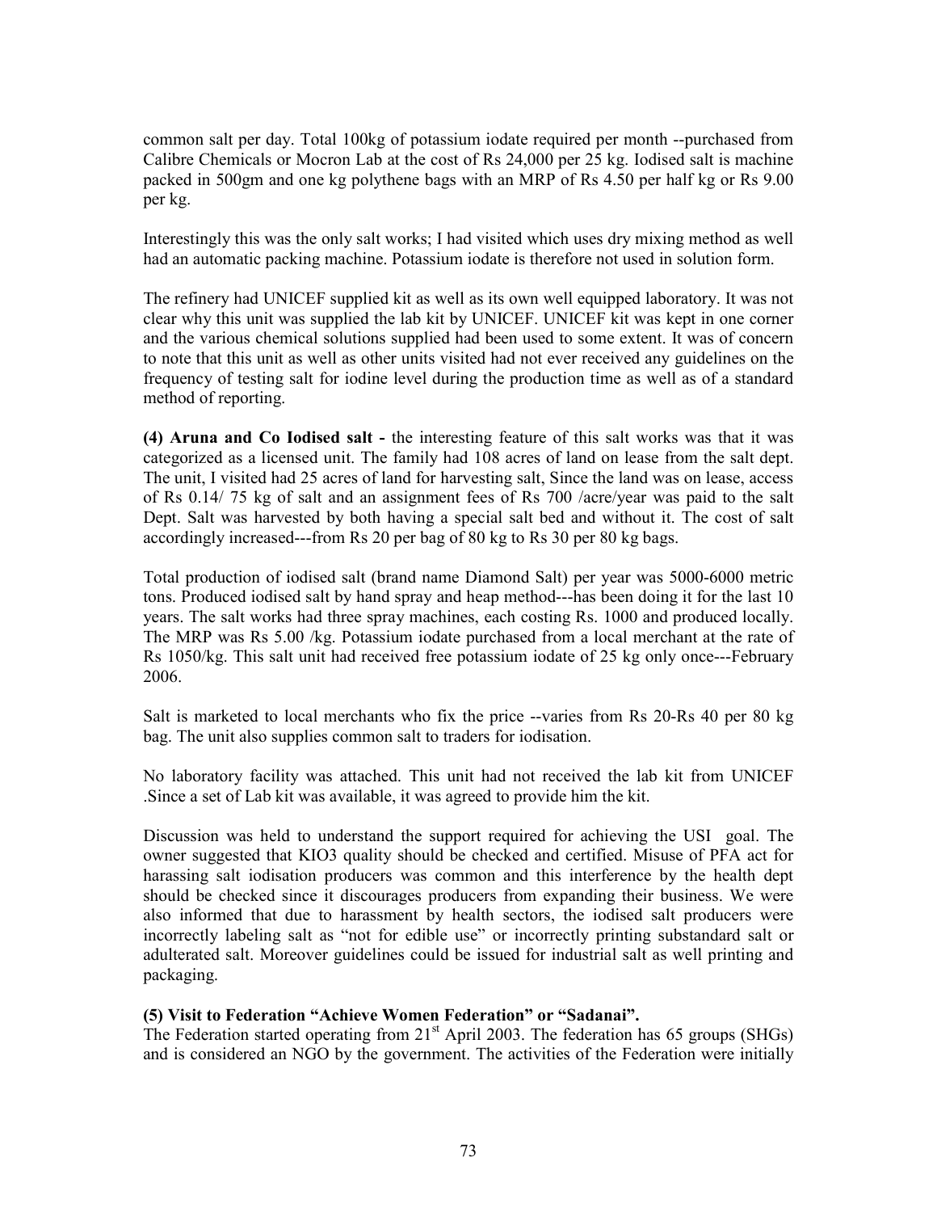common salt per day. Total 100kg of potassium iodate required per month --purchased from Calibre Chemicals or Mocron Lab at the cost of Rs 24,000 per 25 kg. Iodised salt is machine packed in 500gm and one kg polythene bags with an MRP of Rs 4.50 per half kg or Rs 9.00 per kg.

Interestingly this was the only salt works; I had visited which uses dry mixing method as well had an automatic packing machine. Potassium iodate is therefore not used in solution form.

The refinery had UNICEF supplied kit as well as its own well equipped laboratory. It was not clear why this unit was supplied the lab kit by UNICEF. UNICEF kit was kept in one corner and the various chemical solutions supplied had been used to some extent. It was of concern to note that this unit as well as other units visited had not ever received any guidelines on the frequency of testing salt for iodine level during the production time as well as of a standard method of reporting.

**(4) Aruna and Co Iodised salt -** the interesting feature of this salt works was that it was categorized as a licensed unit. The family had 108 acres of land on lease from the salt dept. The unit, I visited had 25 acres of land for harvesting salt, Since the land was on lease, access of Rs 0.14/ 75 kg of salt and an assignment fees of Rs 700 /acre/year was paid to the salt Dept. Salt was harvested by both having a special salt bed and without it. The cost of salt accordingly increased---from Rs 20 per bag of 80 kg to Rs 30 per 80 kg bags.

Total production of iodised salt (brand name Diamond Salt) per year was 5000-6000 metric tons. Produced iodised salt by hand spray and heap method---has been doing it for the last 10 years. The salt works had three spray machines, each costing Rs. 1000 and produced locally. The MRP was Rs 5.00 /kg. Potassium iodate purchased from a local merchant at the rate of Rs 1050/kg. This salt unit had received free potassium iodate of 25 kg only once---February 2006.

Salt is marketed to local merchants who fix the price --varies from Rs 20-Rs 40 per 80 kg bag. The unit also supplies common salt to traders for iodisation.

No laboratory facility was attached. This unit had not received the lab kit from UNICEF .Since a set of Lab kit was available, it was agreed to provide him the kit.

Discussion was held to understand the support required for achieving the USI goal. The owner suggested that $KIO_3$ quality should be checked and certified. Misuse of PFA act for harassing salt iodisation producers was common and this interference by the health dept should be checked since it discourages producers from expanding their business. We were also informed that due to harassment by health sectors, the iodised salt producers were incorrectly labeling salt as "not for edible use" or incorrectly printing substandard salt or adulterated salt. Moreover guidelines could be issued for industrial salt as well printing and packaging.

**(5) Visit to Federation "Achieve Women Federation" or "Sadanai".**

The Federation started operating from 21st April 2003. The federation has 65 groups (SHGs) and is considered an NGO by the government. The activities of the Federation were initially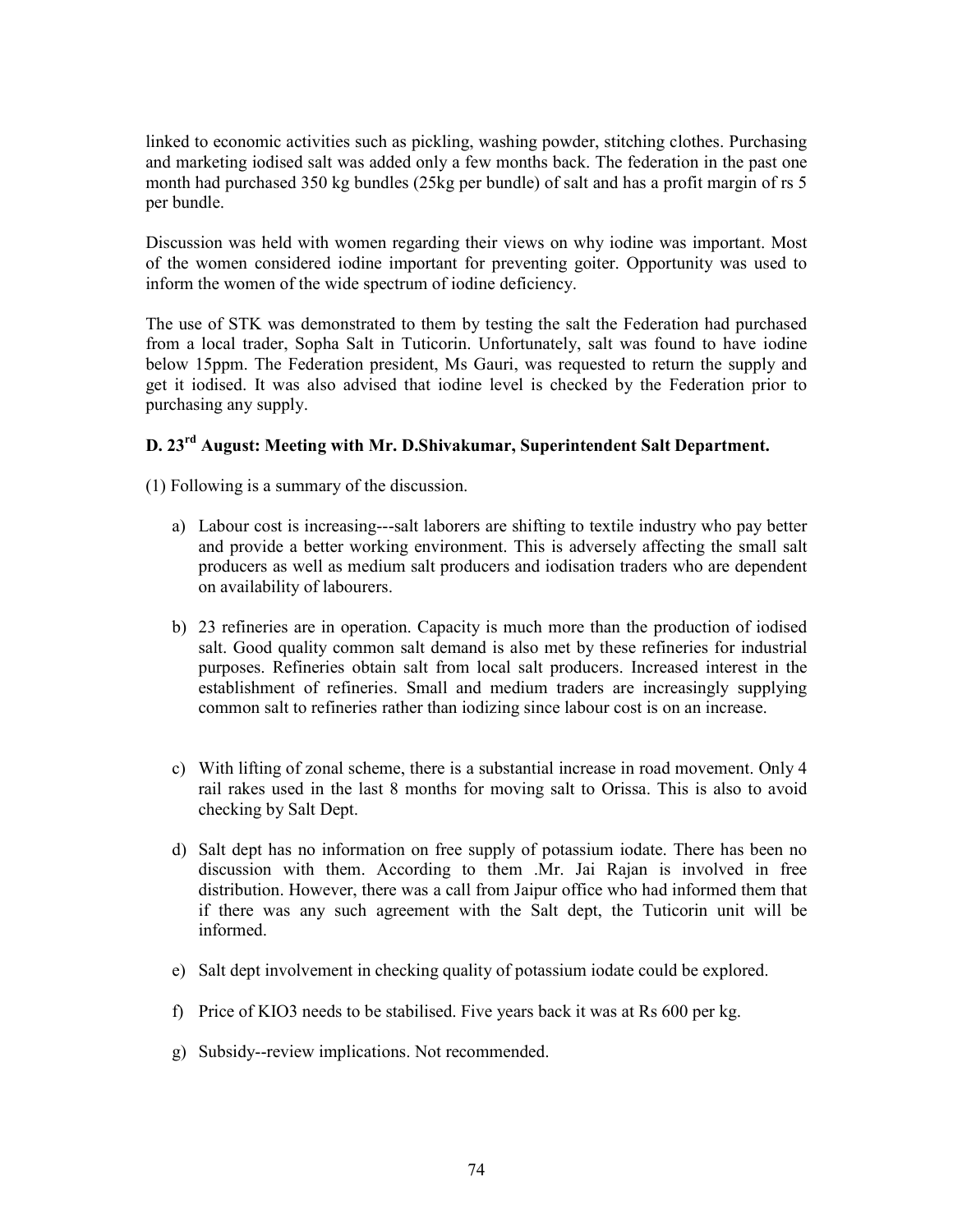linked to economic activities such as pickling, washing powder, stitching clothes. Purchasing and marketing iodised salt was added only a few months back. The federation in the past one month had purchased 350 kg bundles (25kg per bundle) of salt and has a profit margin of rs 5 per bundle.

Discussion was held with women regarding their views on why iodine was important. Most of the women considered iodine important for preventing goiter. Opportunity was used to inform the women of the wide spectrum of iodine deficiency.

The use of STK was demonstrated to them by testing the salt the Federation had purchased from a local trader, Sopha Salt in Tuticorin. Unfortunately, salt was found to have iodine below 15ppm. The Federation president, Ms Gauri, was requested to return the supply and get it iodised. It was also advised that iodine level is checked by the Federation prior to purchasing any supply.

**D. 23rd August: Meeting with Mr. D.Shivakumar, Superintendent Salt Department.**

(1) Following is a summary of the discussion.

a) Labour cost is increasing---salt laborers are shifting to textile industry who pay better and provide a better working environment. This is adversely affecting the small salt producers as well as medium salt producers and iodisation traders who are dependent on availability of labourers.

b) 23 refineries are in operation. Capacity is much more than the production of iodised salt. Good quality common salt demand is also met by these refineries for industrial purposes. Refineries obtain salt from local salt producers. Increased interest in the establishment of refineries. Small and medium traders are increasingly supplying common salt to refineries rather than iodizing since labour cost is on an increase.

c) With lifting of zonal scheme, there is a substantial increase in road movement. Only 4 rail rakes used in the last 8 months for moving salt to Orissa. This is also to avoid checking by Salt Dept.

d) Salt dept has no information on free supply of potassium iodate. There has been no discussion with them. According to them .Mr. Jai Rajan is involved in free distribution. However, there was a call from Jaipur office who had informed them that if there was any such agreement with the Salt dept, the Tuticorin unit will be informed.

e) Salt dept involvement in checking quality of potassium iodate could be explored.

f) Price of $KIO_3$ needs to be stabilised. Five years back it was at Rs 600 per kg.

g) Subsidy--review implications. Not recommended.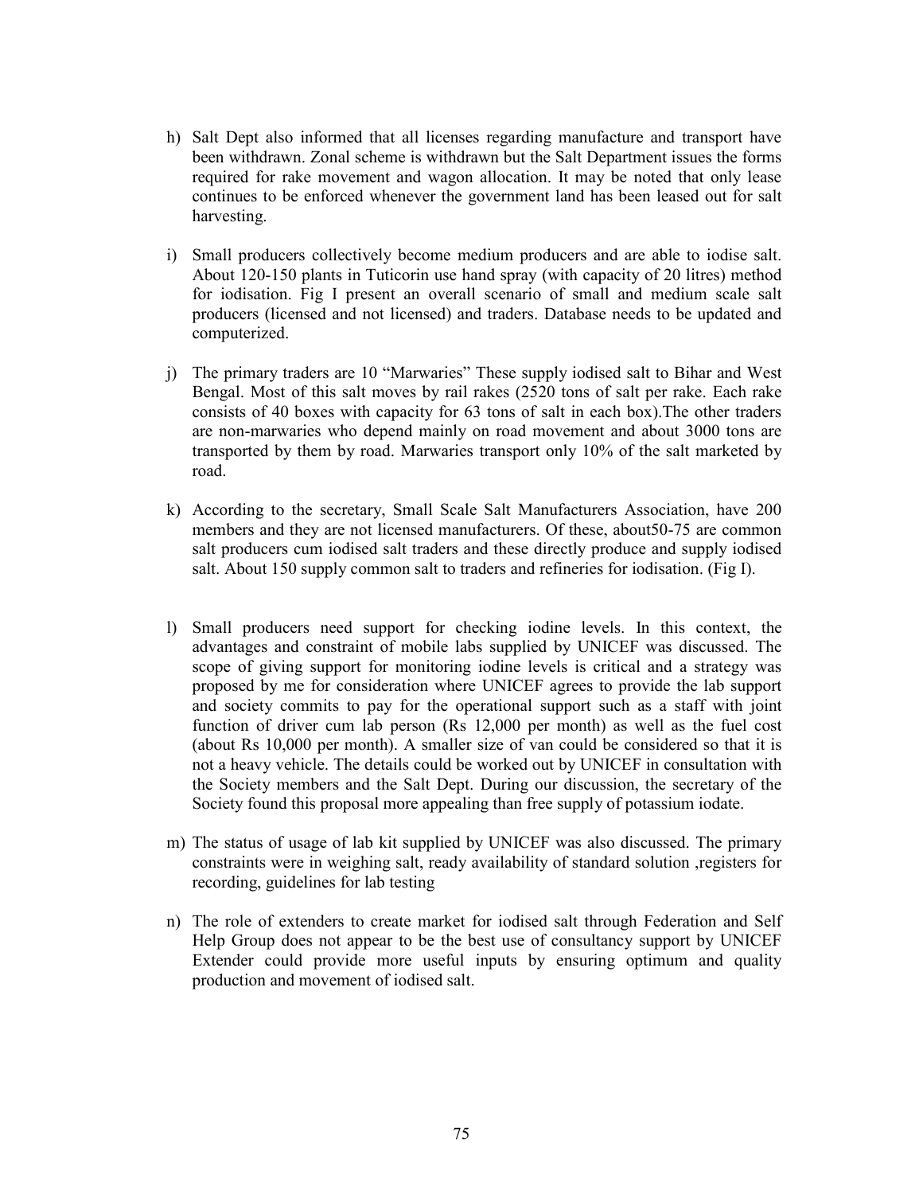h) Salt Dept also informed that all licenses regarding manufacture and transport have been withdrawn. Zonal scheme is withdrawn but the Salt Department issues the forms required for rake movement and wagon allocation. It may be noted that only lease continues to be enforced whenever the government land has been leased out for salt harvesting.

i) Small producers collectively become medium producers and are able to iodise salt. About 120-150 plants in Tuticorin use hand spray (with capacity of 20 litres) method for iodisation. Fig I present an overall scenario of small and medium scale salt producers (licensed and not licensed) and traders. Database needs to be updated and computerized.

j) The primary traders are 10 "Marwaries" These supply iodised salt to Bihar and West Bengal. Most of this salt moves by rail rakes (2520 tons of salt per rake. Each rake consists of 40 boxes with capacity for 63 tons of salt in each box).The other traders are non-marwaries who depend mainly on road movement and about 3000 tons are transported by them by road. Marwaries transport only 10% of the salt marketed by road.

k) According to the secretary, Small Scale Salt Manufacturers Association, have 200 members and they are not licensed manufacturers. Of these, about50-75 are common salt producers cum iodised salt traders and these directly produce and supply iodised salt. About 150 supply common salt to traders and refineries for iodisation. (Fig I).

l) Small producers need support for checking iodine levels. In this context, the advantages and constraint of mobile labs supplied by UNICEF was discussed. The scope of giving support for monitoring iodine levels is critical and a strategy was proposed by me for consideration where UNICEF agrees to provide the lab support and society commits to pay for the operational support such as a staff with joint function of driver cum lab person (Rs 12,000 per month) as well as the fuel cost (about Rs 10,000 per month). A smaller size of van could be considered so that it is not a heavy vehicle. The details could be worked out by UNICEF in consultation with the Society members and the Salt Dept. During our discussion, the secretary of the Society found this proposal more appealing than free supply of potassium iodate.

m) The status of usage of lab kit supplied by UNICEF was also discussed. The primary constraints were in weighing salt, ready availability of standard solution ,registers for recording, guidelines for lab testing

n) The role of extenders to create market for iodised salt through Federation and Self Help Group does not appear to be the best use of consultancy support by UNICEF Extender could provide more useful inputs by ensuring optimum and quality production and movement of iodised salt.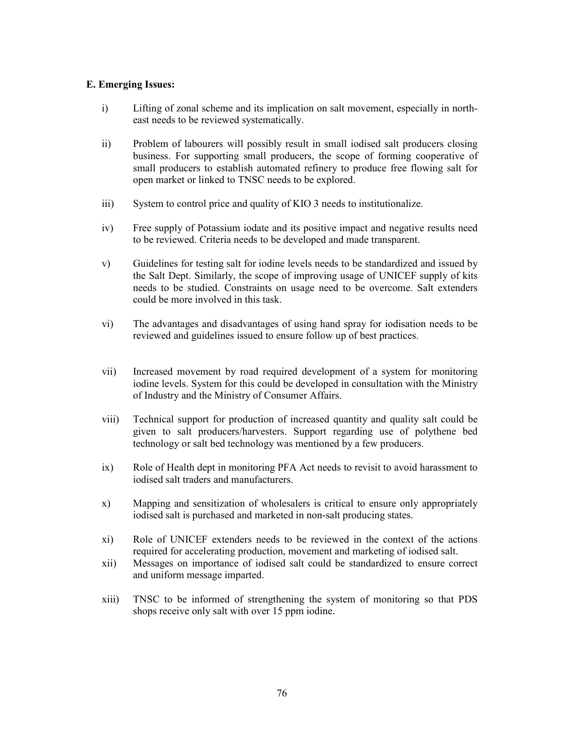**E. Emerging Issues:**

i) Lifting of zonal scheme and its implication on salt movement, especially in north-east needs to be reviewed systematically.

ii) Problem of labourers will possibly result in small iodised salt producers closing business. For supporting small producers, the scope of forming cooperative of small producers to establish automated refinery to produce free flowing salt for open market or linked to TNSC needs to be explored.

iii) System to control price and quality of KIO 3 needs to institutionalize.

iv) Free supply of Potassium iodate and its positive impact and negative results need to be reviewed. Criteria needs to be developed and made transparent.

v) Guidelines for testing salt for iodine levels needs to be standardized and issued by the Salt Dept. Similarly, the scope of improving usage of UNICEF supply of kits needs to be studied. Constraints on usage need to be overcome. Salt extenders could be more involved in this task.

vi) The advantages and disadvantages of using hand spray for iodisation needs to be reviewed and guidelines issued to ensure follow up of best practices.

vii) Increased movement by road required development of a system for monitoring iodine levels. System for this could be developed in consultation with the Ministry of Industry and the Ministry of Consumer Affairs.

viii) Technical support for production of increased quantity and quality salt could be given to salt producers/harvesters. Support regarding use of polythene bed technology or salt bed technology was mentioned by a few producers.

ix) Role of Health dept in monitoring PFA Act needs to revisit to avoid harassment to iodised salt traders and manufacturers.

x) Mapping and sensitization of wholesalers is critical to ensure only appropriately iodised salt is purchased and marketed in non-salt producing states.

xi) Role of UNICEF extenders needs to be reviewed in the context of the actions required for accelerating production, movement and marketing of iodised salt.

xii) Messages on importance of iodised salt could be standardized to ensure correct and uniform message imparted.

xiii) TNSC to be informed of strengthening the system of monitoring so that PDS shops receive only salt with over 15 ppm iodine.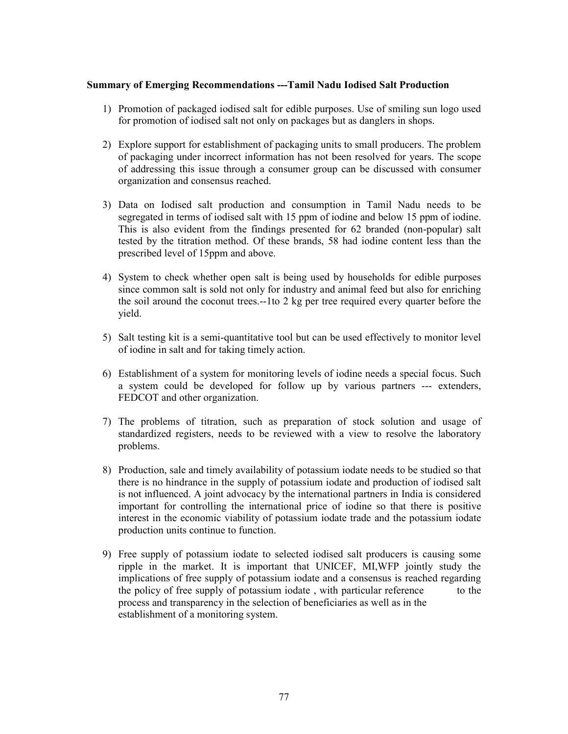**Summary of Emerging Recommendations ---Tamil Nadu Iodised Salt Production**

1) Promotion of packaged iodised salt for edible purposes. Use of smiling sun logo used for promotion of iodised salt not only on packages but as danglers in shops.

2) Explore support for establishment of packaging units to small producers. The problem of packaging under incorrect information has not been resolved for years. The scope of addressing this issue through a consumer group can be discussed with consumer organization and consensus reached.

3) Data on Iodised salt production and consumption in Tamil Nadu needs to be segregated in terms of iodised salt with 15 ppm of iodine and below 15 ppm of iodine. This is also evident from the findings presented for 62 branded (non-popular) salt tested by the titration method. Of these brands, 58 had iodine content less than the prescribed level of 15ppm and above.

4) System to check whether open salt is being used by households for edible purposes since common salt is sold not only for industry and animal feed but also for enriching the soil around the coconut trees.--1to 2 kg per tree required every quarter before the yield.

5) Salt testing kit is a semi-quantitative tool but can be used effectively to monitor level of iodine in salt and for taking timely action.

6) Establishment of a system for monitoring levels of iodine needs a special focus. Such a system could be developed for follow up by various partners --- extenders, FEDCOT and other organization.

7) The problems of titration, such as preparation of stock solution and usage of standardized registers, needs to be reviewed with a view to resolve the laboratory problems.

8) Production, sale and timely availability of potassium iodate needs to be studied so that there is no hindrance in the supply of potassium iodate and production of iodised salt is not influenced. A joint advocacy by the international partners in India is considered important for controlling the international price of iodine so that there is positive interest in the economic viability of potassium iodate trade and the potassium iodate production units continue to function.

9) Free supply of potassium iodate to selected iodised salt producers is causing some ripple in the market. It is important that UNICEF, MI,WFP jointly study the implications of free supply of potassium iodate and a consensus is reached regarding the policy of free supply of potassium iodate , with particular reference to the process and transparency in the selection of beneficiaries as well as in the establishment of a monitoring system.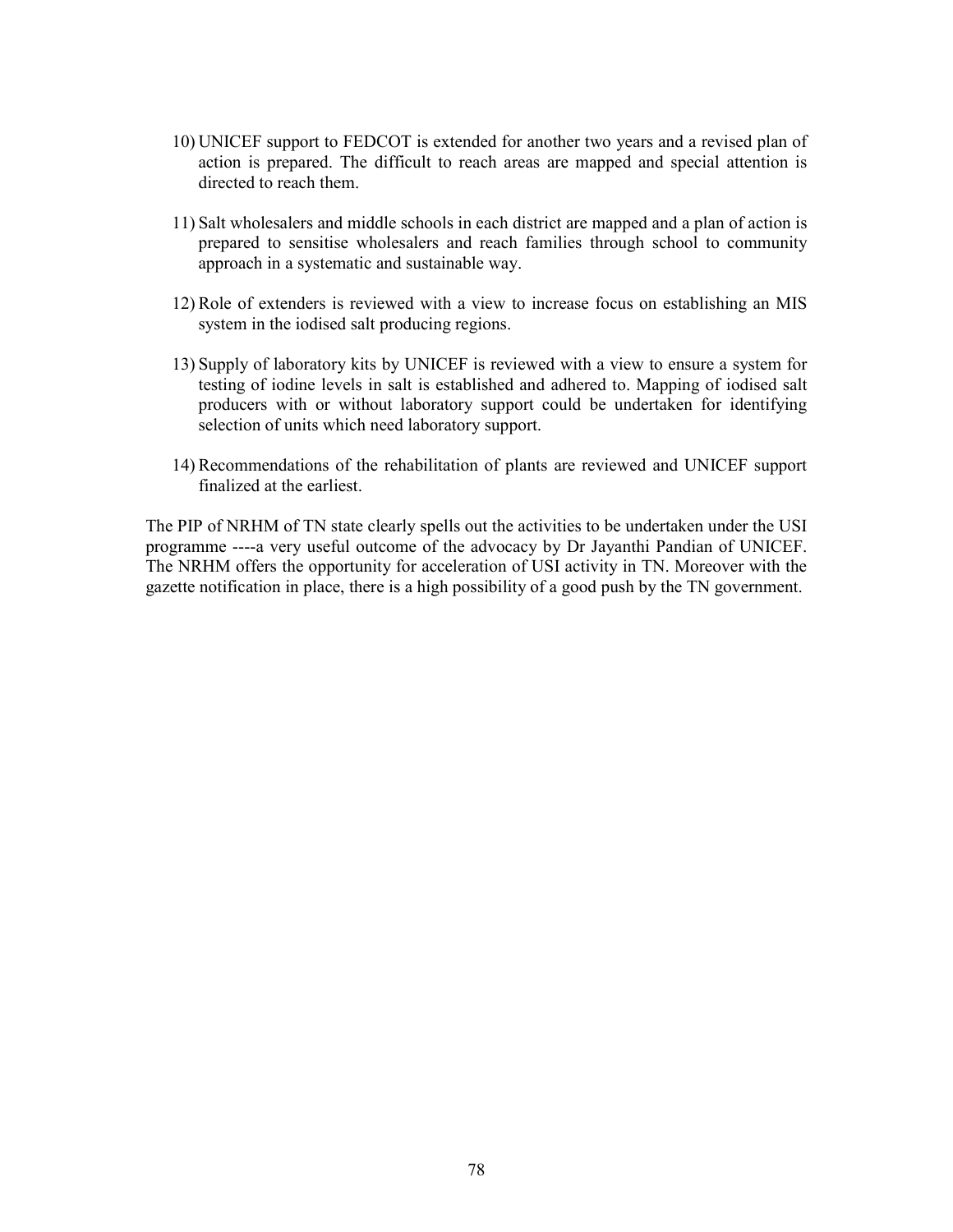10) UNICEF support to FEDCOT is extended for another two years and a revised plan of action is prepared. The difficult to reach areas are mapped and special attention is directed to reach them.

11) Salt wholesalers and middle schools in each district are mapped and a plan of action is prepared to sensitise wholesalers and reach families through school to community approach in a systematic and sustainable way.

12) Role of extenders is reviewed with a view to increase focus on establishing an MIS system in the iodised salt producing regions.

13) Supply of laboratory kits by UNICEF is reviewed with a view to ensure a system for testing of iodine levels in salt is established and adhered to. Mapping of iodised salt producers with or without laboratory support could be undertaken for identifying selection of units which need laboratory support.

14) Recommendations of the rehabilitation of plants are reviewed and UNICEF support finalized at the earliest.

The PIP of NRHM of TN state clearly spells out the activities to be undertaken under the USI programme ----a very useful outcome of the advocacy by Dr Jayanthi Pandian of UNICEF. The NRHM offers the opportunity for acceleration of USI activity in TN. Moreover with the gazette notification in place, there is a high possibility of a good push by the TN government.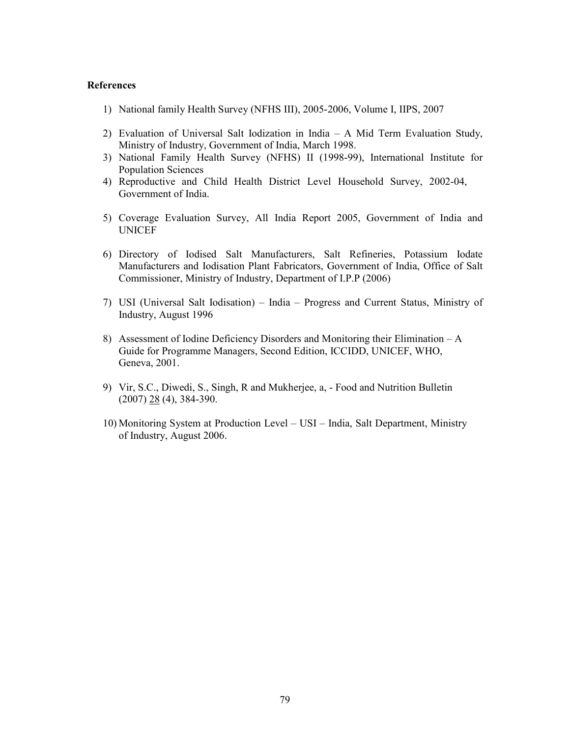**References**

1) National family Health Survey (NFHS III), 2005-2006, Volume I, IIPS, 2007

2) Evaluation of Universal Salt Iodization in India – A Mid Term Evaluation Study, Ministry of Industry, Government of India, March 1998.
3) National Family Health Survey (NFHS) II (1998-99), International Institute for Population Sciences
4) Reproductive and Child Health District Level Household Survey, 2002-04, Government of India.

5) Coverage Evaluation Survey, All India Report 2005, Government of India and UNICEF

6) Directory of Iodised Salt Manufacturers, Salt Refineries, Potassium Iodate Manufacturers and Iodisation Plant Fabricators, Government of India, Office of Salt Commissioner, Ministry of Industry, Department of I.P.P (2006)

7) USI (Universal Salt Iodisation) – India – Progress and Current Status, Ministry of Industry, August 1996

8) Assessment of Iodine Deficiency Disorders and Monitoring their Elimination – A Guide for Programme Managers, Second Edition, ICCIDD, UNICEF, WHO, Geneva, 2001.

9) Vir, S.C., Diwedi, S., Singh, R and Mukherjee, a, - Food and Nutrition Bulletin (2007) 28 (4), 384-390.

10) Monitoring System at Production Level – USI – India, Salt Department, Ministry of Industry, August 2006.